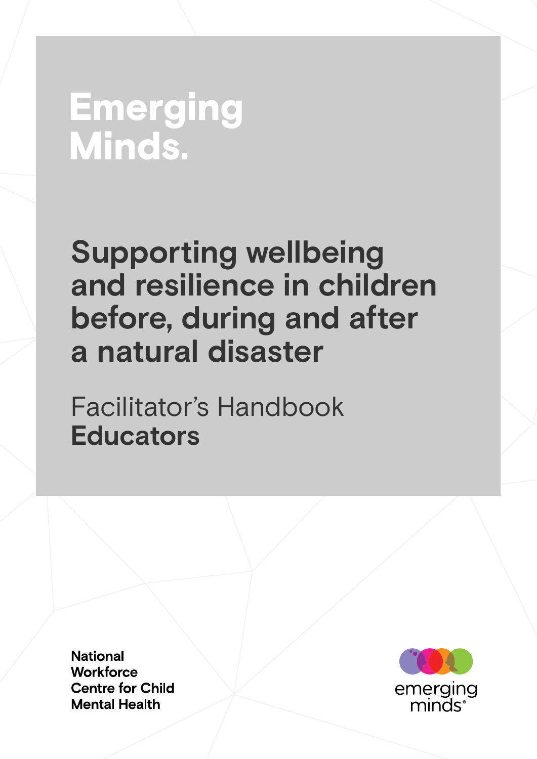# Emerging Minds.

## Supporting wellbeing and resilience in children before, during and after a natural disaster

Facilitator's Handbook
**Educators**

**National Workforce Centre for Child Mental Health**

emerging minds®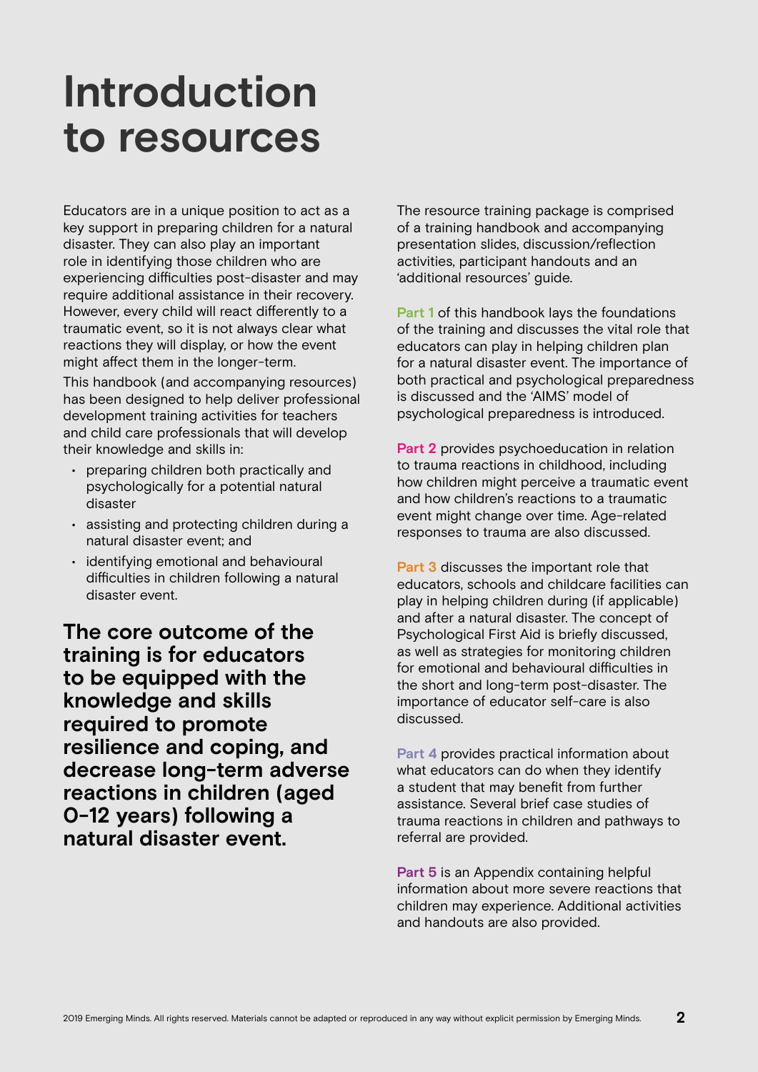# Introduction to resources

Educators are in a unique position to act as a key support in preparing children for a natural disaster. They can also play an important role in identifying those children who are experiencing difficulties post-disaster and may require additional assistance in their recovery. However, every child will react differently to a traumatic event, so it is not always clear what reactions they will display, or how the event might affect them in the longer-term.

This handbook (and accompanying resources) has been designed to help deliver professional development training activities for teachers and child care professionals that will develop their knowledge and skills in:

- preparing children both practically and psychologically for a potential natural disaster
- assisting and protecting children during a natural disaster event; and
- identifying emotional and behavioural difficulties in children following a natural disaster event.

**The core outcome of the training is for educators to be equipped with the knowledge and skills required to promote resilience and coping, and decrease long-term adverse reactions in children (aged 0-12 years) following a natural disaster event.**

The resource training package is comprised of a training handbook and accompanying presentation slides, discussion/reflection activities, participant handouts and an 'additional resources' guide.

**Part 1** of this handbook lays the foundations of the training and discusses the vital role that educators can play in helping children plan for a natural disaster event. The importance of both practical and psychological preparedness is discussed and the 'AIMS' model of psychological preparedness is introduced.

**Part 2** provides psychoeducation in relation to trauma reactions in childhood, including how children might perceive a traumatic event and how children's reactions to a traumatic event might change over time. Age-related responses to trauma are also discussed.

**Part 3** discusses the important role that educators, schools and childcare facilities can play in helping children during (if applicable) and after a natural disaster. The concept of Psychological First Aid is briefly discussed, as well as strategies for monitoring children for emotional and behavioural difficulties in the short and long-term post-disaster. The importance of educator self-care is also discussed.

**Part 4** provides practical information about what educators can do when they identify a student that may benefit from further assistance. Several brief case studies of trauma reactions in children and pathways to referral are provided.

**Part 5** is an Appendix containing helpful information about more severe reactions that children may experience. Additional activities and handouts are also provided.

2019 Emerging Minds. All rights reserved. Materials cannot be adapted or reproduced in any way without explicit permission by Emerging Minds.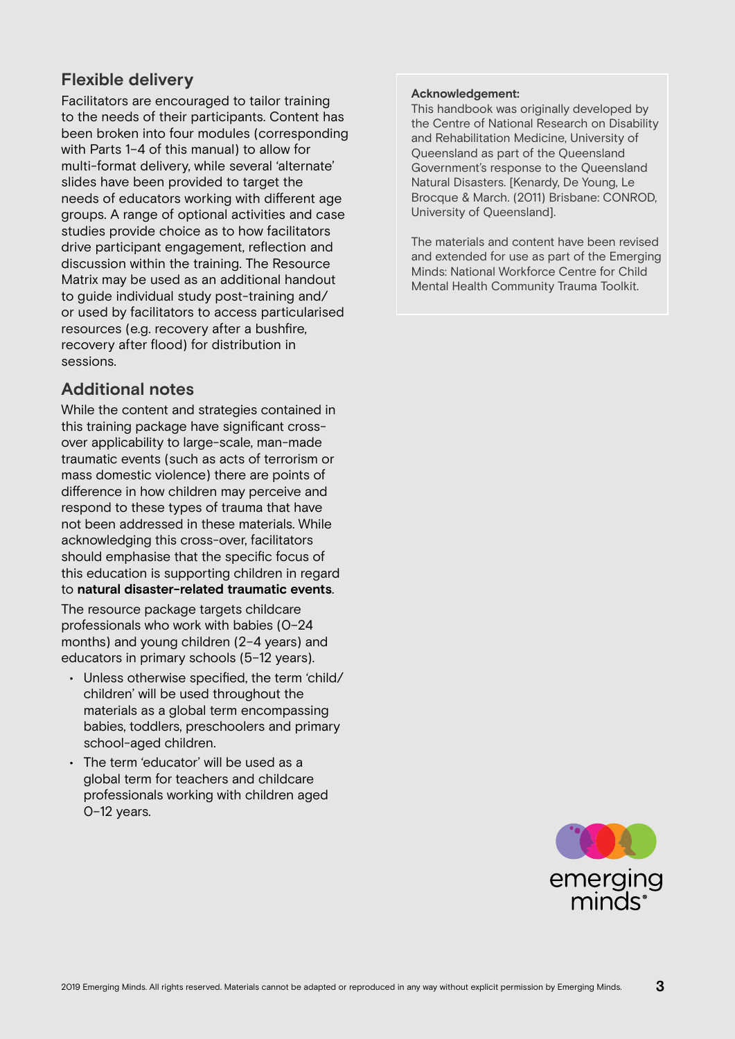## Flexible delivery

Facilitators are encouraged to tailor training to the needs of their participants. Content has been broken into four modules (corresponding with Parts 1–4 of this manual) to allow for multi-format delivery, while several 'alternate' slides have been provided to target the needs of educators working with different age groups. A range of optional activities and case studies provide choice as to how facilitators drive participant engagement, reflection and discussion within the training. The Resource Matrix may be used as an additional handout to guide individual study post-training and/or used by facilitators to access particularised resources (e.g. recovery after a bushfire, recovery after flood) for distribution in sessions.

## Additional notes

While the content and strategies contained in this training package have significant cross-over applicability to large-scale, man-made traumatic events (such as acts of terrorism or mass domestic violence) there are points of difference in how children may perceive and respond to these types of trauma that have not been addressed in these materials. While acknowledging this cross-over, facilitators should emphasise that the specific focus of this education is supporting children in regard to **natural disaster-related traumatic events**.

The resource package targets childcare professionals who work with babies (0–24 months) and young children (2–4 years) and educators in primary schools (5–12 years).

- Unless otherwise specified, the term 'child/children' will be used throughout the materials as a global term encompassing babies, toddlers, preschoolers and primary school-aged children.
- The term 'educator' will be used as a global term for teachers and childcare professionals working with children aged 0–12 years.

**Acknowledgement:**
This handbook was originally developed by the Centre of National Research on Disability and Rehabilitation Medicine, University of Queensland as part of the Queensland Government's response to the Queensland Natural Disasters. [Kenardy, De Young, Le Brocque & March. (2011) Brisbane: CONROD, University of Queensland].

The materials and content have been revised and extended for use as part of the Emerging Minds: National Workforce Centre for Child Mental Health Community Trauma Toolkit.

2019 Emerging Minds. All rights reserved. Materials cannot be adapted or reproduced in any way without explicit permission by Emerging Minds.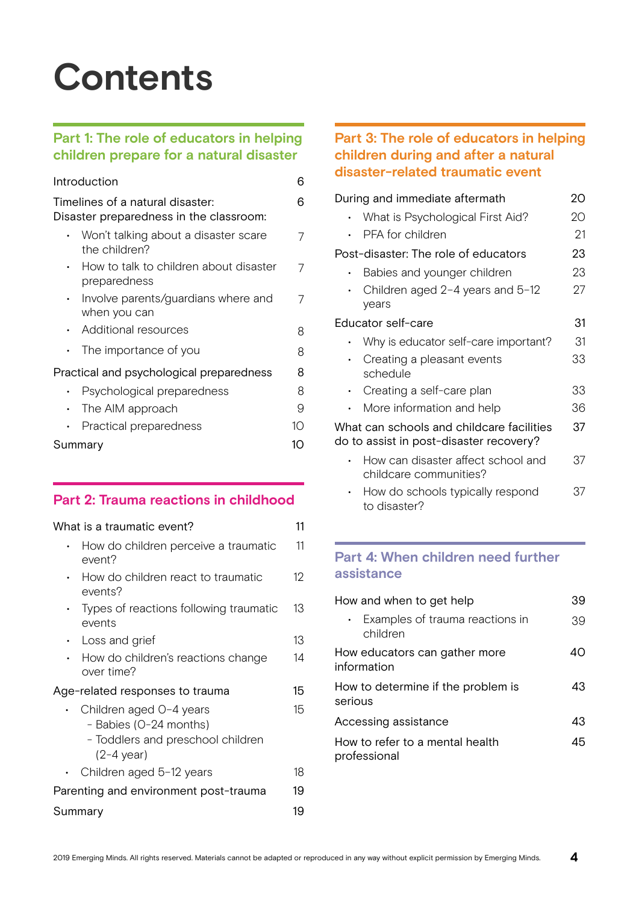# Contents

## Part 1: The role of educators in helping children prepare for a natural disaster

- Introduction 6
- Timelines of a natural disaster: Disaster preparedness in the classroom: 6
  - Won't talking about a disaster scare the children? 7
  - How to talk to children about disaster preparedness 7
  - Involve parents/guardians where and when you can 7
  - Additional resources 8
  - The importance of you 8
- Practical and psychological preparedness 8
  - Psychological preparedness 8
  - The AIM approach 9
  - Practical preparedness 10
- Summary 10

## Part 2: Trauma reactions in childhood

- What is a traumatic event? 11
  - How do children perceive a traumatic event? 11
  - How do children react to traumatic events? 12
  - Types of reactions following traumatic events 13
  - Loss and grief 13
  - How do children's reactions change over time? 14
- Age-related responses to trauma 15
  - Children aged 0–4 years 15
    - Babies (0–24 months)
    - Toddlers and preschool children (2–4 year)
  - Children aged 5–12 years 18
- Parenting and environment post-trauma 19
- Summary 19

## Part 3: The role of educators in helping children during and after a natural disaster-related traumatic event

- During and immediate aftermath 20
  - What is Psychological First Aid? 20
  - PFA for children 21
- Post-disaster: The role of educators 23
  - Babies and younger children 23
  - Children aged 2–4 years and 5–12 years 27
- Educator self-care 31
  - Why is educator self-care important? 31
  - Creating a pleasant events schedule 33
  - Creating a self-care plan 33
  - More information and help 36
- What can schools and childcare facilities do to assist in post-disaster recovery? 37
  - How can disaster affect school and childcare communities? 37
  - How do schools typically respond to disaster? 37

## Part 4: When children need further assistance

- How and when to get help 39
  - Examples of trauma reactions in children 39
- How educators can gather more information 40
- How to determine if the problem is serious 43
- Accessing assistance 43
- How to refer to a mental health professional 45

2019 Emerging Minds. All rights reserved. Materials cannot be adapted or reproduced in any way without explicit permission by Emerging Minds.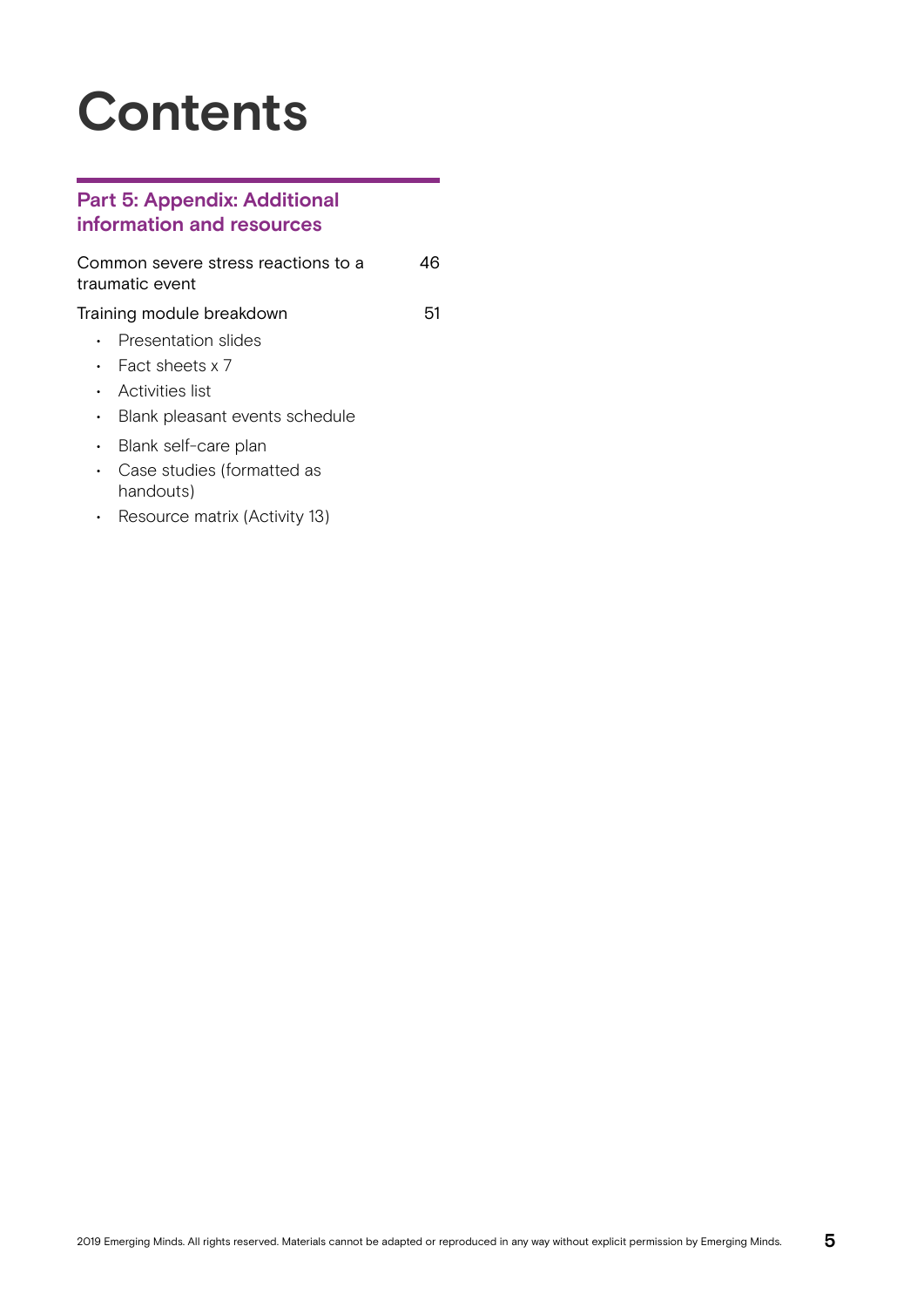# Contents

## Part 5: Appendix: Additional information and resources

Common severe stress reactions to a traumatic event 46

Training module breakdown 51

- Presentation slides
- Fact sheets x 7
- Activities list
- Blank pleasant events schedule
- Blank self-care plan
- Case studies (formatted as handouts)
- Resource matrix (Activity 13)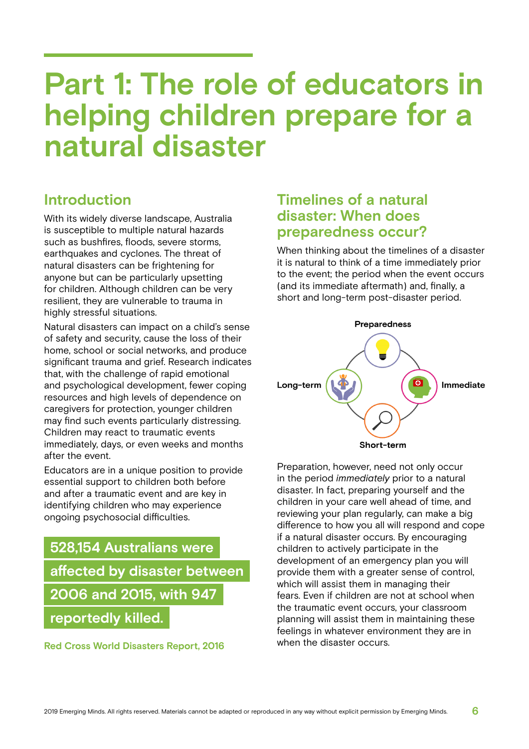# Part 1: The role of educators in helping children prepare for a natural disaster

## Introduction

With its widely diverse landscape, Australia is susceptible to multiple natural hazards such as bushfires, floods, severe storms, earthquakes and cyclones. The threat of natural disasters can be frightening for anyone but can be particularly upsetting for children. Although children can be very resilient, they are vulnerable to trauma in highly stressful situations.

Natural disasters can impact on a child's sense of safety and security, cause the loss of their home, school or social networks, and produce significant trauma and grief. Research indicates that, with the challenge of rapid emotional and psychological development, fewer coping resources and high levels of dependence on caregivers for protection, younger children may find such events particularly distressing. Children may react to traumatic events immediately, days, or even weeks and months after the event.

Educators are in a unique position to provide essential support to children both before and after a traumatic event and are key in identifying children who may experience ongoing psychosocial difficulties.

**528,154 Australians were affected by disaster between 2006 and 2015, with 947 reportedly killed.**

Red Cross World Disasters Report, 2016

## Timelines of a natural disaster: When does preparedness occur?

When thinking about the timelines of a disaster it is natural to think of a time immediately prior to the event; the period when the event occurs (and its immediate aftermath) and, finally, a short and long-term post-disaster period.

Preparedness

Long-term

Immediate

Short-term

Preparation, however, need not only occur in the period *immediately* prior to a natural disaster. In fact, preparing yourself and the children in your care well ahead of time, and reviewing your plan regularly, can make a big difference to how you all will respond and cope if a natural disaster occurs. By encouraging children to actively participate in the development of an emergency plan you will provide them with a greater sense of control, which will assist them in managing their fears. Even if children are not at school when the traumatic event occurs, your classroom planning will assist them in maintaining these feelings in whatever environment they are in when the disaster occurs.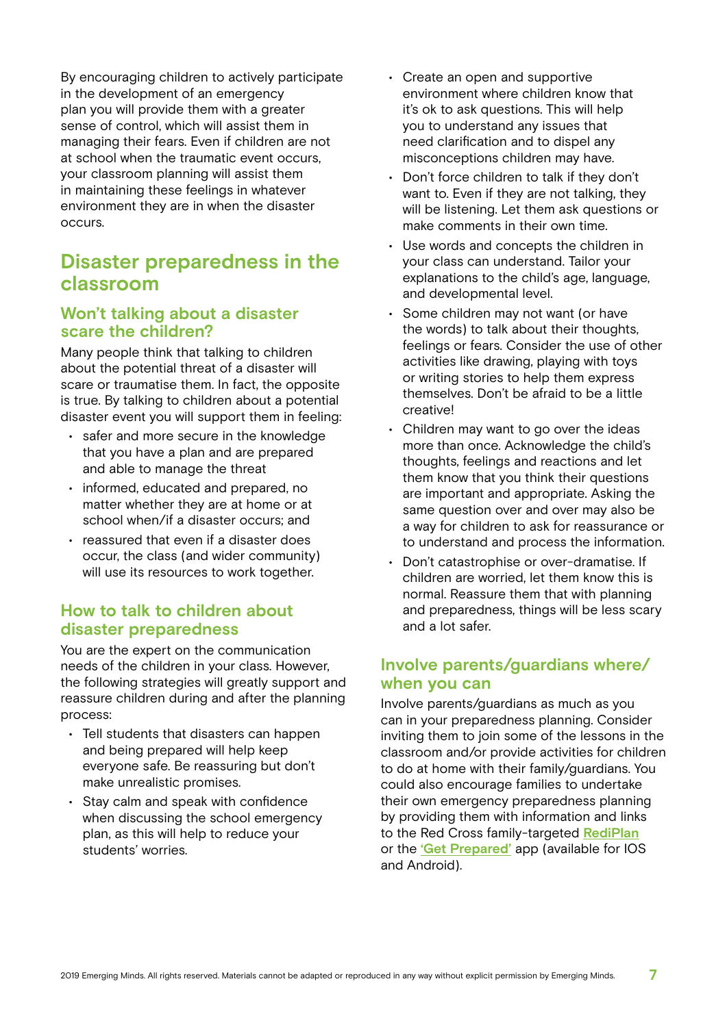By encouraging children to actively participate in the development of an emergency plan you will provide them with a greater sense of control, which will assist them in managing their fears. Even if children are not at school when the traumatic event occurs, your classroom planning will assist them in maintaining these feelings in whatever environment they are in when the disaster occurs.

## Disaster preparedness in the classroom

### Won't talking about a disaster scare the children?

Many people think that talking to children about the potential threat of a disaster will scare or traumatise them. In fact, the opposite is true. By talking to children about a potential disaster event you will support them in feeling:

- safer and more secure in the knowledge that you have a plan and are prepared and able to manage the threat
- informed, educated and prepared, no matter whether they are at home or at school when/if a disaster occurs; and
- reassured that even if a disaster does occur, the class (and wider community) will use its resources to work together.

### How to talk to children about disaster preparedness

You are the expert on the communication needs of the children in your class. However, the following strategies will greatly support and reassure children during and after the planning process:

- Tell students that disasters can happen and being prepared will help keep everyone safe. Be reassuring but don't make unrealistic promises.
- Stay calm and speak with confidence when discussing the school emergency plan, as this will help to reduce your students' worries.
- Create an open and supportive environment where children know that it's ok to ask questions. This will help you to understand any issues that need clarification and to dispel any misconceptions children may have.
- Don't force children to talk if they don't want to. Even if they are not talking, they will be listening. Let them ask questions or make comments in their own time.
- Use words and concepts the children in your class can understand. Tailor your explanations to the child's age, language, and developmental level.
- Some children may not want (or have the words) to talk about their thoughts, feelings or fears. Consider the use of other activities like drawing, playing with toys or writing stories to help them express themselves. Don't be afraid to be a little creative!
- Children may want to go over the ideas more than once. Acknowledge the child's thoughts, feelings and reactions and let them know that you think their questions are important and appropriate. Asking the same question over and over may also be a way for children to ask for reassurance or to understand and process the information.
- Don't catastrophise or over-dramatise. If children are worried, let them know this is normal. Reassure them that with planning and preparedness, things will be less scary and a lot safer.

### Involve parents/guardians where/when you can

Involve parents/guardians as much as you can in your preparedness planning. Consider inviting them to join some of the lessons in the classroom and/or provide activities for children to do at home with their family/guardians. You could also encourage families to undertake their own emergency preparedness planning by providing them with information and links to the Red Cross family-targeted **RediPlan** or the **'Get Prepared'** app (available for IOS and Android).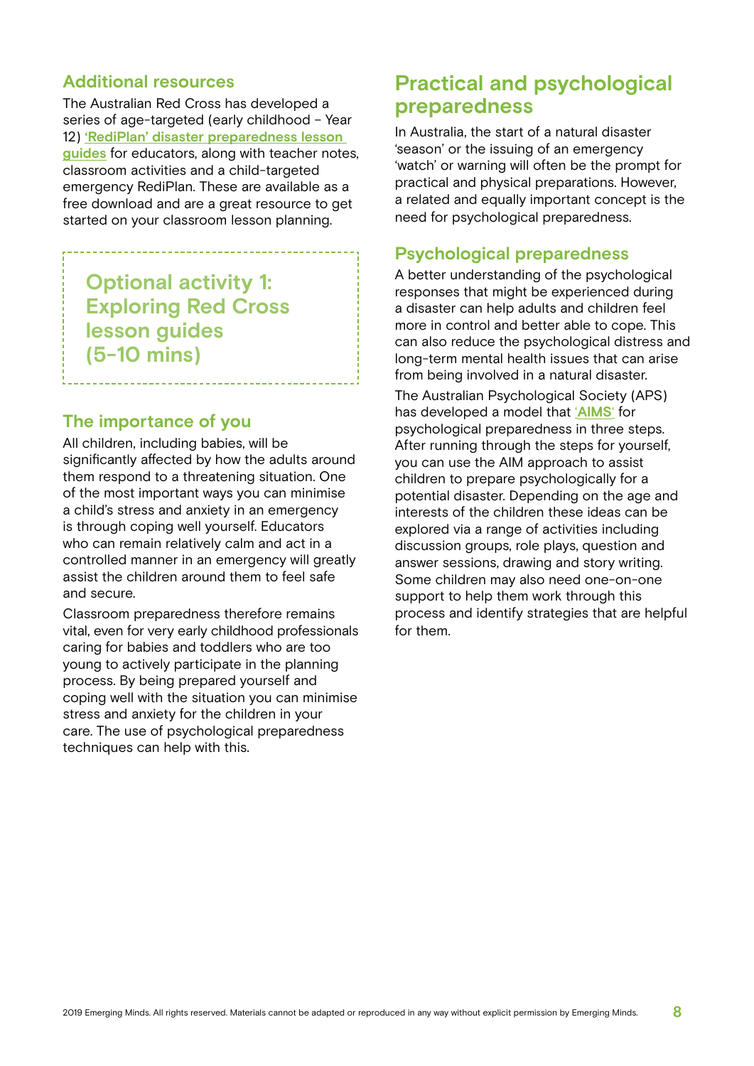## Additional resources

The Australian Red Cross has developed a series of age-targeted (early childhood – Year 12) **'RediPlan' disaster preparedness lesson guides** for educators, along with teacher notes, classroom activities and a child-targeted emergency RediPlan. These are available as a free download and are a great resource to get started on your classroom lesson planning.

### Optional activity 1: Exploring Red Cross lesson guides (5-10 mins)

## The importance of you

All children, including babies, will be significantly affected by how the adults around them respond to a threatening situation. One of the most important ways you can minimise a child's stress and anxiety in an emergency is through coping well yourself. Educators who can remain relatively calm and act in a controlled manner in an emergency will greatly assist the children around them to feel safe and secure.

Classroom preparedness therefore remains vital, even for very early childhood professionals caring for babies and toddlers who are too young to actively participate in the planning process. By being prepared yourself and coping well with the situation you can minimise stress and anxiety for the children in your care. The use of psychological preparedness techniques can help with this.

# Practical and psychological preparedness

In Australia, the start of a natural disaster 'season' or the issuing of an emergency 'watch' or warning will often be the prompt for practical and physical preparations. However, a related and equally important concept is the need for psychological preparedness.

## Psychological preparedness

A better understanding of the psychological responses that might be experienced during a disaster can help adults and children feel more in control and better able to cope. This can also reduce the psychological distress and long-term mental health issues that can arise from being involved in a natural disaster.

The Australian Psychological Society (APS) has developed a model that **'AIMS'** for psychological preparedness in three steps. After running through the steps for yourself, you can use the AIM approach to assist children to prepare psychologically for a potential disaster. Depending on the age and interests of the children these ideas can be explored via a range of activities including discussion groups, role plays, question and answer sessions, drawing and story writing. Some children may also need one-on-one support to help them work through this process and identify strategies that are helpful for them.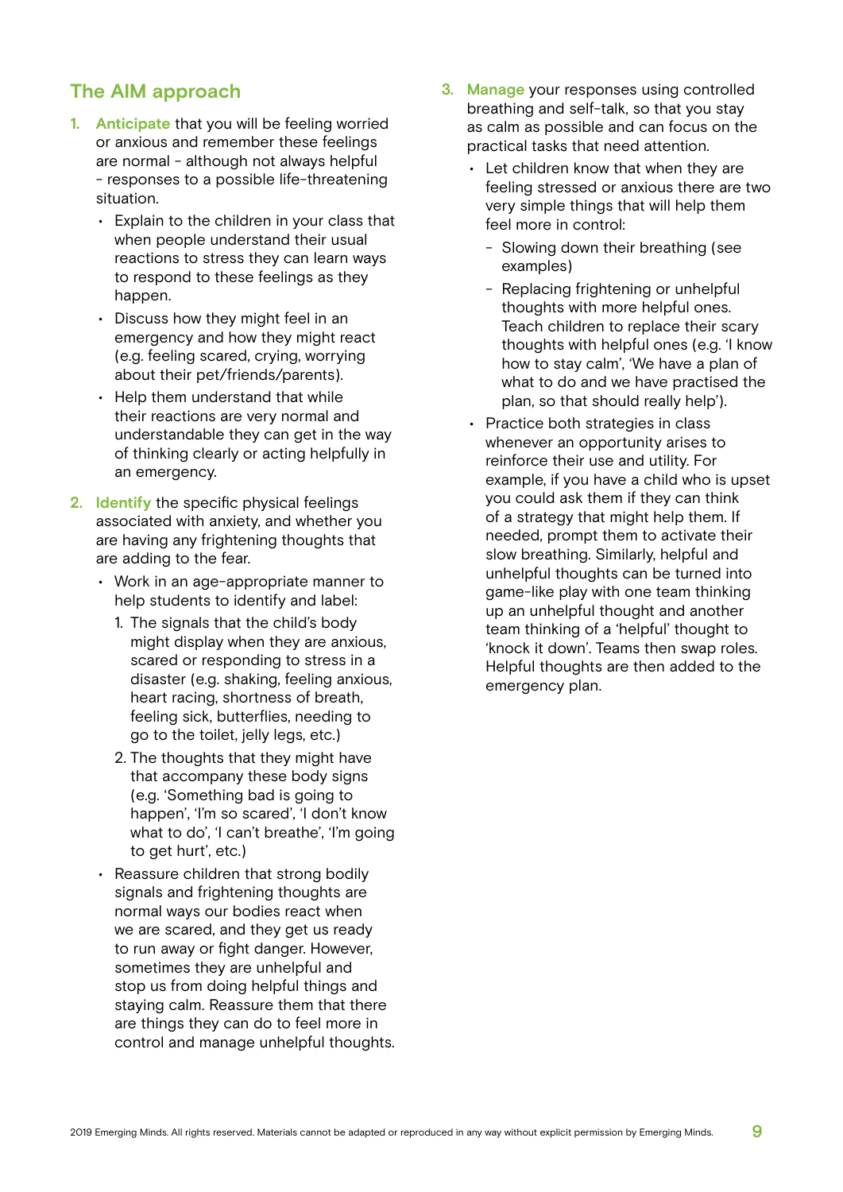## The AIM approach

1. **Anticipate** that you will be feeling worried or anxious and remember these feelings are normal - although not always helpful - responses to a possible life-threatening situation.
   - Explain to the children in your class that when people understand their usual reactions to stress they can learn ways to respond to these feelings as they happen.
   - Discuss how they might feel in an emergency and how they might react (e.g. feeling scared, crying, worrying about their pet/friends/parents).
   - Help them understand that while their reactions are very normal and understandable they can get in the way of thinking clearly or acting helpfully in an emergency.
2. **Identify** the specific physical feelings associated with anxiety, and whether you are having any frightening thoughts that are adding to the fear.
   - Work in an age-appropriate manner to help students to identify and label:
     1. The signals that the child's body might display when they are anxious, scared or responding to stress in a disaster (e.g. shaking, feeling anxious, heart racing, shortness of breath, feeling sick, butterflies, needing to go to the toilet, jelly legs, etc.)
     2. The thoughts that they might have that accompany these body signs (e.g. 'Something bad is going to happen', 'I'm so scared', 'I don't know what to do', 'I can't breathe', 'I'm going to get hurt', etc.)
   - Reassure children that strong bodily signals and frightening thoughts are normal ways our bodies react when we are scared, and they get us ready to run away or fight danger. However, sometimes they are unhelpful and stop us from doing helpful things and staying calm. Reassure them that there are things they can do to feel more in control and manage unhelpful thoughts.
3. **Manage** your responses using controlled breathing and self-talk, so that you stay as calm as possible and can focus on the practical tasks that need attention.
   - Let children know that when they are feeling stressed or anxious there are two very simple things that will help them feel more in control:
     - Slowing down their breathing (see examples)
     - Replacing frightening or unhelpful thoughts with more helpful ones. Teach children to replace their scary thoughts with helpful ones (e.g. 'I know how to stay calm', 'We have a plan of what to do and we have practised the plan, so that should really help').
   - Practice both strategies in class whenever an opportunity arises to reinforce their use and utility. For example, if you have a child who is upset you could ask them if they can think of a strategy that might help them. If needed, prompt them to activate their slow breathing. Similarly, helpful and unhelpful thoughts can be turned into game-like play with one team thinking up an unhelpful thought and another team thinking of a 'helpful' thought to 'knock it down'. Teams then swap roles. Helpful thoughts are then added to the emergency plan.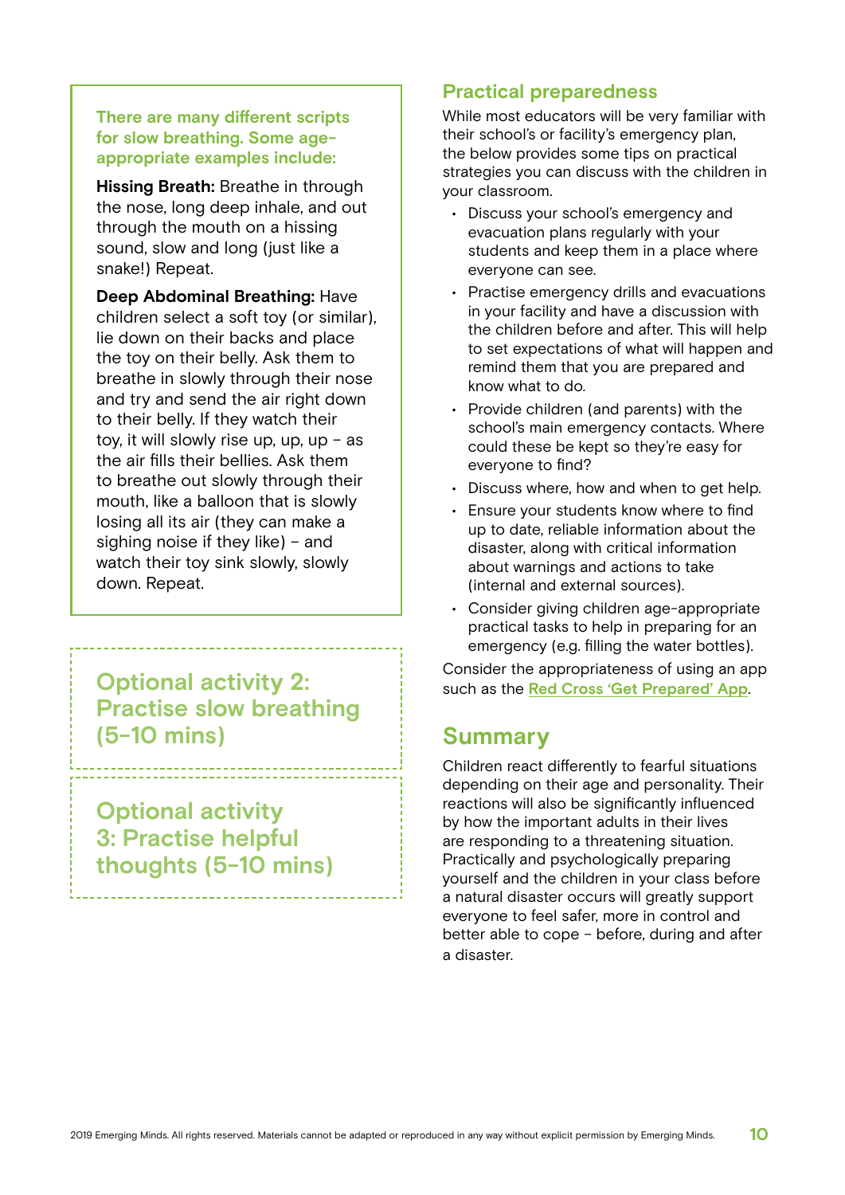**There are many different scripts for slow breathing. Some age-appropriate examples include:**

**Hissing Breath:** Breathe in through the nose, long deep inhale, and out through the mouth on a hissing sound, slow and long (just like a snake!) Repeat.

**Deep Abdominal Breathing:** Have children select a soft toy (or similar), lie down on their backs and place the toy on their belly. Ask them to breathe in slowly through their nose and try and send the air right down to their belly. If they watch their toy, it will slowly rise up, up, up – as the air fills their bellies. Ask them to breathe out slowly through their mouth, like a balloon that is slowly losing all its air (they can make a sighing noise if they like) – and watch their toy sink slowly, slowly down. Repeat.

## Optional activity 2: Practise slow breathing (5-10 mins)

## Optional activity 3: Practise helpful thoughts (5-10 mins)

## Practical preparedness

While most educators will be very familiar with their school's or facility's emergency plan, the below provides some tips on practical strategies you can discuss with the children in your classroom.

- Discuss your school's emergency and evacuation plans regularly with your students and keep them in a place where everyone can see.
- Practise emergency drills and evacuations in your facility and have a discussion with the children before and after. This will help to set expectations of what will happen and remind them that you are prepared and know what to do.
- Provide children (and parents) with the school's main emergency contacts. Where could these be kept so they're easy for everyone to find?
- Discuss where, how and when to get help.
- Ensure your students know where to find up to date, reliable information about the disaster, along with critical information about warnings and actions to take (internal and external sources).
- Consider giving children age-appropriate practical tasks to help in preparing for an emergency (e.g. filling the water bottles).

Consider the appropriateness of using an app such as the Red Cross 'Get Prepared' App.

## Summary

Children react differently to fearful situations depending on their age and personality. Their reactions will also be significantly influenced by how the important adults in their lives are responding to a threatening situation. Practically and psychologically preparing yourself and the children in your class before a natural disaster occurs will greatly support everyone to feel safer, more in control and better able to cope – before, during and after a disaster.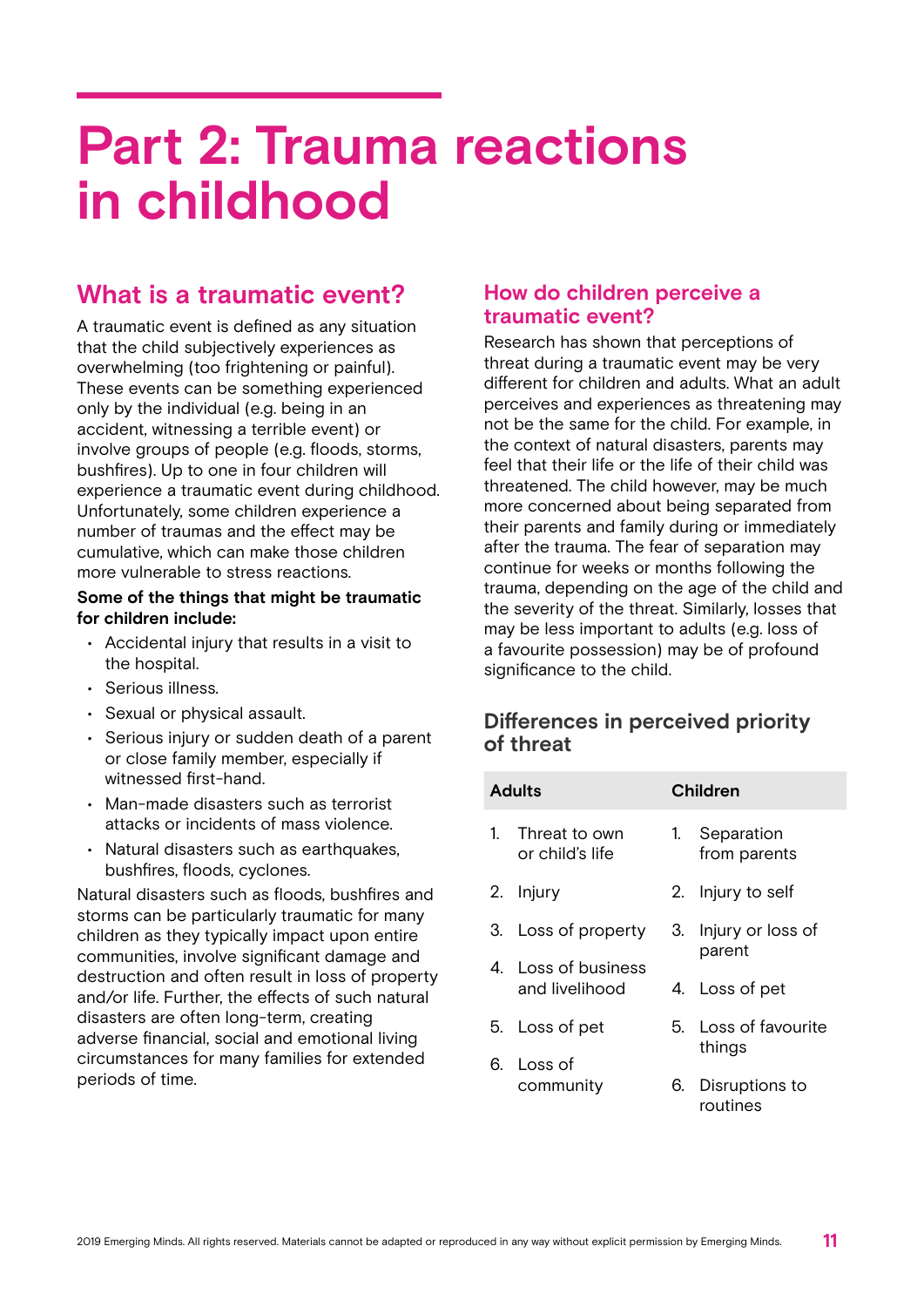# Part 2: Trauma reactions in childhood

## What is a traumatic event?

A traumatic event is defined as any situation that the child subjectively experiences as overwhelming (too frightening or painful). These events can be something experienced only by the individual (e.g. being in an accident, witnessing a terrible event) or involve groups of people (e.g. floods, storms, bushfires). Up to one in four children will experience a traumatic event during childhood. Unfortunately, some children experience a number of traumas and the effect may be cumulative, which can make those children more vulnerable to stress reactions.

**Some of the things that might be traumatic for children include:**

- Accidental injury that results in a visit to the hospital.
- Serious illness.
- Sexual or physical assault.
- Serious injury or sudden death of a parent or close family member, especially if witnessed first-hand.
- Man-made disasters such as terrorist attacks or incidents of mass violence.
- Natural disasters such as earthquakes, bushfires, floods, cyclones.

Natural disasters such as floods, bushfires and storms can be particularly traumatic for many children as they typically impact upon entire communities, involve significant damage and destruction and often result in loss of property and/or life. Further, the effects of such natural disasters are often long-term, creating adverse financial, social and emotional living circumstances for many families for extended periods of time.

## How do children perceive a traumatic event?

Research has shown that perceptions of threat during a traumatic event may be very different for children and adults. What an adult perceives and experiences as threatening may not be the same for the child. For example, in the context of natural disasters, parents may feel that their life or the life of their child was threatened. The child however, may be much more concerned about being separated from their parents and family during or immediately after the trauma. The fear of separation may continue for weeks or months following the trauma, depending on the age of the child and the severity of the threat. Similarly, losses that may be less important to adults (e.g. loss of a favourite possession) may be of profound significance to the child.

### Differences in perceived priority of threat

| Adults | Children |
|---|---|
| 1. Threat to own or child's life | 1. Separation from parents |
| 2. Injury | 2. Injury to self |
| 3. Loss of property | 3. Injury or loss of parent |
| 4. Loss of business and livelihood | 4. Loss of pet |
| 5. Loss of pet | 5. Loss of favourite things |
| 6. Loss of community | 6. Disruptions to routines |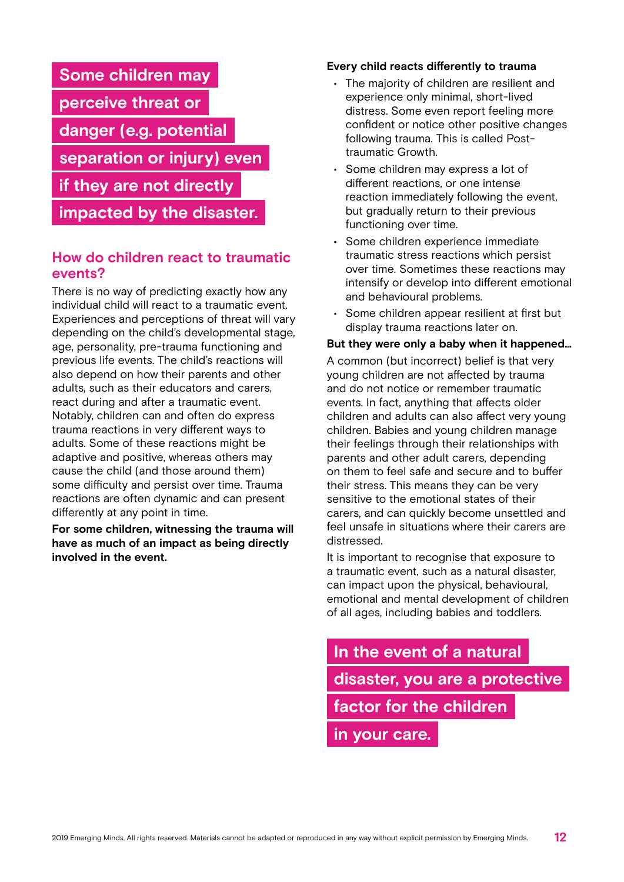**Some children may perceive threat or danger (e.g. potential separation or injury) even if they are not directly impacted by the disaster.**

## How do children react to traumatic events?

There is no way of predicting exactly how any individual child will react to a traumatic event. Experiences and perceptions of threat will vary depending on the child's developmental stage, age, personality, pre-trauma functioning and previous life events. The child's reactions will also depend on how their parents and other adults, such as their educators and carers, react during and after a traumatic event. Notably, children can and often do express trauma reactions in very different ways to adults. Some of these reactions might be adaptive and positive, whereas others may cause the child (and those around them) some difficulty and persist over time. Trauma reactions are often dynamic and can present differently at any point in time.

**For some children, witnessing the trauma will have as much of an impact as being directly involved in the event.**

**Every child reacts differently to trauma**

- The majority of children are resilient and experience only minimal, short-lived distress. Some even report feeling more confident or notice other positive changes following trauma. This is called Post-traumatic Growth.
- Some children may express a lot of different reactions, or one intense reaction immediately following the event, but gradually return to their previous functioning over time.
- Some children experience immediate traumatic stress reactions which persist over time. Sometimes these reactions may intensify or develop into different emotional and behavioural problems.
- Some children appear resilient at first but display trauma reactions later on.

**But they were only a baby when it happened...**

A common (but incorrect) belief is that very young children are not affected by trauma and do not notice or remember traumatic events. In fact, anything that affects older children and adults can also affect very young children. Babies and young children manage their feelings through their relationships with parents and other adult carers, depending on them to feel safe and secure and to buffer their stress. This means they can be very sensitive to the emotional states of their carers, and can quickly become unsettled and feel unsafe in situations where their carers are distressed.

It is important to recognise that exposure to a traumatic event, such as a natural disaster, can impact upon the physical, behavioural, emotional and mental development of children of all ages, including babies and toddlers.

**In the event of a natural disaster, you are a protective factor for the children in your care.**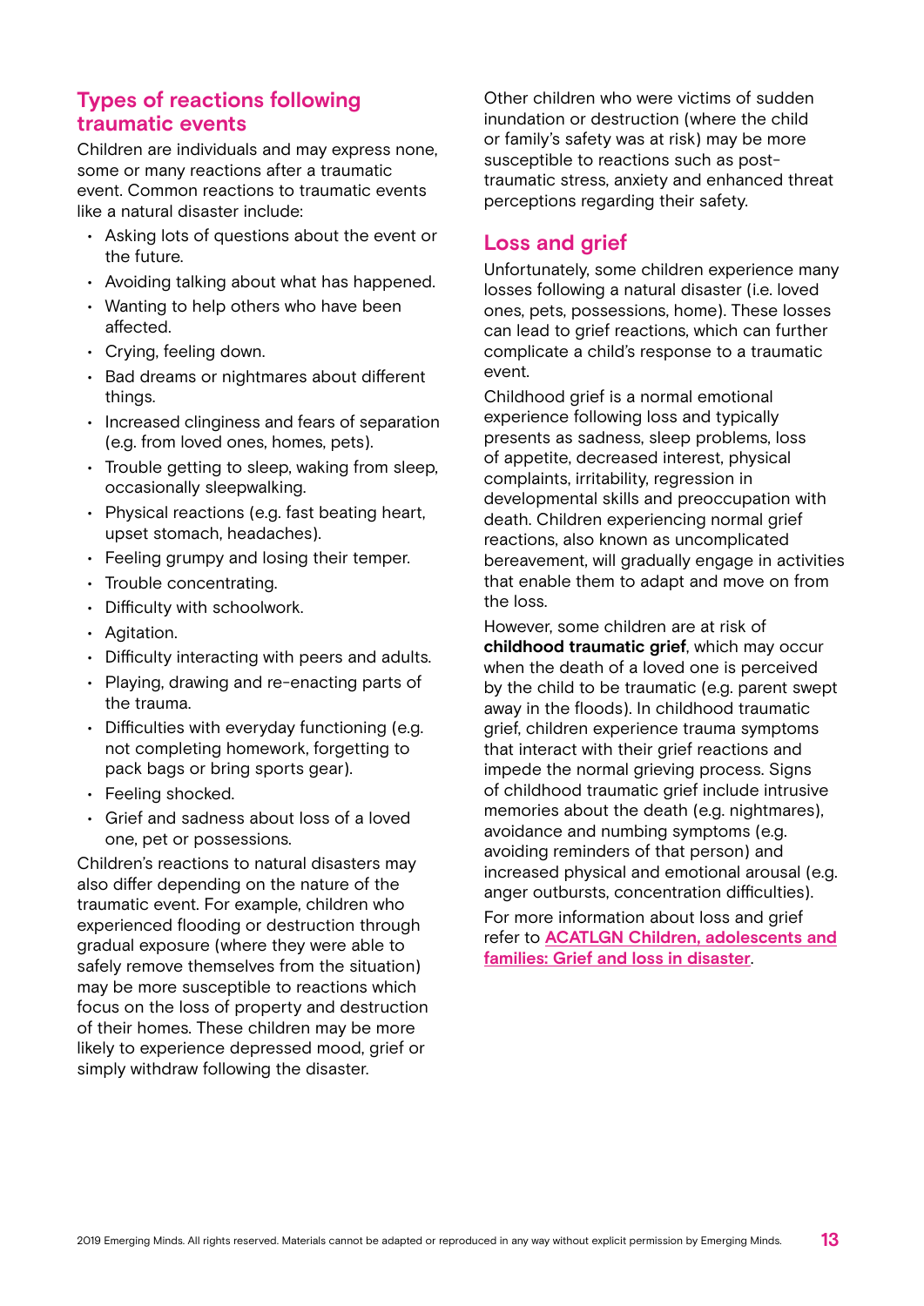## Types of reactions following traumatic events

Children are individuals and may express none, some or many reactions after a traumatic event. Common reactions to traumatic events like a natural disaster include:

- Asking lots of questions about the event or the future.
- Avoiding talking about what has happened.
- Wanting to help others who have been affected.
- Crying, feeling down.
- Bad dreams or nightmares about different things.
- Increased clinginess and fears of separation (e.g. from loved ones, homes, pets).
- Trouble getting to sleep, waking from sleep, occasionally sleepwalking.
- Physical reactions (e.g. fast beating heart, upset stomach, headaches).
- Feeling grumpy and losing their temper.
- Trouble concentrating.
- Difficulty with schoolwork.
- Agitation.
- Difficulty interacting with peers and adults.
- Playing, drawing and re-enacting parts of the trauma.
- Difficulties with everyday functioning (e.g. not completing homework, forgetting to pack bags or bring sports gear).
- Feeling shocked.
- Grief and sadness about loss of a loved one, pet or possessions.

Children's reactions to natural disasters may also differ depending on the nature of the traumatic event. For example, children who experienced flooding or destruction through gradual exposure (where they were able to safely remove themselves from the situation) may be more susceptible to reactions which focus on the loss of property and destruction of their homes. These children may be more likely to experience depressed mood, grief or simply withdraw following the disaster.

Other children who were victims of sudden inundation or destruction (where the child or family's safety was at risk) may be more susceptible to reactions such as post-traumatic stress, anxiety and enhanced threat perceptions regarding their safety.

## Loss and grief

Unfortunately, some children experience many losses following a natural disaster (i.e. loved ones, pets, possessions, home). These losses can lead to grief reactions, which can further complicate a child's response to a traumatic event.

Childhood grief is a normal emotional experience following loss and typically presents as sadness, sleep problems, loss of appetite, decreased interest, physical complaints, irritability, regression in developmental skills and preoccupation with death. Children experiencing normal grief reactions, also known as uncomplicated bereavement, will gradually engage in activities that enable them to adapt and move on from the loss.

However, some children are at risk of **childhood traumatic grief**, which may occur when the death of a loved one is perceived by the child to be traumatic (e.g. parent swept away in the floods). In childhood traumatic grief, children experience trauma symptoms that interact with their grief reactions and impede the normal grieving process. Signs of childhood traumatic grief include intrusive memories about the death (e.g. nightmares), avoidance and numbing symptoms (e.g. avoiding reminders of that person) and increased physical and emotional arousal (e.g. anger outbursts, concentration difficulties).

For more information about loss and grief refer to **ACATLGN Children, adolescents and families: Grief and loss in disaster**.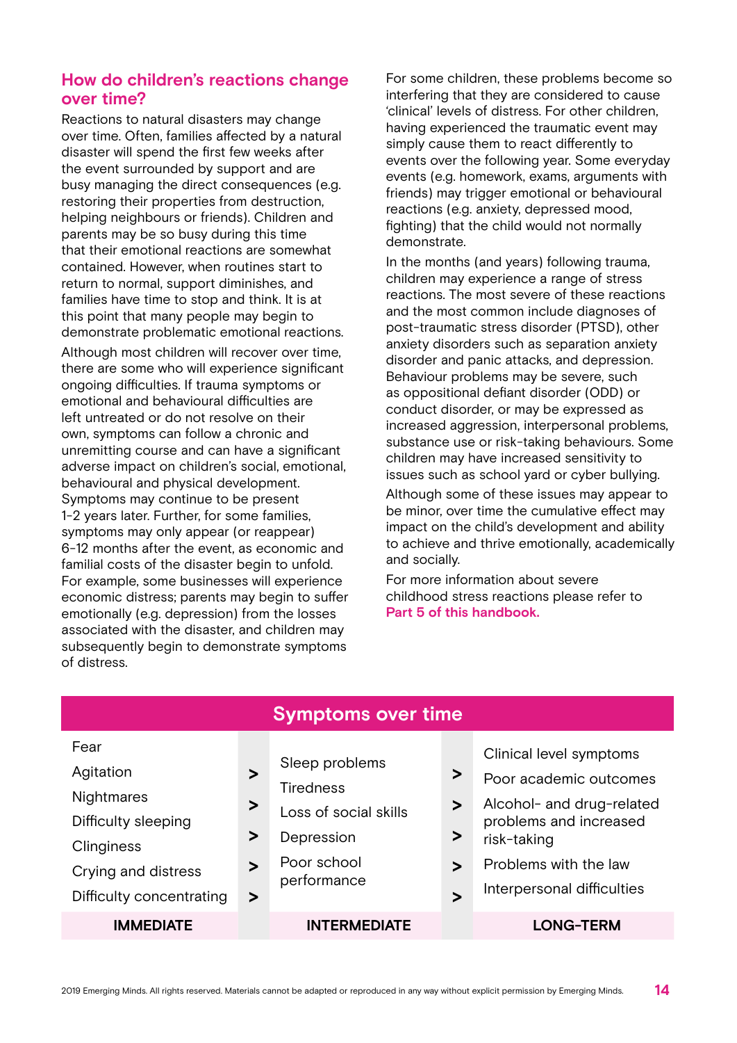## How do children's reactions change over time?

Reactions to natural disasters may change over time. Often, families affected by a natural disaster will spend the first few weeks after the event surrounded by support and are busy managing the direct consequences (e.g. restoring their properties from destruction, helping neighbours or friends). Children and parents may be so busy during this time that their emotional reactions are somewhat contained. However, when routines start to return to normal, support diminishes, and families have time to stop and think. It is at this point that many people may begin to demonstrate problematic emotional reactions.

Although most children will recover over time, there are some who will experience significant ongoing difficulties. If trauma symptoms or emotional and behavioural difficulties are left untreated or do not resolve on their own, symptoms can follow a chronic and unremitting course and can have a significant adverse impact on children's social, emotional, behavioural and physical development. Symptoms may continue to be present 1-2 years later. Further, for some families, symptoms may only appear (or reappear) 6-12 months after the event, as economic and familial costs of the disaster begin to unfold. For example, some businesses will experience economic distress; parents may begin to suffer emotionally (e.g. depression) from the losses associated with the disaster, and children may subsequently begin to demonstrate symptoms of distress.

For some children, these problems become so interfering that they are considered to cause 'clinical' levels of distress. For other children, having experienced the traumatic event may simply cause them to react differently to events over the following year. Some everyday events (e.g. homework, exams, arguments with friends) may trigger emotional or behavioural reactions (e.g. anxiety, depressed mood, fighting) that the child would not normally demonstrate.

In the months (and years) following trauma, children may experience a range of stress reactions. The most severe of these reactions and the most common include diagnoses of post-traumatic stress disorder (PTSD), other anxiety disorders such as separation anxiety disorder and panic attacks, and depression. Behaviour problems may be severe, such as oppositional defiant disorder (ODD) or conduct disorder, or may be expressed as increased aggression, interpersonal problems, substance use or risk-taking behaviours. Some children may have increased sensitivity to issues such as school yard or cyber bullying.

Although some of these issues may appear to be minor, over time the cumulative effect may impact on the child's development and ability to achieve and thrive emotionally, academically and socially.

For more information about severe childhood stress reactions please refer to **Part 5 of this handbook.**

### Symptoms over time

| IMMEDIATE | | INTERMEDIATE | | LONG-TERM |
|---|---|---|---|---|
| Fear<br>Agitation<br>Nightmares<br>Difficulty sleeping<br>Clingingness<br>Crying and distress<br>Difficulty concentrating | > | Sleep problems<br>Tiredness<br>Loss of social skills<br>Depression<br>Poor school performance | > | Clinical level symptoms<br>Poor academic outcomes<br>Alcohol- and drug-related problems and increased risk-taking<br>Problems with the law<br>Interpersonal difficulties |

2019 Emerging Minds. All rights reserved. Materials cannot be adapted or reproduced in any way without explicit permission by Emerging Minds.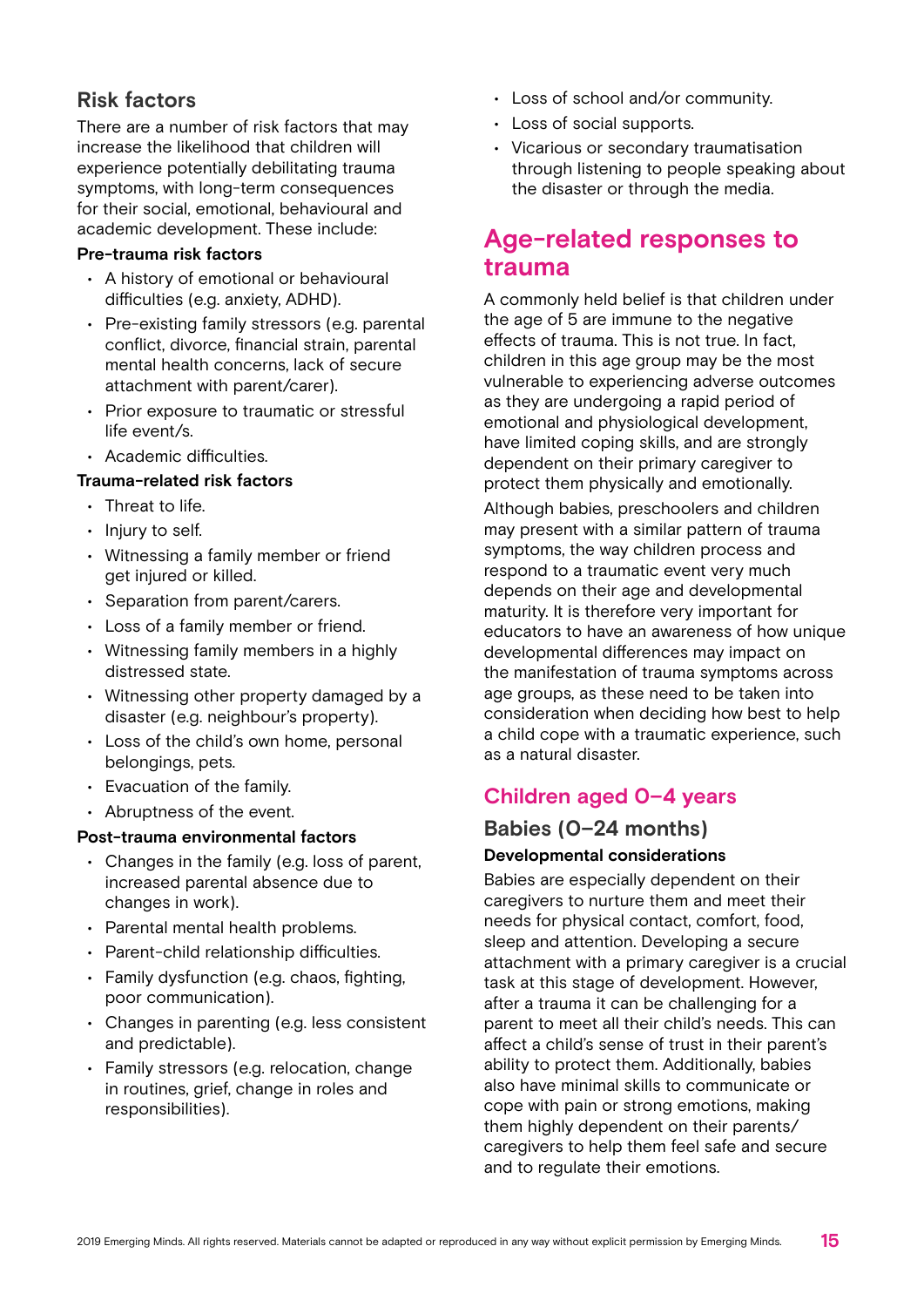## Risk factors

There are a number of risk factors that may increase the likelihood that children will experience potentially debilitating trauma symptoms, with long-term consequences for their social, emotional, behavioural and academic development. These include:

**Pre-trauma risk factors**

- A history of emotional or behavioural difficulties (e.g. anxiety, ADHD).
- Pre-existing family stressors (e.g. parental conflict, divorce, financial strain, parental mental health concerns, lack of secure attachment with parent/carer).
- Prior exposure to traumatic or stressful life event/s.
- Academic difficulties.

**Trauma-related risk factors**

- Threat to life.
- Injury to self.
- Witnessing a family member or friend get injured or killed.
- Separation from parent/carers.
- Loss of a family member or friend.
- Witnessing family members in a highly distressed state.
- Witnessing other property damaged by a disaster (e.g. neighbour's property).
- Loss of the child's own home, personal belongings, pets.
- Evacuation of the family.
- Abruptness of the event.

**Post-trauma environmental factors**

- Changes in the family (e.g. loss of parent, increased parental absence due to changes in work).
- Parental mental health problems.
- Parent-child relationship difficulties.
- Family dysfunction (e.g. chaos, fighting, poor communication).
- Changes in parenting (e.g. less consistent and predictable).
- Family stressors (e.g. relocation, change in routines, grief, change in roles and responsibilities).
- Loss of school and/or community.
- Loss of social supports.
- Vicarious or secondary traumatisation through listening to people speaking about the disaster or through the media.

# Age-related responses to trauma

A commonly held belief is that children under the age of 5 are immune to the negative effects of trauma. This is not true. In fact, children in this age group may be the most vulnerable to experiencing adverse outcomes as they are undergoing a rapid period of emotional and physiological development, have limited coping skills, and are strongly dependent on their primary caregiver to protect them physically and emotionally.

Although babies, preschoolers and children may present with a similar pattern of trauma symptoms, the way children process and respond to a traumatic event very much depends on their age and developmental maturity. It is therefore very important for educators to have an awareness of how unique developmental differences may impact on the manifestation of trauma symptoms across age groups, as these need to be taken into consideration when deciding how best to help a child cope with a traumatic experience, such as a natural disaster.

## Children aged 0–4 years

### Babies (0–24 months)

**Developmental considerations**

Babies are especially dependent on their caregivers to nurture them and meet their needs for physical contact, comfort, food, sleep and attention. Developing a secure attachment with a primary caregiver is a crucial task at this stage of development. However, after a trauma it can be challenging for a parent to meet all their child's needs. This can affect a child's sense of trust in their parent's ability to protect them. Additionally, babies also have minimal skills to communicate or cope with pain or strong emotions, making them highly dependent on their parents/caregivers to help them feel safe and secure and to regulate their emotions.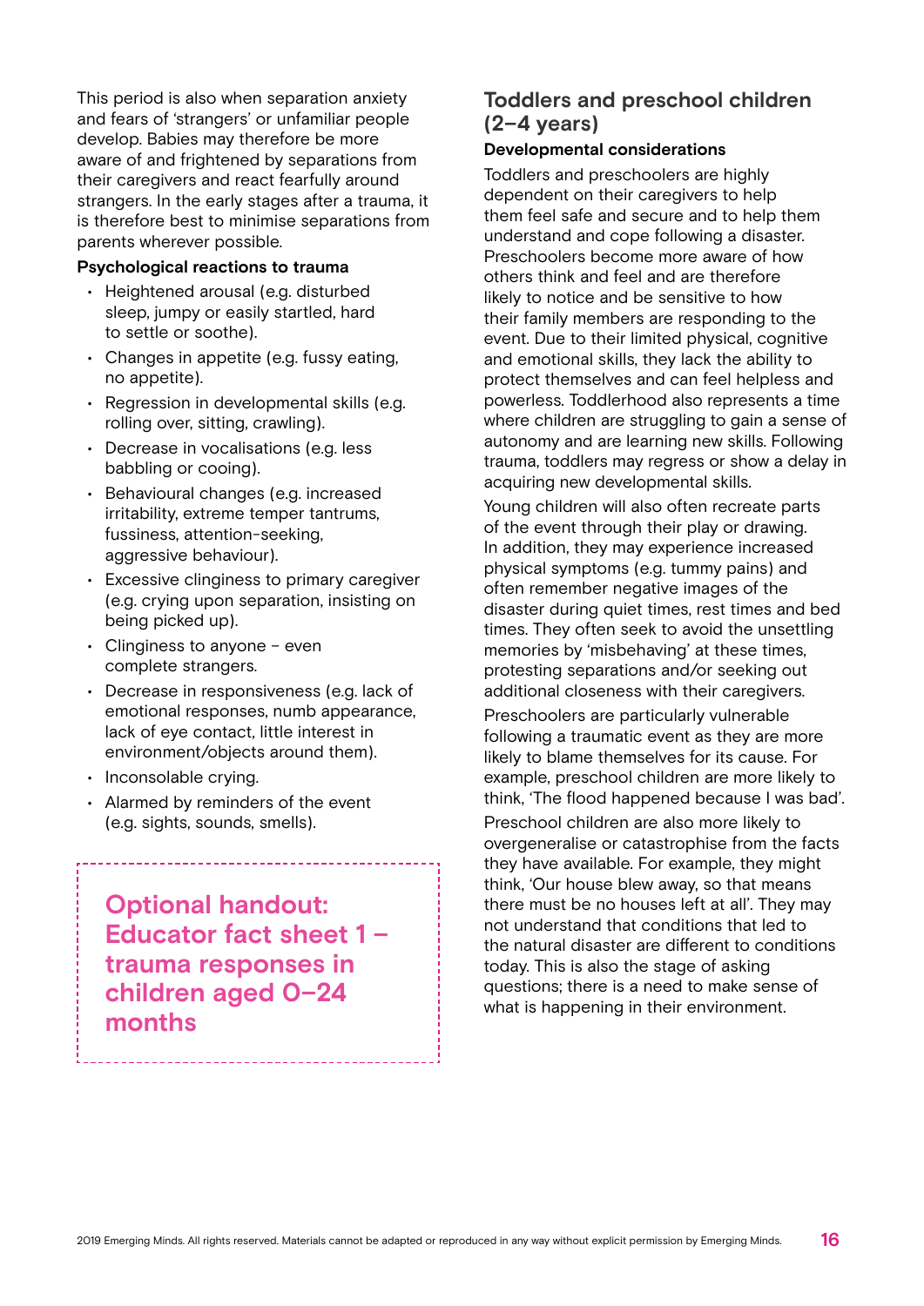This period is also when separation anxiety and fears of 'strangers' or unfamiliar people develop. Babies may therefore be more aware of and frightened by separations from their caregivers and react fearfully around strangers. In the early stages after a trauma, it is therefore best to minimise separations from parents wherever possible.

**Psychological reactions to trauma**

- Heightened arousal (e.g. disturbed sleep, jumpy or easily startled, hard to settle or soothe).
- Changes in appetite (e.g. fussy eating, no appetite).
- Regression in developmental skills (e.g. rolling over, sitting, crawling).
- Decrease in vocalisations (e.g. less babbling or cooing).
- Behavioural changes (e.g. increased irritability, extreme temper tantrums, fussiness, attention-seeking, aggressive behaviour).
- Excessive clinginess to primary caregiver (e.g. crying upon separation, insisting on being picked up).
- Clinginess to anyone – even complete strangers.
- Decrease in responsiveness (e.g. lack of emotional responses, numb appearance, lack of eye contact, little interest in environment/objects around them).
- Inconsolable crying.
- Alarmed by reminders of the event (e.g. sights, sounds, smells).

**Optional handout: Educator fact sheet 1 – trauma responses in children aged 0–24 months**

## Toddlers and preschool children (2–4 years)

### Developmental considerations

Toddlers and preschoolers are highly dependent on their caregivers to help them feel safe and secure and to help them understand and cope following a disaster. Preschoolers become more aware of how others think and feel and are therefore likely to notice and be sensitive to how their family members are responding to the event. Due to their limited physical, cognitive and emotional skills, they lack the ability to protect themselves and can feel helpless and powerless. Toddlerhood also represents a time where children are struggling to gain a sense of autonomy and are learning new skills. Following trauma, toddlers may regress or show a delay in acquiring new developmental skills.

Young children will also often recreate parts of the event through their play or drawing. In addition, they may experience increased physical symptoms (e.g. tummy pains) and often remember negative images of the disaster during quiet times, rest times and bed times. They often seek to avoid the unsettling memories by 'misbehaving' at these times, protesting separations and/or seeking out additional closeness with their caregivers.

Preschoolers are particularly vulnerable following a traumatic event as they are more likely to blame themselves for its cause. For example, preschool children are more likely to think, 'The flood happened because I was bad'.

Preschool children are also more likely to overgeneralise or catastrophise from the facts they have available. For example, they might think, 'Our house blew away, so that means there must be no houses left at all'. They may not understand that conditions that led to the natural disaster are different to conditions today. This is also the stage of asking questions; there is a need to make sense of what is happening in their environment.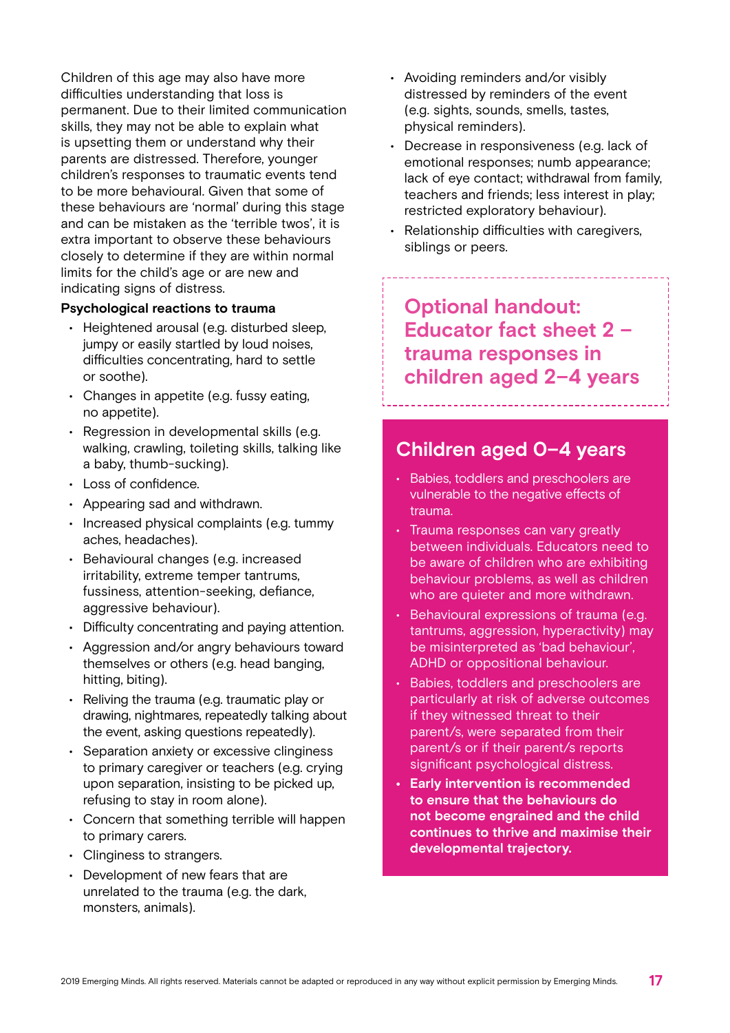Children of this age may also have more difficulties understanding that loss is permanent. Due to their limited communication skills, they may not be able to explain what is upsetting them or understand why their parents are distressed. Therefore, younger children's responses to traumatic events tend to be more behavioural. Given that some of these behaviours are 'normal' during this stage and can be mistaken as the 'terrible twos', it is extra important to observe these behaviours closely to determine if they are within normal limits for the child's age or are new and indicating signs of distress.

**Psychological reactions to trauma**

- Heightened arousal (e.g. disturbed sleep, jumpy or easily startled by loud noises, difficulties concentrating, hard to settle or soothe).
- Changes in appetite (e.g. fussy eating, no appetite).
- Regression in developmental skills (e.g. walking, crawling, toileting skills, talking like a baby, thumb-sucking).
- Loss of confidence.
- Appearing sad and withdrawn.
- Increased physical complaints (e.g. tummy aches, headaches).
- Behavioural changes (e.g. increased irritability, extreme temper tantrums, fussiness, attention-seeking, defiance, aggressive behaviour).
- Difficulty concentrating and paying attention.
- Aggression and/or angry behaviours toward themselves or others (e.g. head banging, hitting, biting).
- Reliving the trauma (e.g. traumatic play or drawing, nightmares, repeatedly talking about the event, asking questions repeatedly).
- Separation anxiety or excessive clinginess to primary caregiver or teachers (e.g. crying upon separation, insisting to be picked up, refusing to stay in room alone).
- Concern that something terrible will happen to primary carers.
- Clinginess to strangers.
- Development of new fears that are unrelated to the trauma (e.g. the dark, monsters, animals).
- Avoiding reminders and/or visibly distressed by reminders of the event (e.g. sights, sounds, smells, tastes, physical reminders).
- Decrease in responsiveness (e.g. lack of emotional responses; numb appearance; lack of eye contact; withdrawal from family, teachers and friends; less interest in play; restricted exploratory behaviour).
- Relationship difficulties with caregivers, siblings or peers.

## Optional handout: Educator fact sheet 2 – trauma responses in children aged 2–4 years

## Children aged 0–4 years

- Babies, toddlers and preschoolers are vulnerable to the negative effects of trauma.
- Trauma responses can vary greatly between individuals. Educators need to be aware of children who are exhibiting behaviour problems, as well as children who are quieter and more withdrawn.
- Behavioural expressions of trauma (e.g. tantrums, aggression, hyperactivity) may be misinterpreted as 'bad behaviour', ADHD or oppositional behaviour.
- Babies, toddlers and preschoolers are particularly at risk of adverse outcomes if they witnessed threat to their parent/s, were separated from their parent/s or if their parent/s reports significant psychological distress.
- **Early intervention is recommended to ensure that the behaviours do not become engrained and the child continues to thrive and maximise their developmental trajectory.**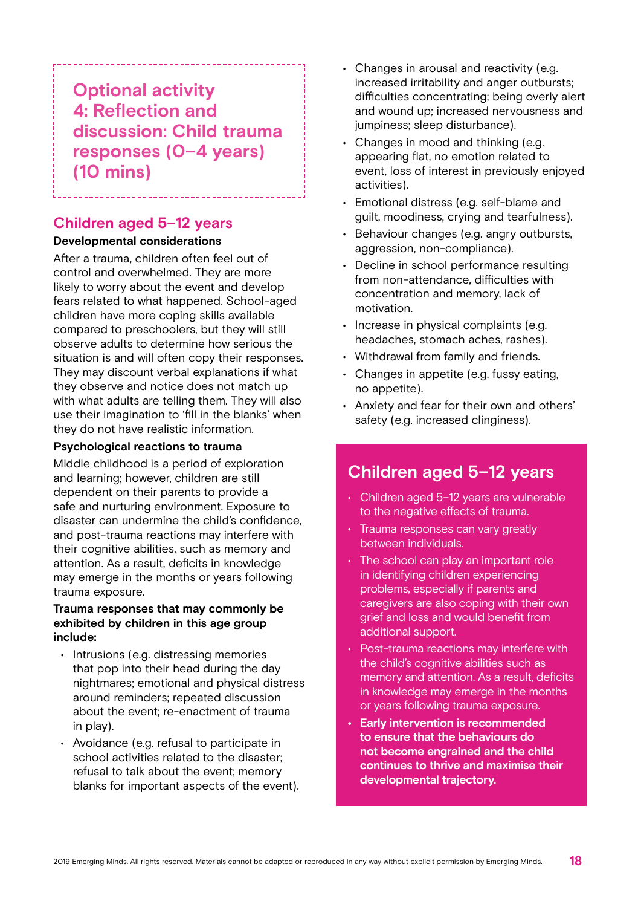**Optional activity 4: Reflection and discussion: Child trauma responses (0–4 years) (10 mins)**

## Children aged 5–12 years

### Developmental considerations

After a trauma, children often feel out of control and overwhelmed. They are more likely to worry about the event and develop fears related to what happened. School-aged children have more coping skills available compared to preschoolers, but they will still observe adults to determine how serious the situation is and will often copy their responses. They may discount verbal explanations if what they observe and notice does not match up with what adults are telling them. They will also use their imagination to 'fill in the blanks' when they do not have realistic information.

### Psychological reactions to trauma

Middle childhood is a period of exploration and learning; however, children are still dependent on their parents to provide a safe and nurturing environment. Exposure to disaster can undermine the child's confidence, and post-trauma reactions may interfere with their cognitive abilities, such as memory and attention. As a result, deficits in knowledge may emerge in the months or years following trauma exposure.

**Trauma responses that may commonly be exhibited by children in this age group include:**

- Intrusions (e.g. distressing memories that pop into their head during the day nightmares; emotional and physical distress around reminders; repeated discussion about the event; re-enactment of trauma in play).
- Avoidance (e.g. refusal to participate in school activities related to the disaster; refusal to talk about the event; memory blanks for important aspects of the event).
- Changes in arousal and reactivity (e.g. increased irritability and anger outbursts; difficulties concentrating; being overly alert and wound up; increased nervousness and jumpiness; sleep disturbance).
- Changes in mood and thinking (e.g. appearing flat, no emotion related to event, loss of interest in previously enjoyed activities).
- Emotional distress (e.g. self-blame and guilt, moodiness, crying and tearfulness).
- Behaviour changes (e.g. angry outbursts, aggression, non-compliance).
- Decline in school performance resulting from non-attendance, difficulties with concentration and memory, lack of motivation.
- Increase in physical complaints (e.g. headaches, stomach aches, rashes).
- Withdrawal from family and friends.
- Changes in appetite (e.g. fussy eating, no appetite).
- Anxiety and fear for their own and others' safety (e.g. increased clinginess).

## Children aged 5–12 years

- Children aged 5–12 years are vulnerable to the negative effects of trauma.
- Trauma responses can vary greatly between individuals.
- The school can play an important role in identifying children experiencing problems, especially if parents and caregivers are also coping with their own grief and loss and would benefit from additional support.
- Post-trauma reactions may interfere with the child's cognitive abilities such as memory and attention. As a result, deficits in knowledge may emerge in the months or years following trauma exposure.
- **Early intervention is recommended to ensure that the behaviours do not become engrained and the child continues to thrive and maximise their developmental trajectory.**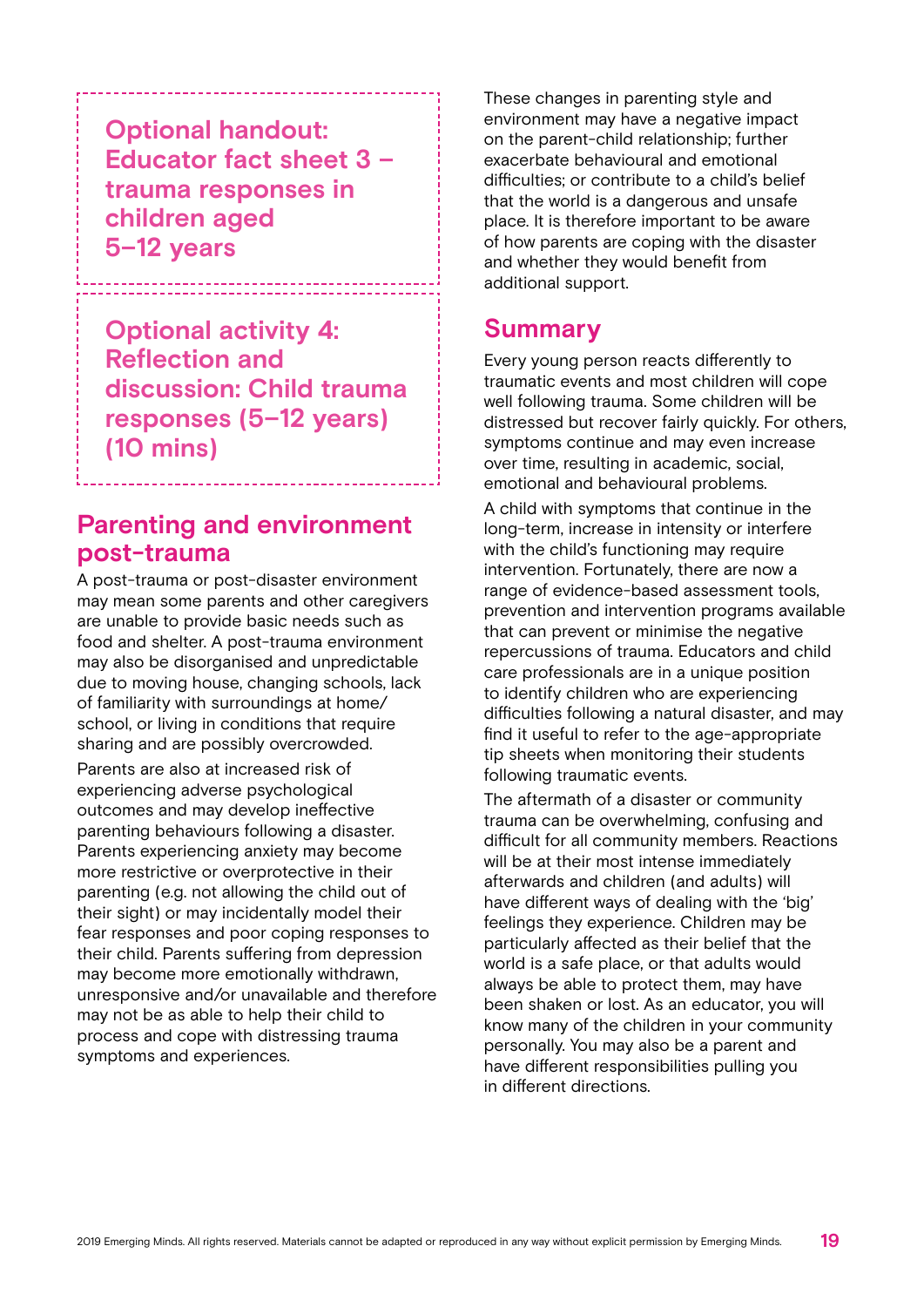**Optional handout: Educator fact sheet 3 – trauma responses in children aged 5–12 years**

**Optional activity 4: Reflection and discussion: Child trauma responses (5–12 years) (10 mins)**

## Parenting and environment post-trauma

A post-trauma or post-disaster environment may mean some parents and other caregivers are unable to provide basic needs such as food and shelter. A post-trauma environment may also be disorganised and unpredictable due to moving house, changing schools, lack of familiarity with surroundings at home/school, or living in conditions that require sharing and are possibly overcrowded.

Parents are also at increased risk of experiencing adverse psychological outcomes and may develop ineffective parenting behaviours following a disaster. Parents experiencing anxiety may become more restrictive or overprotective in their parenting (e.g. not allowing the child out of their sight) or may incidentally model their fear responses and poor coping responses to their child. Parents suffering from depression may become more emotionally withdrawn, unresponsive and/or unavailable and therefore may not be as able to help their child to process and cope with distressing trauma symptoms and experiences.

These changes in parenting style and environment may have a negative impact on the parent-child relationship; further exacerbate behavioural and emotional difficulties; or contribute to a child's belief that the world is a dangerous and unsafe place. It is therefore important to be aware of how parents are coping with the disaster and whether they would benefit from additional support.

## Summary

Every young person reacts differently to traumatic events and most children will cope well following trauma. Some children will be distressed but recover fairly quickly. For others, symptoms continue and may even increase over time, resulting in academic, social, emotional and behavioural problems.

A child with symptoms that continue in the long-term, increase in intensity or interfere with the child's functioning may require intervention. Fortunately, there are now a range of evidence-based assessment tools, prevention and intervention programs available that can prevent or minimise the negative repercussions of trauma. Educators and child care professionals are in a unique position to identify children who are experiencing difficulties following a natural disaster, and may find it useful to refer to the age-appropriate tip sheets when monitoring their students following traumatic events.

The aftermath of a disaster or community trauma can be overwhelming, confusing and difficult for all community members. Reactions will be at their most intense immediately afterwards and children (and adults) will have different ways of dealing with the 'big' feelings they experience. Children may be particularly affected as their belief that the world is a safe place, or that adults would always be able to protect them, may have been shaken or lost. As an educator, you will know many of the children in your community personally. You may also be a parent and have different responsibilities pulling you in different directions.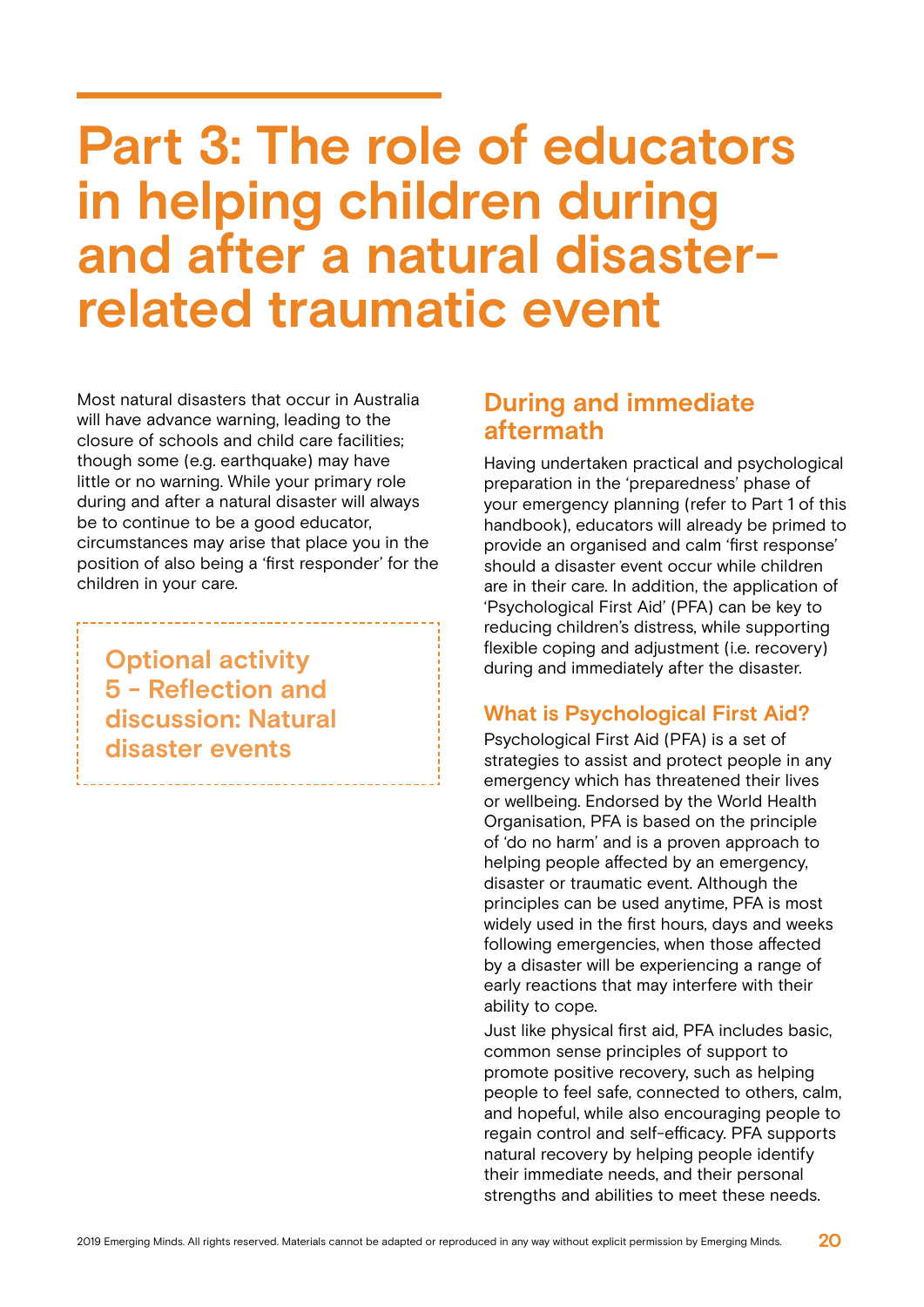# Part 3: The role of educators in helping children during and after a natural disaster-related traumatic event

Most natural disasters that occur in Australia will have advance warning, leading to the closure of schools and child care facilities; though some (e.g. earthquake) may have little or no warning. While your primary role during and after a natural disaster will always be to continue to be a good educator, circumstances may arise that place you in the position of also being a 'first responder' for the children in your care.

**Optional activity 5 - Reflection and discussion: Natural disaster events**

## During and immediate aftermath

Having undertaken practical and psychological preparation in the 'preparedness' phase of your emergency planning (refer to Part 1 of this handbook), educators will already be primed to provide an organised and calm 'first response' should a disaster event occur while children are in their care. In addition, the application of 'Psychological First Aid' (PFA) can be key to reducing children's distress, while supporting flexible coping and adjustment (i.e. recovery) during and immediately after the disaster.

### What is Psychological First Aid?

Psychological First Aid (PFA) is a set of strategies to assist and protect people in any emergency which has threatened their lives or wellbeing. Endorsed by the World Health Organisation, PFA is based on the principle of 'do no harm' and is a proven approach to helping people affected by an emergency, disaster or traumatic event. Although the principles can be used anytime, PFA is most widely used in the first hours, days and weeks following emergencies, when those affected by a disaster will be experiencing a range of early reactions that may interfere with their ability to cope.

Just like physical first aid, PFA includes basic, common sense principles of support to promote positive recovery, such as helping people to feel safe, connected to others, calm, and hopeful, while also encouraging people to regain control and self-efficacy. PFA supports natural recovery by helping people identify their immediate needs, and their personal strengths and abilities to meet these needs.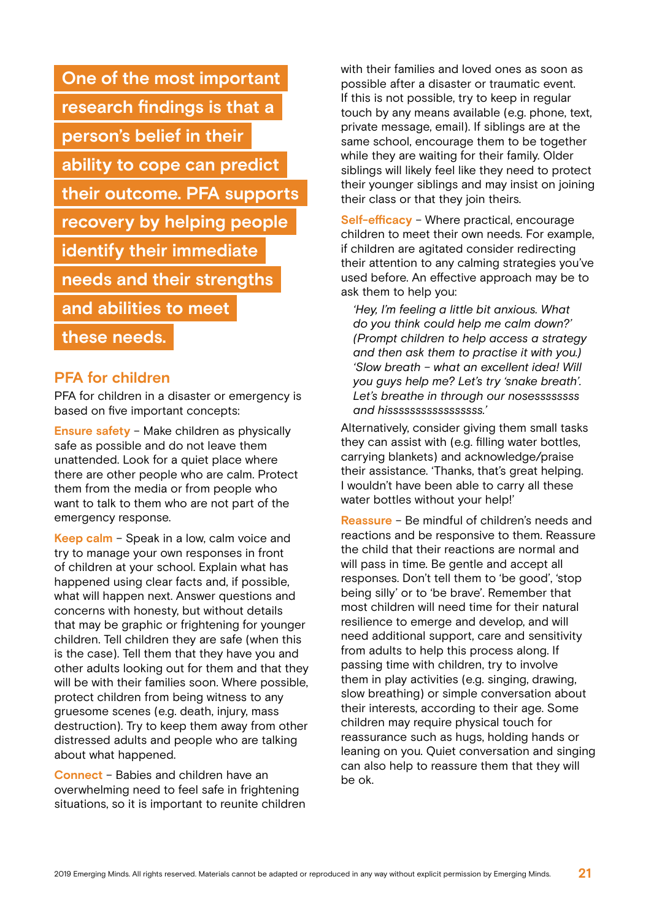**One of the most important research findings is that a person's belief in their ability to cope can predict their outcome. PFA supports recovery by helping people identify their immediate needs and their strengths and abilities to meet these needs.**

## PFA for children

PFA for children in a disaster or emergency is based on five important concepts:

**Ensure safety** – Make children as physically safe as possible and do not leave them unattended. Look for a quiet place where there are other people who are calm. Protect them from the media or from people who want to talk to them who are not part of the emergency response.

**Keep calm** – Speak in a low, calm voice and try to manage your own responses in front of children at your school. Explain what has happened using clear facts and, if possible, what will happen next. Answer questions and concerns with honesty, but without details that may be graphic or frightening for younger children. Tell children they are safe (when this is the case). Tell them that they have you and other adults looking out for them and that they will be with their families soon. Where possible, protect children from being witness to any gruesome scenes (e.g. death, injury, mass destruction). Try to keep them away from other distressed adults and people who are talking about what happened.

**Connect** – Babies and children have an overwhelming need to feel safe in frightening situations, so it is important to reunite children with their families and loved ones as soon as possible after a disaster or traumatic event. If this is not possible, try to keep in regular touch by any means available (e.g. phone, text, private message, email). If siblings are at the same school, encourage them to be together while they are waiting for their family. Older siblings will likely feel like they need to protect their younger siblings and may insist on joining their class or that they join theirs.

**Self-efficacy** – Where practical, encourage children to meet their own needs. For example, if children are agitated consider redirecting their attention to any calming strategies you've used before. An effective approach may be to ask them to help you:

> *'Hey, I'm feeling a little bit anxious. What do you think could help me calm down?' (Prompt children to help access a strategy and then ask them to practise it with you.) 'Slow breath – what an excellent idea! Will you guys help me? Let's try 'snake breath'. Let's breathe in through our nosesssssss and hissssssssssssssss.'*

Alternatively, consider giving them small tasks they can assist with (e.g. filling water bottles, carrying blankets) and acknowledge/praise their assistance. 'Thanks, that's great helping. I wouldn't have been able to carry all these water bottles without your help!'

**Reassure** – Be mindful of children's needs and reactions and be responsive to them. Reassure the child that their reactions are normal and will pass in time. Be gentle and accept all responses. Don't tell them to 'be good', 'stop being silly' or to 'be brave'. Remember that most children will need time for their natural resilience to emerge and develop, and will need additional support, care and sensitivity from adults to help this process along. If passing time with children, try to involve them in play activities (e.g. singing, drawing, slow breathing) or simple conversation about their interests, according to their age. Some children may require physical touch for reassurance such as hugs, holding hands or leaning on you. Quiet conversation and singing can also help to reassure them that they will be ok.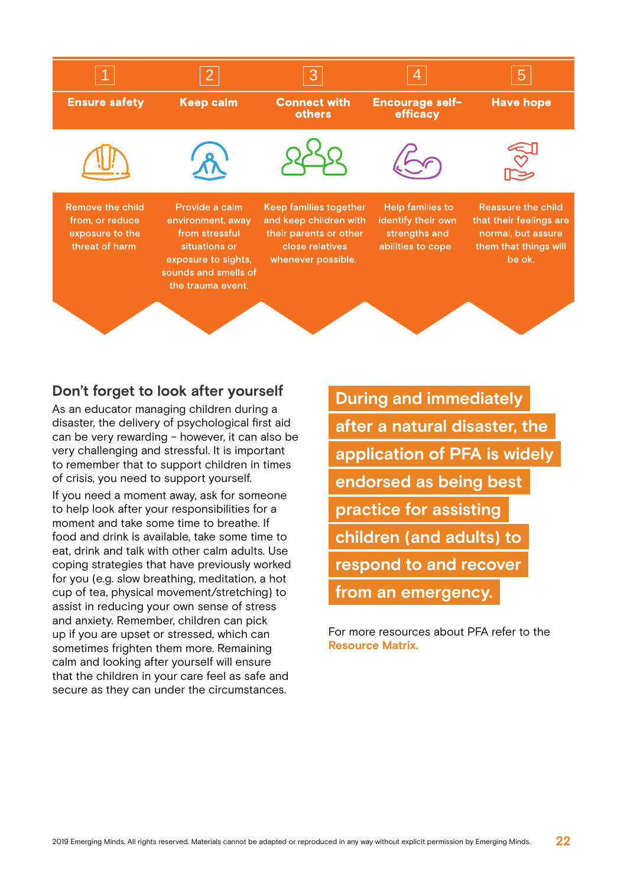| 1 | 2 | 3 | 4 | 5 |
| --- | --- | --- | --- | --- |
| **Ensure safety** | **Keep calm** | **Connect with others** | **Encourage self-efficacy** | **Have hope** |
| Remove the child from, or reduce exposure to the threat of harm. | Provide a calm environment, away from stressful situations or exposure to sights, sounds and smells of the trauma event. | Keep families together and keep children with their parents or other close relatives whenever possible. | Help families to identify their own strengths and abilities to cope. | Reassure the child that their feelings are normal, but assure them that things will be ok. |

## Don't forget to look after yourself

As an educator managing children during a disaster, the delivery of psychological first aid can be very rewarding – however, it can also be very challenging and stressful. It is important to remember that to support children in times of crisis, you need to support yourself.

If you need a moment away, ask for someone to help look after your responsibilities for a moment and take some time to breathe. If food and drink is available, take some time to eat, drink and talk with other calm adults. Use coping strategies that have previously worked for you (e.g. slow breathing, meditation, a hot cup of tea, physical movement/stretching) to assist in reducing your own sense of stress and anxiety. Remember, children can pick up if you are upset or stressed, which can sometimes frighten them more. Remaining calm and looking after yourself will ensure that the children in your care feel as safe and secure as they can under the circumstances.

**During and immediately after a natural disaster, the application of PFA is widely endorsed as being best practice for assisting children (and adults) to respond to and recover from an emergency.**

For more resources about PFA refer to the **Resource Matrix.**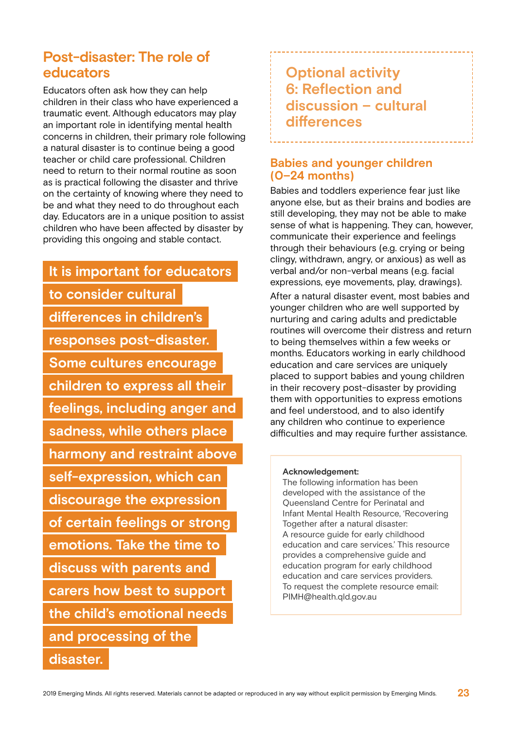## Post-disaster: The role of educators

Educators often ask how they can help children in their class who have experienced a traumatic event. Although educators may play an important role in identifying mental health concerns in children, their primary role following a natural disaster is to continue being a good teacher or child care professional. Children need to return to their normal routine as soon as is practical following the disaster and thrive on the certainty of knowing where they need to be and what they need to do throughout each day. Educators are in a unique position to assist children who have been affected by disaster by providing this ongoing and stable contact.

**It is important for educators to consider cultural differences in children's responses post-disaster. Some cultures encourage children to express all their feelings, including anger and sadness, while others place harmony and restraint above self-expression, which can discourage the expression of certain feelings or strong emotions. Take the time to discuss with parents and carers how best to support the child's emotional needs and processing of the disaster.**

## Optional activity 6: Reflection and discussion – cultural differences

### Babies and younger children (0–24 months)

Babies and toddlers experience fear just like anyone else, but as their brains and bodies are still developing, they may not be able to make sense of what is happening. They can, however, communicate their experience and feelings through their behaviours (e.g. crying or being clingy, withdrawn, angry, or anxious) as well as verbal and/or non-verbal means (e.g. facial expressions, eye movements, play, drawings).

After a natural disaster event, most babies and younger children who are well supported by nurturing and caring adults and predictable routines will overcome their distress and return to being themselves within a few weeks or months. Educators working in early childhood education and care services are uniquely placed to support babies and young children in their recovery post-disaster by providing them with opportunities to express emotions and feel understood, and to also identify any children who continue to experience difficulties and may require further assistance.

**Acknowledgement:**
The following information has been developed with the assistance of the Queensland Centre for Perinatal and Infant Mental Health Resource, 'Recovering Together after a natural disaster: A resource guide for early childhood education and care services.' This resource provides a comprehensive guide and education program for early childhood education and care services providers. To request the complete resource email: PIMH@health.qld.gov.au

2019 Emerging Minds. All rights reserved. Materials cannot be adapted or reproduced in any way without explicit permission by Emerging Minds.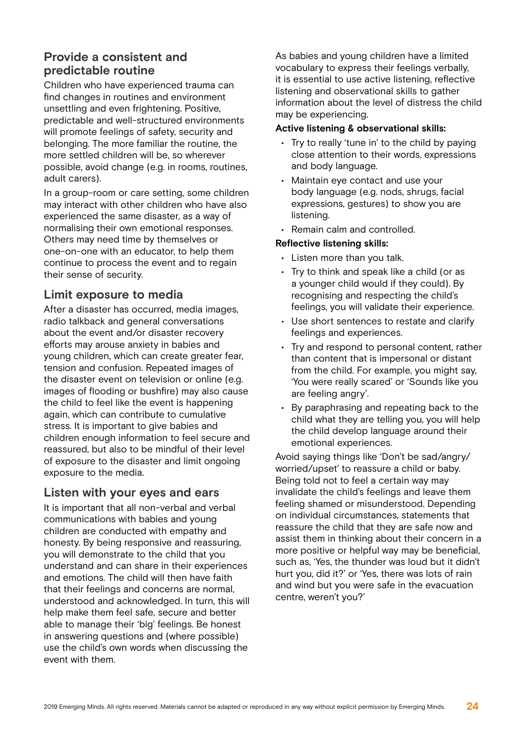## Provide a consistent and predictable routine

Children who have experienced trauma can find changes in routines and environment unsettling and even frightening. Positive, predictable and well-structured environments will promote feelings of safety, security and belonging. The more familiar the routine, the more settled children will be, so wherever possible, avoid change (e.g. in rooms, routines, adult carers).

In a group-room or care setting, some children may interact with other children who have also experienced the same disaster, as a way of normalising their own emotional responses. Others may need time by themselves or one-on-one with an educator, to help them continue to process the event and to regain their sense of security.

## Limit exposure to media

After a disaster has occurred, media images, radio talkback and general conversations about the event and/or disaster recovery efforts may arouse anxiety in babies and young children, which can create greater fear, tension and confusion. Repeated images of the disaster event on television or online (e.g. images of flooding or bushfire) may also cause the child to feel like the event is happening again, which can contribute to cumulative stress. It is important to give babies and children enough information to feel secure and reassured, but also to be mindful of their level of exposure to the disaster and limit ongoing exposure to the media.

## Listen with your eyes and ears

It is important that all non-verbal and verbal communications with babies and young children are conducted with empathy and honesty. By being responsive and reassuring, you will demonstrate to the child that you understand and can share in their experiences and emotions. The child will then have faith that their feelings and concerns are normal, understood and acknowledged. In turn, this will help make them feel safe, secure and better able to manage their 'big' feelings. Be honest in answering questions and (where possible) use the child's own words when discussing the event with them.

As babies and young children have a limited vocabulary to express their feelings verbally, it is essential to use active listening, reflective listening and observational skills to gather information about the level of distress the child may be experiencing.

**Active listening & observational skills:**

- Try to really 'tune in' to the child by paying close attention to their words, expressions and body language.
- Maintain eye contact and use your body language (e.g. nods, shrugs, facial expressions, gestures) to show you are listening.
- Remain calm and controlled.

**Reflective listening skills:**

- Listen more than you talk.
- Try to think and speak like a child (or as a younger child would if they could). By recognising and respecting the child's feelings, you will validate their experience.
- Use short sentences to restate and clarify feelings and experiences.
- Try and respond to personal content, rather than content that is impersonal or distant from the child. For example, you might say, 'You were really scared' or 'Sounds like you are feeling angry'.
- By paraphrasing and repeating back to the child what they are telling you, you will help the child develop language around their emotional experiences.

Avoid saying things like 'Don't be sad/angry/worried/upset' to reassure a child or baby. Being told not to feel a certain way may invalidate the child's feelings and leave them feeling shamed or misunderstood. Depending on individual circumstances, statements that reassure the child that they are safe now and assist them in thinking about their concern in a more positive or helpful way may be beneficial, such as, 'Yes, the thunder was loud but it didn't hurt you, did it?' or 'Yes, there was lots of rain and wind but you were safe in the evacuation centre, weren't you?'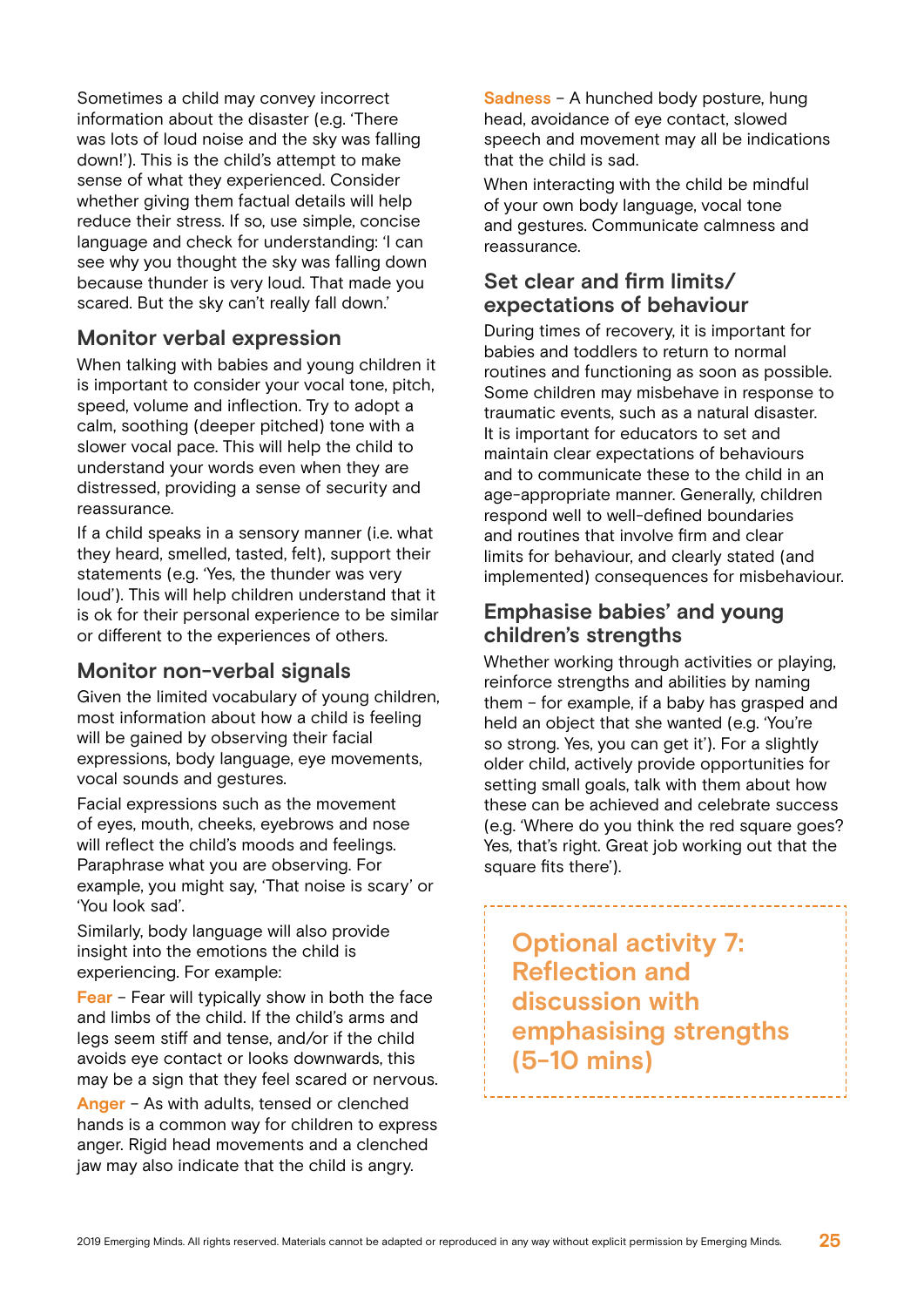Sometimes a child may convey incorrect information about the disaster (e.g. 'There was lots of loud noise and the sky was falling down!'). This is the child's attempt to make sense of what they experienced. Consider whether giving them factual details will help reduce their stress. If so, use simple, concise language and check for understanding: 'I can see why you thought the sky was falling down because thunder is very loud. That made you scared. But the sky can't really fall down.'

## Monitor verbal expression

When talking with babies and young children it is important to consider your vocal tone, pitch, speed, volume and inflection. Try to adopt a calm, soothing (deeper pitched) tone with a slower vocal pace. This will help the child to understand your words even when they are distressed, providing a sense of security and reassurance.

If a child speaks in a sensory manner (i.e. what they heard, smelled, tasted, felt), support their statements (e.g. 'Yes, the thunder was very loud'). This will help children understand that it is ok for their personal experience to be similar or different to the experiences of others.

## Monitor non-verbal signals

Given the limited vocabulary of young children, most information about how a child is feeling will be gained by observing their facial expressions, body language, eye movements, vocal sounds and gestures.

Facial expressions such as the movement of eyes, mouth, cheeks, eyebrows and nose will reflect the child's moods and feelings. Paraphrase what you are observing. For example, you might say, 'That noise is scary' or 'You look sad'.

Similarly, body language will also provide insight into the emotions the child is experiencing. For example:

**Fear** – Fear will typically show in both the face and limbs of the child. If the child's arms and legs seem stiff and tense, and/or if the child avoids eye contact or looks downwards, this may be a sign that they feel scared or nervous.

**Anger** – As with adults, tensed or clenched hands is a common way for children to express anger. Rigid head movements and a clenched jaw may also indicate that the child is angry.

**Sadness** – A hunched body posture, hung head, avoidance of eye contact, slowed speech and movement may all be indications that the child is sad.

When interacting with the child be mindful of your own body language, vocal tone and gestures. Communicate calmness and reassurance.

## Set clear and firm limits/ expectations of behaviour

During times of recovery, it is important for babies and toddlers to return to normal routines and functioning as soon as possible. Some children may misbehave in response to traumatic events, such as a natural disaster. It is important for educators to set and maintain clear expectations of behaviours and to communicate these to the child in an age-appropriate manner. Generally, children respond well to well-defined boundaries and routines that involve firm and clear limits for behaviour, and clearly stated (and implemented) consequences for misbehaviour.

## Emphasise babies' and young children's strengths

Whether working through activities or playing, reinforce strengths and abilities by naming them – for example, if a baby has grasped and held an object that she wanted (e.g. 'You're so strong. Yes, you can get it'). For a slightly older child, actively provide opportunities for setting small goals, talk with them about how these can be achieved and celebrate success (e.g. 'Where do you think the red square goes? Yes, that's right. Great job working out that the square fits there').

## Optional activity 7: Reflection and discussion with emphasising strengths (5-10 mins)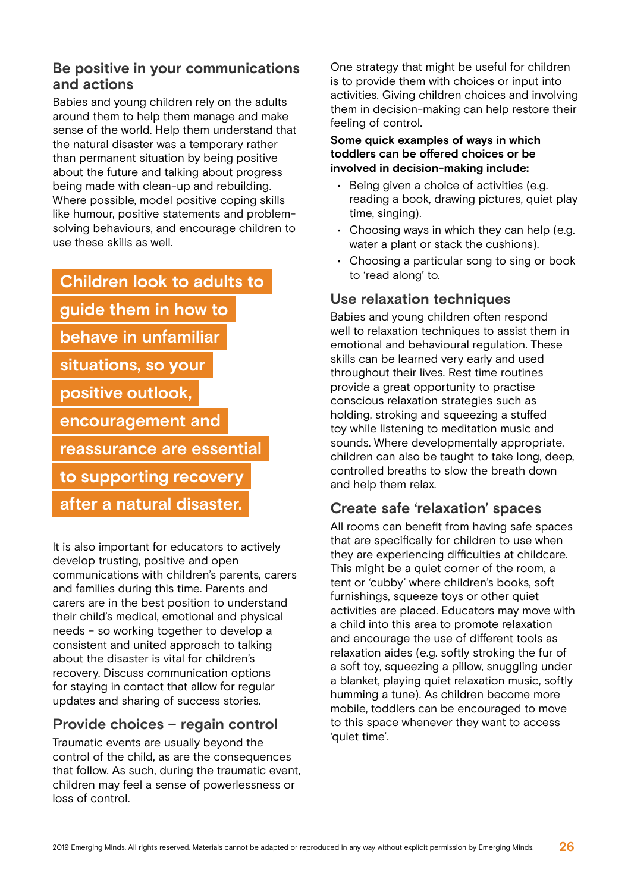## Be positive in your communications and actions

Babies and young children rely on the adults around them to help them manage and make sense of the world. Help them understand that the natural disaster was a temporary rather than permanent situation by being positive about the future and talking about progress being made with clean-up and rebuilding. Where possible, model positive coping skills like humour, positive statements and problem-solving behaviours, and encourage children to use these skills as well.

**Children look to adults to guide them in how to behave in unfamiliar situations, so your positive outlook, encouragement and reassurance are essential to supporting recovery after a natural disaster.**

It is also important for educators to actively develop trusting, positive and open communications with children's parents, carers and families during this time. Parents and carers are in the best position to understand their child's medical, emotional and physical needs – so working together to develop a consistent and united approach to talking about the disaster is vital for children's recovery. Discuss communication options for staying in contact that allow for regular updates and sharing of success stories.

## Provide choices – regain control

Traumatic events are usually beyond the control of the child, as are the consequences that follow. As such, during the traumatic event, children may feel a sense of powerlessness or loss of control.

One strategy that might be useful for children is to provide them with choices or input into activities. Giving children choices and involving them in decision-making can help restore their feeling of control.

**Some quick examples of ways in which toddlers can be offered choices or be involved in decision-making include:**

- Being given a choice of activities (e.g. reading a book, drawing pictures, quiet play time, singing).
- Choosing ways in which they can help (e.g. water a plant or stack the cushions).
- Choosing a particular song to sing or book to 'read along' to.

## Use relaxation techniques

Babies and young children often respond well to relaxation techniques to assist them in emotional and behavioural regulation. These skills can be learned very early and used throughout their lives. Rest time routines provide a great opportunity to practise conscious relaxation strategies such as holding, stroking and squeezing a stuffed toy while listening to meditation music and sounds. Where developmentally appropriate, children can also be taught to take long, deep, controlled breaths to slow the breath down and help them relax.

## Create safe 'relaxation' spaces

All rooms can benefit from having safe spaces that are specifically for children to use when they are experiencing difficulties at childcare. This might be a quiet corner of the room, a tent or 'cubby' where children's books, soft furnishings, squeeze toys or other quiet activities are placed. Educators may move with a child into this area to promote relaxation and encourage the use of different tools as relaxation aides (e.g. softly stroking the fur of a soft toy, squeezing a pillow, snuggling under a blanket, playing quiet relaxation music, softly humming a tune). As children become more mobile, toddlers can be encouraged to move to this space whenever they want to access 'quiet time'.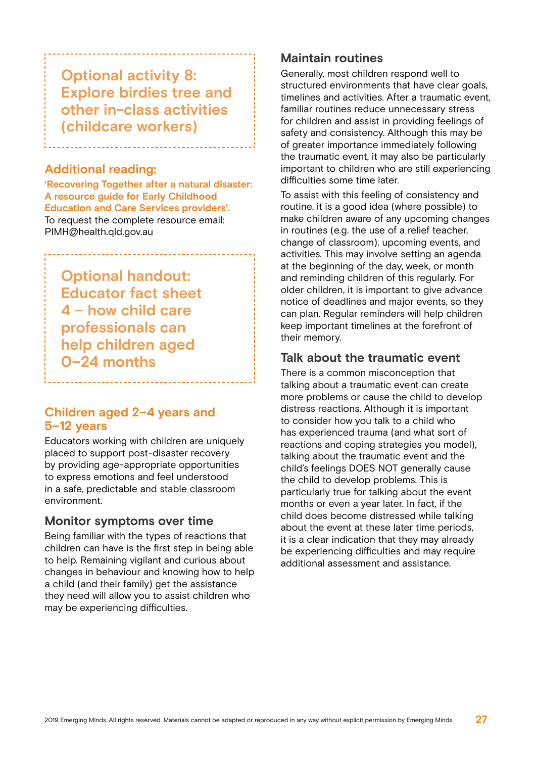## Optional activity 8: Explore birdies tree and other in-class activities (childcare workers)

### Additional reading:

**'Recovering Together after a natural disaster: A resource guide for Early Childhood Education and Care Services providers'.**
To request the complete resource email: PIMH@health.qld.gov.au

## Optional handout: Educator fact sheet 4 – how child care professionals can help children aged 0–24 months

## Children aged 2–4 years and 5–12 years

Educators working with children are uniquely placed to support post-disaster recovery by providing age-appropriate opportunities to express emotions and feel understood in a safe, predictable and stable classroom environment.

### Monitor symptoms over time

Being familiar with the types of reactions that children can have is the first step in being able to help. Remaining vigilant and curious about changes in behaviour and knowing how to help a child (and their family) get the assistance they need will allow you to assist children who may be experiencing difficulties.

### Maintain routines

Generally, most children respond well to structured environments that have clear goals, timelines and activities. After a traumatic event, familiar routines reduce unnecessary stress for children and assist in providing feelings of safety and consistency. Although this may be of greater importance immediately following the traumatic event, it may also be particularly important to children who are still experiencing difficulties some time later.

To assist with this feeling of consistency and routine, it is a good idea (where possible) to make children aware of any upcoming changes in routines (e.g. the use of a relief teacher, change of classroom), upcoming events, and activities. This may involve setting an agenda at the beginning of the day, week, or month and reminding children of this regularly. For older children, it is important to give advance notice of deadlines and major events, so they can plan. Regular reminders will help children keep important timelines at the forefront of their memory.

### Talk about the traumatic event

There is a common misconception that talking about a traumatic event can create more problems or cause the child to develop distress reactions. Although it is important to consider how you talk to a child who has experienced trauma (and what sort of reactions and coping strategies you model), talking about the traumatic event and the child's feelings DOES NOT generally cause the child to develop problems. This is particularly true for talking about the event months or even a year later. In fact, if the child does become distressed while talking about the event at these later time periods, it is a clear indication that they may already be experiencing difficulties and may require additional assessment and assistance.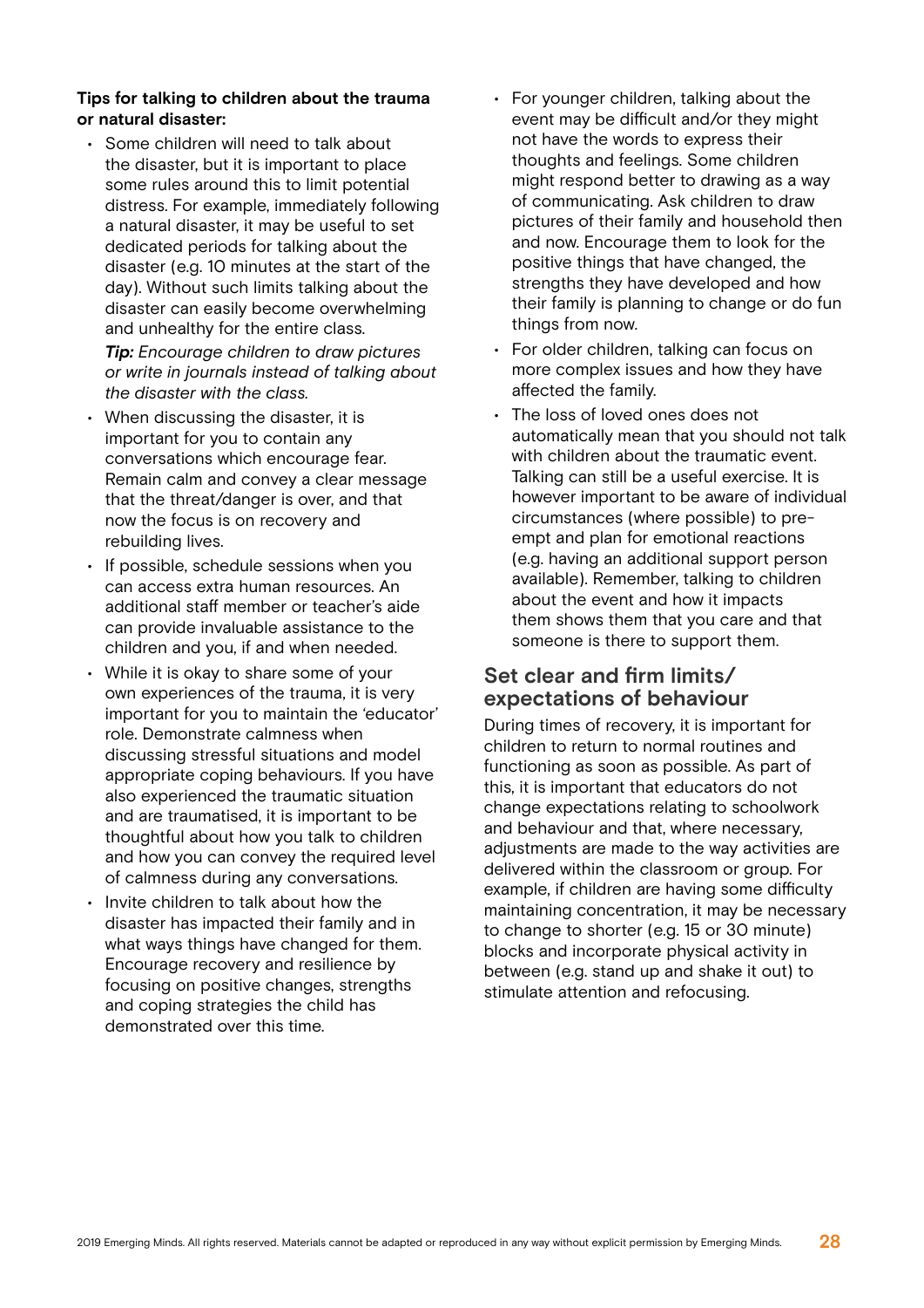**Tips for talking to children about the trauma or natural disaster:**

- Some children will need to talk about the disaster, but it is important to place some rules around this to limit potential distress. For example, immediately following a natural disaster, it may be useful to set dedicated periods for talking about the disaster (e.g. 10 minutes at the start of the day). Without such limits talking about the disaster can easily become overwhelming and unhealthy for the entire class.

  ***Tip:*** *Encourage children to draw pictures or write in journals instead of talking about the disaster with the class.*

- When discussing the disaster, it is important for you to contain any conversations which encourage fear. Remain calm and convey a clear message that the threat/danger is over, and that now the focus is on recovery and rebuilding lives.
- If possible, schedule sessions when you can access extra human resources. An additional staff member or teacher's aide can provide invaluable assistance to the children and you, if and when needed.
- While it is okay to share some of your own experiences of the trauma, it is very important for you to maintain the 'educator' role. Demonstrate calmness when discussing stressful situations and model appropriate coping behaviours. If you have also experienced the traumatic situation and are traumatised, it is important to be thoughtful about how you talk to children and how you can convey the required level of calmness during any conversations.
- Invite children to talk about how the disaster has impacted their family and in what ways things have changed for them. Encourage recovery and resilience by focusing on positive changes, strengths and coping strategies the child has demonstrated over this time.
- For younger children, talking about the event may be difficult and/or they might not have the words to express their thoughts and feelings. Some children might respond better to drawing as a way of communicating. Ask children to draw pictures of their family and household then and now. Encourage them to look for the positive things that have changed, the strengths they have developed and how their family is planning to change or do fun things from now.
- For older children, talking can focus on more complex issues and how they have affected the family.
- The loss of loved ones does not automatically mean that you should not talk with children about the traumatic event. Talking can still be a useful exercise. It is however important to be aware of individual circumstances (where possible) to pre-empt and plan for emotional reactions (e.g. having an additional support person available). Remember, talking to children about the event and how it impacts them shows them that you care and that someone is there to support them.

## Set clear and firm limits/ expectations of behaviour

During times of recovery, it is important for children to return to normal routines and functioning as soon as possible. As part of this, it is important that educators do not change expectations relating to schoolwork and behaviour and that, where necessary, adjustments are made to the way activities are delivered within the classroom or group. For example, if children are having some difficulty maintaining concentration, it may be necessary to change to shorter (e.g. 15 or 30 minute) blocks and incorporate physical activity in between (e.g. stand up and shake it out) to stimulate attention and refocusing.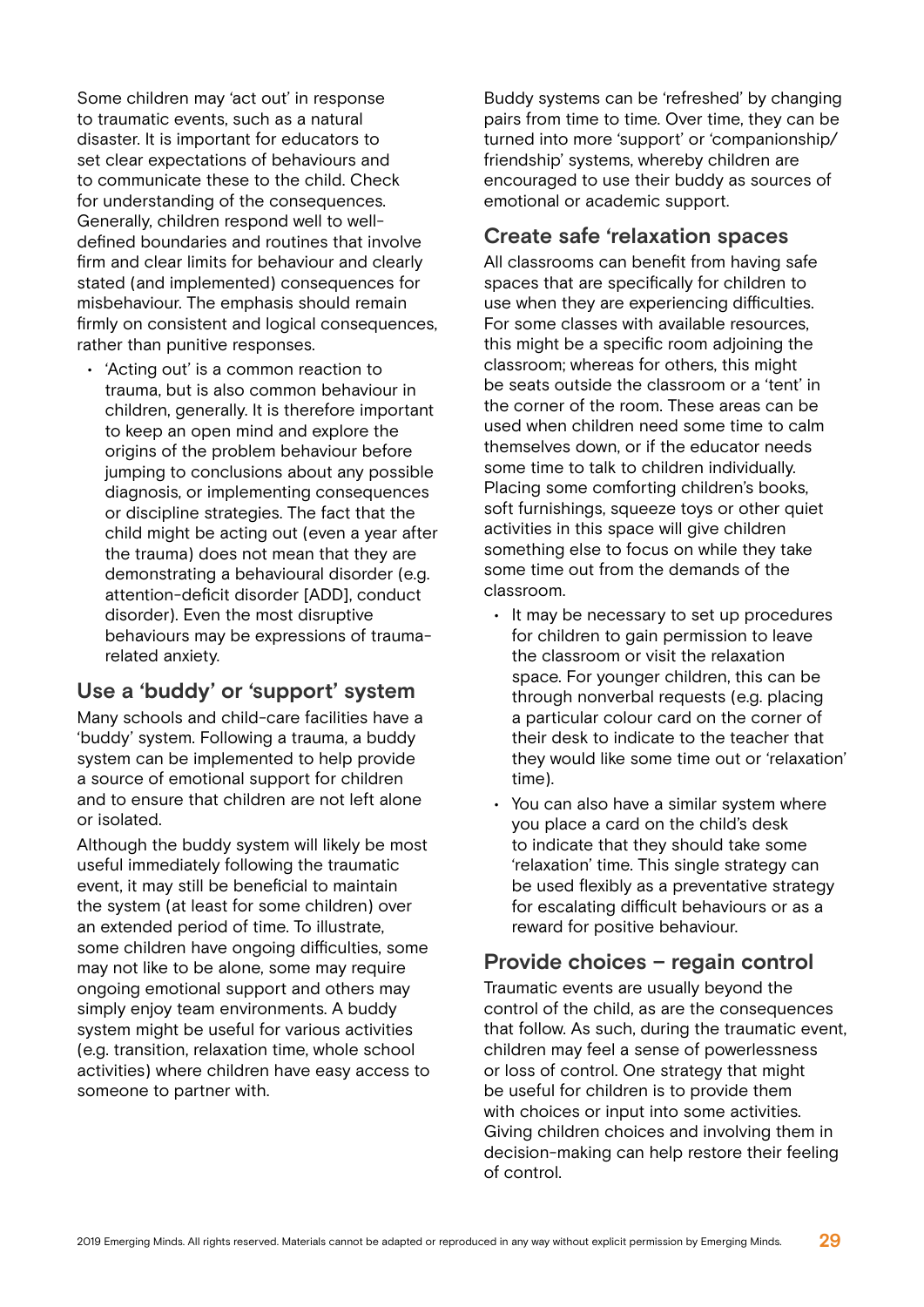Some children may 'act out' in response to traumatic events, such as a natural disaster. It is important for educators to set clear expectations of behaviours and to communicate these to the child. Check for understanding of the consequences. Generally, children respond well to well-defined boundaries and routines that involve firm and clear limits for behaviour and clearly stated (and implemented) consequences for misbehaviour. The emphasis should remain firmly on consistent and logical consequences, rather than punitive responses.

- 'Acting out' is a common reaction to trauma, but is also common behaviour in children, generally. It is therefore important to keep an open mind and explore the origins of the problem behaviour before jumping to conclusions about any possible diagnosis, or implementing consequences or discipline strategies. The fact that the child might be acting out (even a year after the trauma) does not mean that they are demonstrating a behavioural disorder (e.g. attention-deficit disorder [ADD], conduct disorder). Even the most disruptive behaviours may be expressions of trauma-related anxiety.

## Use a 'buddy' or 'support' system

Many schools and child-care facilities have a 'buddy' system. Following a trauma, a buddy system can be implemented to help provide a source of emotional support for children and to ensure that children are not left alone or isolated.

Although the buddy system will likely be most useful immediately following the traumatic event, it may still be beneficial to maintain the system (at least for some children) over an extended period of time. To illustrate, some children have ongoing difficulties, some may not like to be alone, some may require ongoing emotional support and others may simply enjoy team environments. A buddy system might be useful for various activities (e.g. transition, relaxation time, whole school activities) where children have easy access to someone to partner with.

Buddy systems can be 'refreshed' by changing pairs from time to time. Over time, they can be turned into more 'support' or 'companionship/friendship' systems, whereby children are encouraged to use their buddy as sources of emotional or academic support.

## Create safe 'relaxation spaces

All classrooms can benefit from having safe spaces that are specifically for children to use when they are experiencing difficulties. For some classes with available resources, this might be a specific room adjoining the classroom; whereas for others, this might be seats outside the classroom or a 'tent' in the corner of the room. These areas can be used when children need some time to calm themselves down, or if the educator needs some time to talk to children individually. Placing some comforting children's books, soft furnishings, squeeze toys or other quiet activities in this space will give children something else to focus on while they take some time out from the demands of the classroom.

- It may be necessary to set up procedures for children to gain permission to leave the classroom or visit the relaxation space. For younger children, this can be through nonverbal requests (e.g. placing a particular colour card on the corner of their desk to indicate to the teacher that they would like some time out or 'relaxation' time).
- You can also have a similar system where you place a card on the child's desk to indicate that they should take some 'relaxation' time. This single strategy can be used flexibly as a preventative strategy for escalating difficult behaviours or as a reward for positive behaviour.

## Provide choices – regain control

Traumatic events are usually beyond the control of the child, as are the consequences that follow. As such, during the traumatic event, children may feel a sense of powerlessness or loss of control. One strategy that might be useful for children is to provide them with choices or input into some activities. Giving children choices and involving them in decision-making can help restore their feeling of control.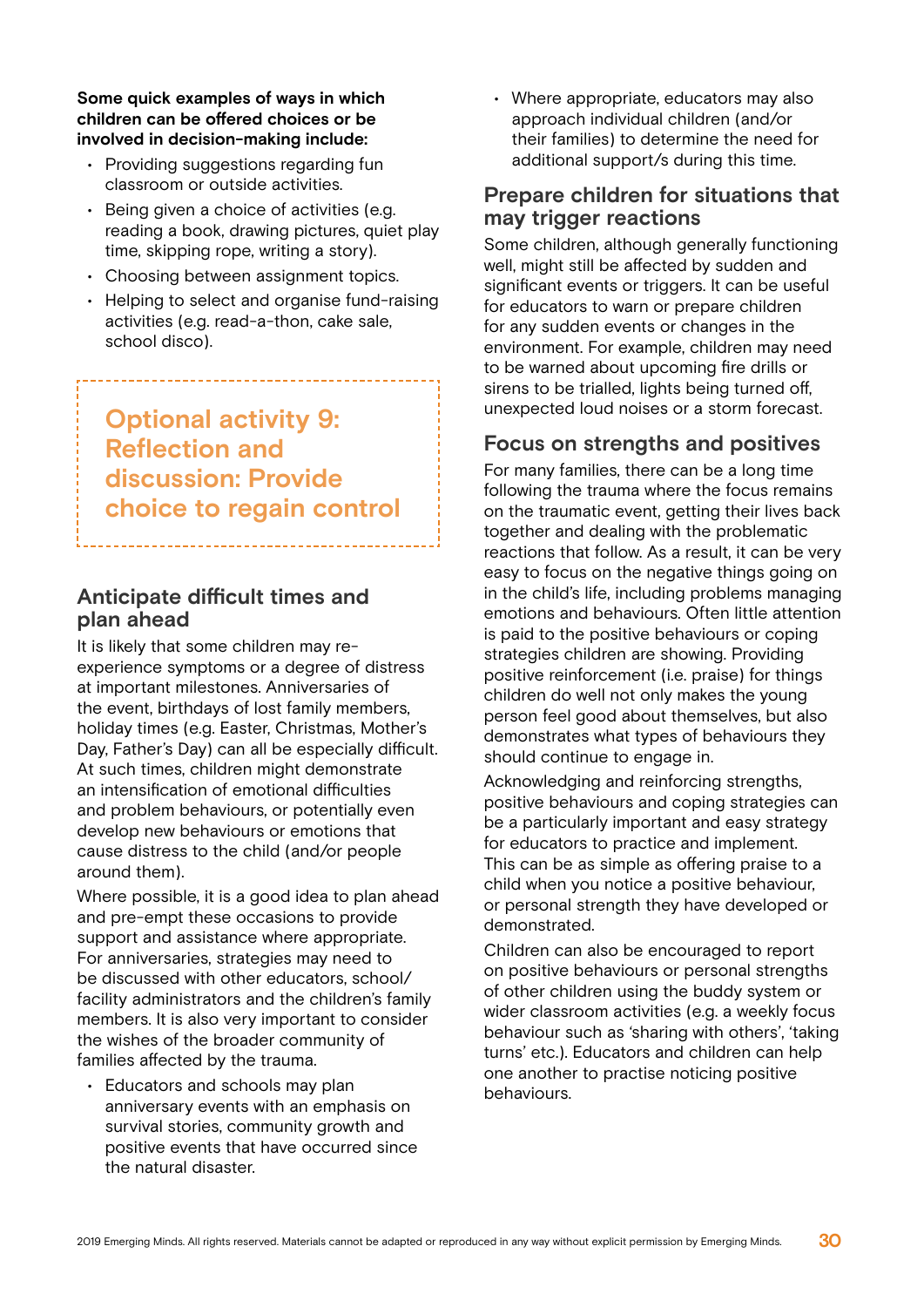**Some quick examples of ways in which children can be offered choices or be involved in decision-making include:**

- Providing suggestions regarding fun classroom or outside activities.
- Being given a choice of activities (e.g. reading a book, drawing pictures, quiet play time, skipping rope, writing a story).
- Choosing between assignment topics.
- Helping to select and organise fund-raising activities (e.g. read-a-thon, cake sale, school disco).

> **Optional activity 9: Reflection and discussion: Provide choice to regain control**

## Anticipate difficult times and plan ahead

It is likely that some children may re-experience symptoms or a degree of distress at important milestones. Anniversaries of the event, birthdays of lost family members, holiday times (e.g. Easter, Christmas, Mother's Day, Father's Day) can all be especially difficult. At such times, children might demonstrate an intensification of emotional difficulties and problem behaviours, or potentially even develop new behaviours or emotions that cause distress to the child (and/or people around them).

Where possible, it is a good idea to plan ahead and pre-empt these occasions to provide support and assistance where appropriate. For anniversaries, strategies may need to be discussed with other educators, school/facility administrators and the children's family members. It is also very important to consider the wishes of the broader community of families affected by the trauma.

- Educators and schools may plan anniversary events with an emphasis on survival stories, community growth and positive events that have occurred since the natural disaster.
- Where appropriate, educators may also approach individual children (and/or their families) to determine the need for additional support/s during this time.

## Prepare children for situations that may trigger reactions

Some children, although generally functioning well, might still be affected by sudden and significant events or triggers. It can be useful for educators to warn or prepare children for any sudden events or changes in the environment. For example, children may need to be warned about upcoming fire drills or sirens to be trialled, lights being turned off, unexpected loud noises or a storm forecast.

## Focus on strengths and positives

For many families, there can be a long time following the trauma where the focus remains on the traumatic event, getting their lives back together and dealing with the problematic reactions that follow. As a result, it can be very easy to focus on the negative things going on in the child's life, including problems managing emotions and behaviours. Often little attention is paid to the positive behaviours or coping strategies children are showing. Providing positive reinforcement (i.e. praise) for things children do well not only makes the young person feel good about themselves, but also demonstrates what types of behaviours they should continue to engage in.

Acknowledging and reinforcing strengths, positive behaviours and coping strategies can be a particularly important and easy strategy for educators to practice and implement. This can be as simple as offering praise to a child when you notice a positive behaviour, or personal strength they have developed or demonstrated.

Children can also be encouraged to report on positive behaviours or personal strengths of other children using the buddy system or wider classroom activities (e.g. a weekly focus behaviour such as 'sharing with others', 'taking turns' etc.). Educators and children can help one another to practise noticing positive behaviours.

2019 Emerging Minds. All rights reserved. Materials cannot be adapted or reproduced in any way without explicit permission by Emerging Minds.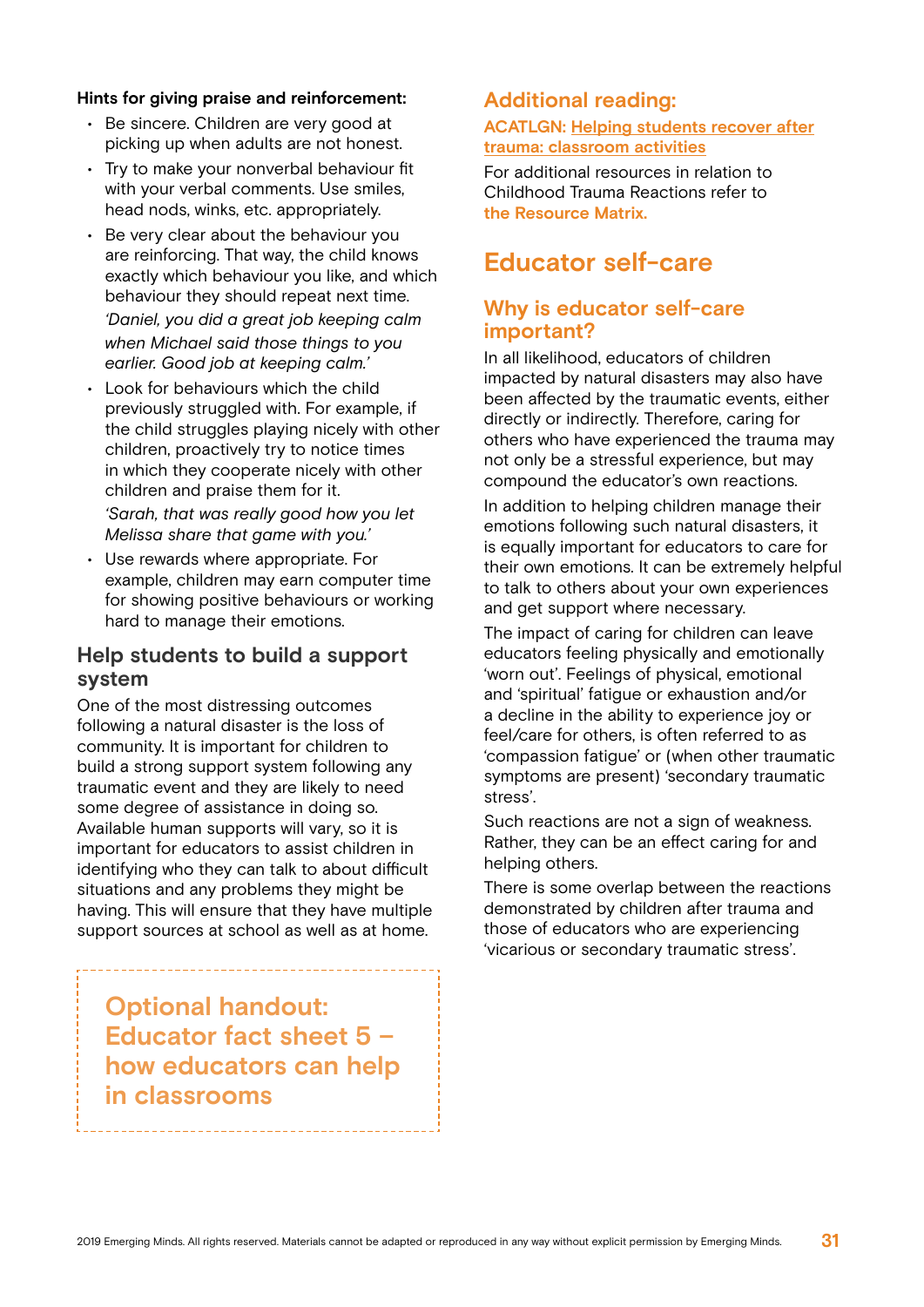**Hints for giving praise and reinforcement:**

- Be sincere. Children are very good at picking up when adults are not honest.
- Try to make your nonverbal behaviour fit with your verbal comments. Use smiles, head nods, winks, etc. appropriately.
- Be very clear about the behaviour you are reinforcing. That way, the child knows exactly which behaviour you like, and which behaviour they should repeat next time.
  *'Daniel, you did a great job keeping calm when Michael said those things to you earlier. Good job at keeping calm.'*
- Look for behaviours which the child previously struggled with. For example, if the child struggles playing nicely with other children, proactively try to notice times in which they cooperate nicely with other children and praise them for it.
  *'Sarah, that was really good how you let Melissa share that game with you.'*
- Use rewards where appropriate. For example, children may earn computer time for showing positive behaviours or working hard to manage their emotions.

### Help students to build a support system

One of the most distressing outcomes following a natural disaster is the loss of community. It is important for children to build a strong support system following any traumatic event and they are likely to need some degree of assistance in doing so. Available human supports will vary, so it is important for educators to assist children in identifying who they can talk to about difficult situations and any problems they might be having. This will ensure that they have multiple support sources at school as well as at home.

**Optional handout: Educator fact sheet 5 – how educators can help in classrooms**

### Additional reading:

**ACATLGN: Helping students recover after trauma: classroom activities**

For additional resources in relation to Childhood Trauma Reactions refer to **the Resource Matrix.**

## Educator self-care

### Why is educator self-care important?

In all likelihood, educators of children impacted by natural disasters may also have been affected by the traumatic events, either directly or indirectly. Therefore, caring for others who have experienced the trauma may not only be a stressful experience, but may compound the educator's own reactions.

In addition to helping children manage their emotions following such natural disasters, it is equally important for educators to care for their own emotions. It can be extremely helpful to talk to others about your own experiences and get support where necessary.

The impact of caring for children can leave educators feeling physically and emotionally 'worn out'. Feelings of physical, emotional and 'spiritual' fatigue or exhaustion and/or a decline in the ability to experience joy or feel/care for others, is often referred to as 'compassion fatigue' or (when other traumatic symptoms are present) 'secondary traumatic stress'.

Such reactions are not a sign of weakness. Rather, they can be an effect caring for and helping others.

There is some overlap between the reactions demonstrated by children after trauma and those of educators who are experiencing 'vicarious or secondary traumatic stress'.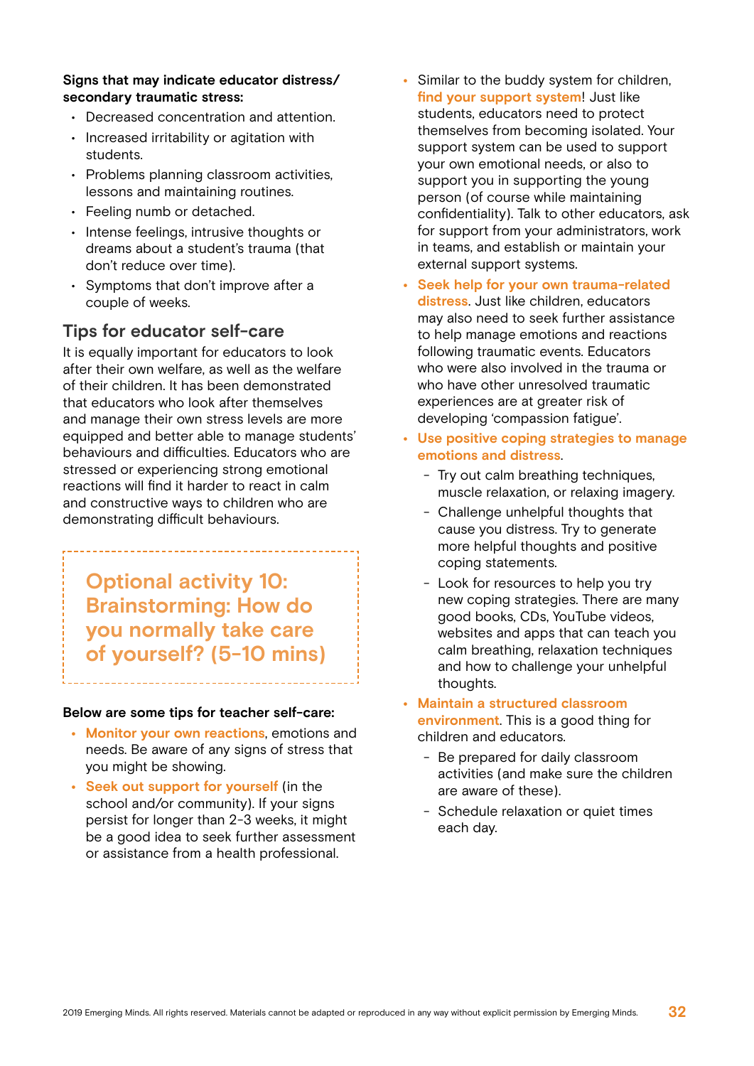**Signs that may indicate educator distress/ secondary traumatic stress:**

- Decreased concentration and attention.
- Increased irritability or agitation with students.
- Problems planning classroom activities, lessons and maintaining routines.
- Feeling numb or detached.
- Intense feelings, intrusive thoughts or dreams about a student's trauma (that don't reduce over time).
- Symptoms that don't improve after a couple of weeks.

## Tips for educator self-care

It is equally important for educators to look after their own welfare, as well as the welfare of their children. It has been demonstrated that educators who look after themselves and manage their own stress levels are more equipped and better able to manage students' behaviours and difficulties. Educators who are stressed or experiencing strong emotional reactions will find it harder to react in calm and constructive ways to children who are demonstrating difficult behaviours.

### Optional activity 10: Brainstorming: How do you normally take care of yourself? (5-10 mins)

**Below are some tips for teacher self-care:**

- **Monitor your own reactions**, emotions and needs. Be aware of any signs of stress that you might be showing.
- **Seek out support for yourself** (in the school and/or community). If your signs persist for longer than 2-3 weeks, it might be a good idea to seek further assessment or assistance from a health professional.
- Similar to the buddy system for children, **find your support system**! Just like students, educators need to protect themselves from becoming isolated. Your support system can be used to support your own emotional needs, or also to support you in supporting the young person (of course while maintaining confidentiality). Talk to other educators, ask for support from your administrators, work in teams, and establish or maintain your external support systems.
- **Seek help for your own trauma-related distress**. Just like children, educators may also need to seek further assistance to help manage emotions and reactions following traumatic events. Educators who were also involved in the trauma or who have other unresolved traumatic experiences are at greater risk of developing 'compassion fatigue'.
- **Use positive coping strategies to manage emotions and distress**.
  - Try out calm breathing techniques, muscle relaxation, or relaxing imagery.
  - Challenge unhelpful thoughts that cause you distress. Try to generate more helpful thoughts and positive coping statements.
  - Look for resources to help you try new coping strategies. There are many good books, CDs, YouTube videos, websites and apps that can teach you calm breathing, relaxation techniques and how to challenge your unhelpful thoughts.
- **Maintain a structured classroom environment**. This is a good thing for children and educators.
  - Be prepared for daily classroom activities (and make sure the children are aware of these).
  - Schedule relaxation or quiet times each day.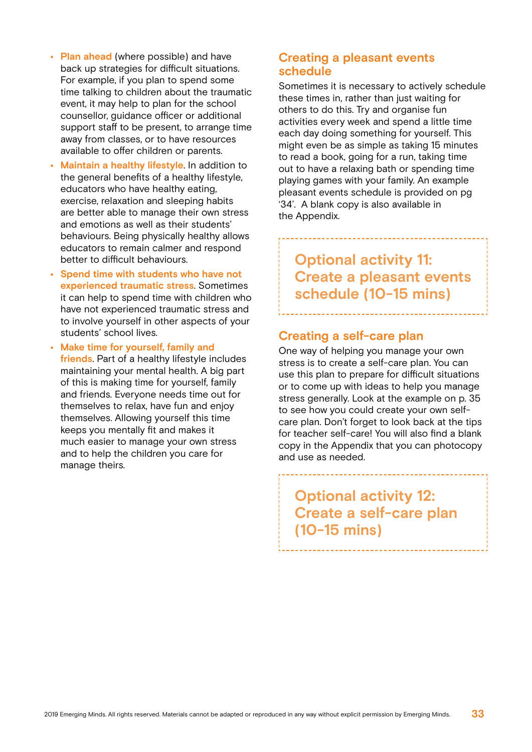- **Plan ahead** (where possible) and have back up strategies for difficult situations. For example, if you plan to spend some time talking to children about the traumatic event, it may help to plan for the school counsellor, guidance officer or additional support staff to be present, to arrange time away from classes, or to have resources available to offer children or parents.
- **Maintain a healthy lifestyle**. In addition to the general benefits of a healthy lifestyle, educators who have healthy eating, exercise, relaxation and sleeping habits are better able to manage their own stress and emotions as well as their students' behaviours. Being physically healthy allows educators to remain calmer and respond better to difficult behaviours.
- **Spend time with students who have not experienced traumatic stress**. Sometimes it can help to spend time with children who have not experienced traumatic stress and to involve yourself in other aspects of your students' school lives.
- **Make time for yourself, family and friends**. Part of a healthy lifestyle includes maintaining your mental health. A big part of this is making time for yourself, family and friends. Everyone needs time out for themselves to relax, have fun and enjoy themselves. Allowing yourself this time keeps you mentally fit and makes it much easier to manage your own stress and to help the children you care for manage theirs.

## Creating a pleasant events schedule

Sometimes it is necessary to actively schedule these times in, rather than just waiting for others to do this. Try and organise fun activities every week and spend a little time each day doing something for yourself. This might even be as simple as taking 15 minutes to read a book, going for a run, taking time out to have a relaxing bath or spending time playing games with your family. An example pleasant events schedule is provided on pg '34'. A blank copy is also available in the Appendix.

> **Optional activity 11: Create a pleasant events schedule (10-15 mins)**

## Creating a self-care plan

One way of helping you manage your own stress is to create a self-care plan. You can use this plan to prepare for difficult situations or to come up with ideas to help you manage stress generally. Look at the example on p. 35 to see how you could create your own self-care plan. Don't forget to look back at the tips for teacher self-care! You will also find a blank copy in the Appendix that you can photocopy and use as needed.

> **Optional activity 12: Create a self-care plan (10-15 mins)**

2019 Emerging Minds. All rights reserved. Materials cannot be adapted or reproduced in any way without explicit permission by Emerging Minds.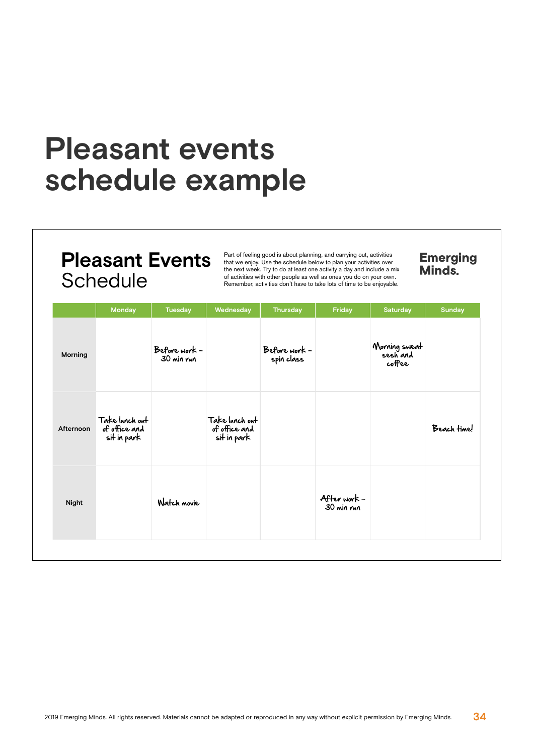# Pleasant events schedule example

## Pleasant Events Schedule

Part of feeling good is about planning, and carrying out, activities that we enjoy. Use the schedule below to plan your activities over the next week. Try to do at least one activity a day and include a mix of activities with other people as well as ones you do on your own. Remember, activities don't have to take lots of time to be enjoyable.

**Emerging Minds.**

| | Monday | Tuesday | Wednesday | Thursday | Friday | Saturday | Sunday |
|---|---|---|---|---|---|---|---|
| Morning | | Before work – 30 min run | | Before work – spin class | | Morning sweat sesh and coffee | |
| Afternoon | Take lunch out of office and sit in park | | Take lunch out of office and sit in park | | | | Beach time! |
| Night | | Watch movie | | | After work – 30 min run | | |

2019 Emerging Minds. All rights reserved. Materials cannot be adapted or reproduced in any way without explicit permission by Emerging Minds.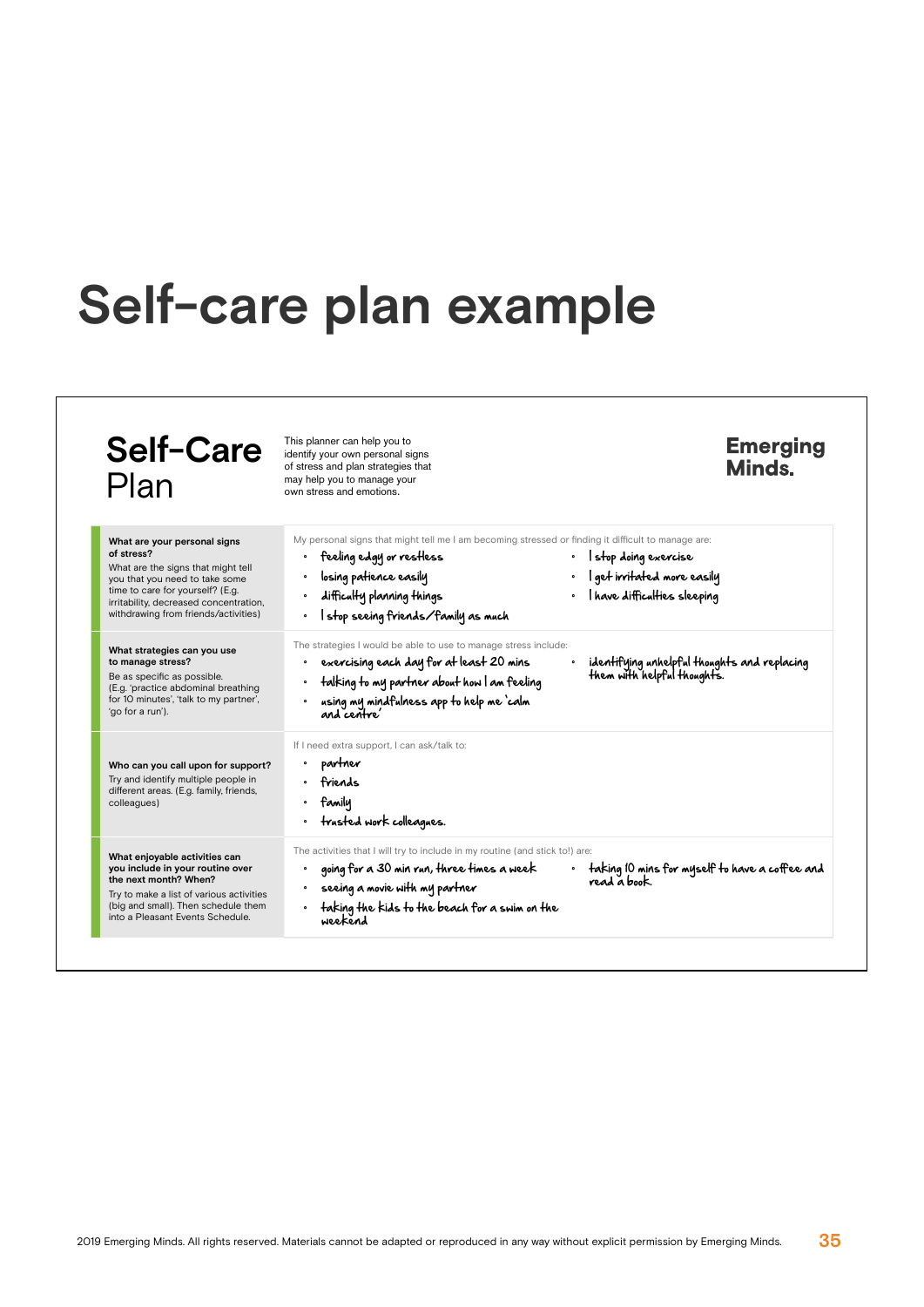# Self-care plan example

## Self-Care Plan

This planner can help you to identify your own personal signs of stress and plan strategies that may help you to manage your own stress and emotions.

**Emerging Minds.**

| | |
|---|---|
| **What are your personal signs of stress?** What are the signs that might tell you that you need to take some time to care for yourself? (E.g. irritability, decreased concentration, withdrawing from friends/activities) | My personal signs that might tell me I am becoming stressed or finding it difficult to manage are: • feeling edgy or restless • losing patience easily • difficulty planning things • I stop seeing friends/family as much • I stop doing exercise • I get irritated more easily • I have difficulties sleeping |
| **What strategies can you use to manage stress?** Be as specific as possible. (E.g. 'practice abdominal breathing for 10 minutes', 'talk to my partner', 'go for a run'). | The strategies I would be able to use to manage stress include: • exercising each day for at least 20 mins • talking to my partner about how I am feeling • using my mindfulness app to help me 'calm and centre' • identifying unhelpful thoughts and replacing them with helpful thoughts. |
| **Who can you call upon for support?** Try and identify multiple people in different areas. (E.g. family, friends, colleagues) | If I need extra support, I can ask/talk to: • partner • friends • family • trusted work colleagues. |
| **What enjoyable activities can you include in your routine over the next month? When?** Try to make a list of various activities (big and small). Then schedule them into a Pleasant Events Schedule. | The activities that I will try to include in my routine (and stick to!) are: • going for a 30 min run, three times a week • seeing a movie with my partner • taking the kids to the beach for a swim on the weekend • taking 10 mins for myself to have a coffee and read a book. |

2019 Emerging Minds. All rights reserved. Materials cannot be adapted or reproduced in any way without explicit permission by Emerging Minds.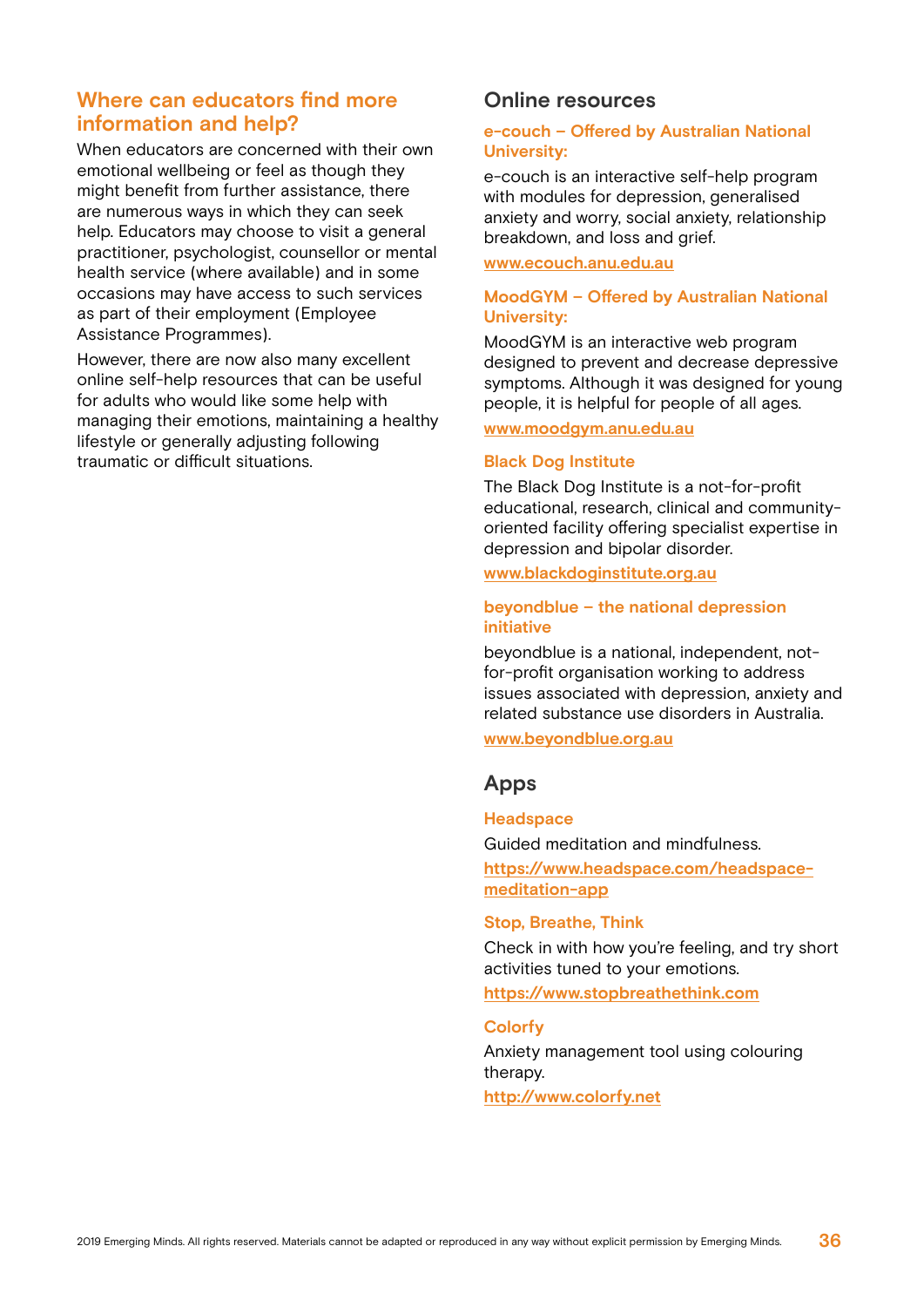## Where can educators find more information and help?

When educators are concerned with their own emotional wellbeing or feel as though they might benefit from further assistance, there are numerous ways in which they can seek help. Educators may choose to visit a general practitioner, psychologist, counsellor or mental health service (where available) and in some occasions may have access to such services as part of their employment (Employee Assistance Programmes).

However, there are now also many excellent online self-help resources that can be useful for adults who would like some help with managing their emotions, maintaining a healthy lifestyle or generally adjusting following traumatic or difficult situations.

## Online resources

### e-couch – Offered by Australian National University:

e-couch is an interactive self-help program with modules for depression, generalised anxiety and worry, social anxiety, relationship breakdown, and loss and grief.

www.ecouch.anu.edu.au

### MoodGYM – Offered by Australian National University:

MoodGYM is an interactive web program designed to prevent and decrease depressive symptoms. Although it was designed for young people, it is helpful for people of all ages.

www.moodgym.anu.edu.au

### Black Dog Institute

The Black Dog Institute is a not-for-profit educational, research, clinical and community-oriented facility offering specialist expertise in depression and bipolar disorder.

www.blackdoginstitute.org.au

### beyondblue – the national depression initiative

beyondblue is a national, independent, not-for-profit organisation working to address issues associated with depression, anxiety and related substance use disorders in Australia.

www.beyondblue.org.au

## Apps

### Headspace

Guided meditation and mindfulness.

https://www.headspace.com/headspace-meditation-app

### Stop, Breathe, Think

Check in with how you're feeling, and try short activities tuned to your emotions.

https://www.stopbreathethink.com

### Colorfy

Anxiety management tool using colouring therapy.

http://www.colorfy.net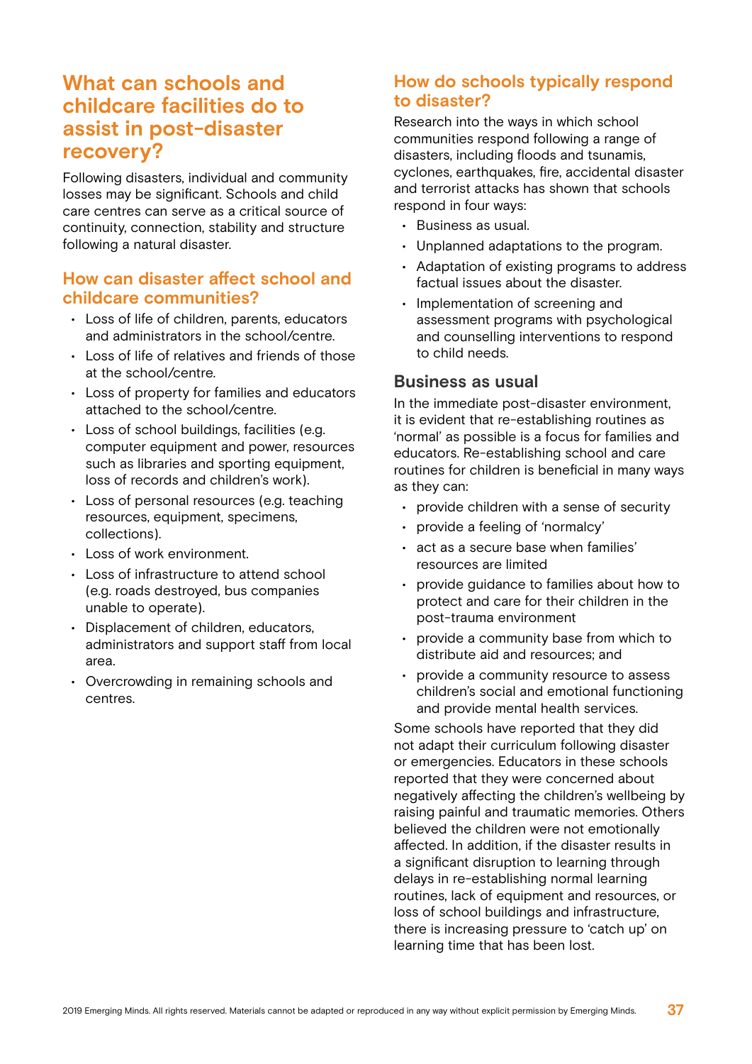## What can schools and childcare facilities do to assist in post-disaster recovery?

Following disasters, individual and community losses may be significant. Schools and child care centres can serve as a critical source of continuity, connection, stability and structure following a natural disaster.

### How can disaster affect school and childcare communities?

- Loss of life of children, parents, educators and administrators in the school/centre.
- Loss of life of relatives and friends of those at the school/centre.
- Loss of property for families and educators attached to the school/centre.
- Loss of school buildings, facilities (e.g. computer equipment and power, resources such as libraries and sporting equipment, loss of records and children's work).
- Loss of personal resources (e.g. teaching resources, equipment, specimens, collections).
- Loss of work environment.
- Loss of infrastructure to attend school (e.g. roads destroyed, bus companies unable to operate).
- Displacement of children, educators, administrators and support staff from local area.
- Overcrowding in remaining schools and centres.

### How do schools typically respond to disaster?

Research into the ways in which school communities respond following a range of disasters, including floods and tsunamis, cyclones, earthquakes, fire, accidental disaster and terrorist attacks has shown that schools respond in four ways:

- Business as usual.
- Unplanned adaptations to the program.
- Adaptation of existing programs to address factual issues about the disaster.
- Implementation of screening and assessment programs with psychological and counselling interventions to respond to child needs.

#### Business as usual

In the immediate post-disaster environment, it is evident that re-establishing routines as 'normal' as possible is a focus for families and educators. Re-establishing school and care routines for children is beneficial in many ways as they can:

- provide children with a sense of security
- provide a feeling of 'normalcy'
- act as a secure base when families' resources are limited
- provide guidance to families about how to protect and care for their children in the post-trauma environment
- provide a community base from which to distribute aid and resources; and
- provide a community resource to assess children's social and emotional functioning and provide mental health services.

Some schools have reported that they did not adapt their curriculum following disaster or emergencies. Educators in these schools reported that they were concerned about negatively affecting the children's wellbeing by raising painful and traumatic memories. Others believed the children were not emotionally affected. In addition, if the disaster results in a significant disruption to learning through delays in re-establishing normal learning routines, lack of equipment and resources, or loss of school buildings and infrastructure, there is increasing pressure to 'catch up' on learning time that has been lost.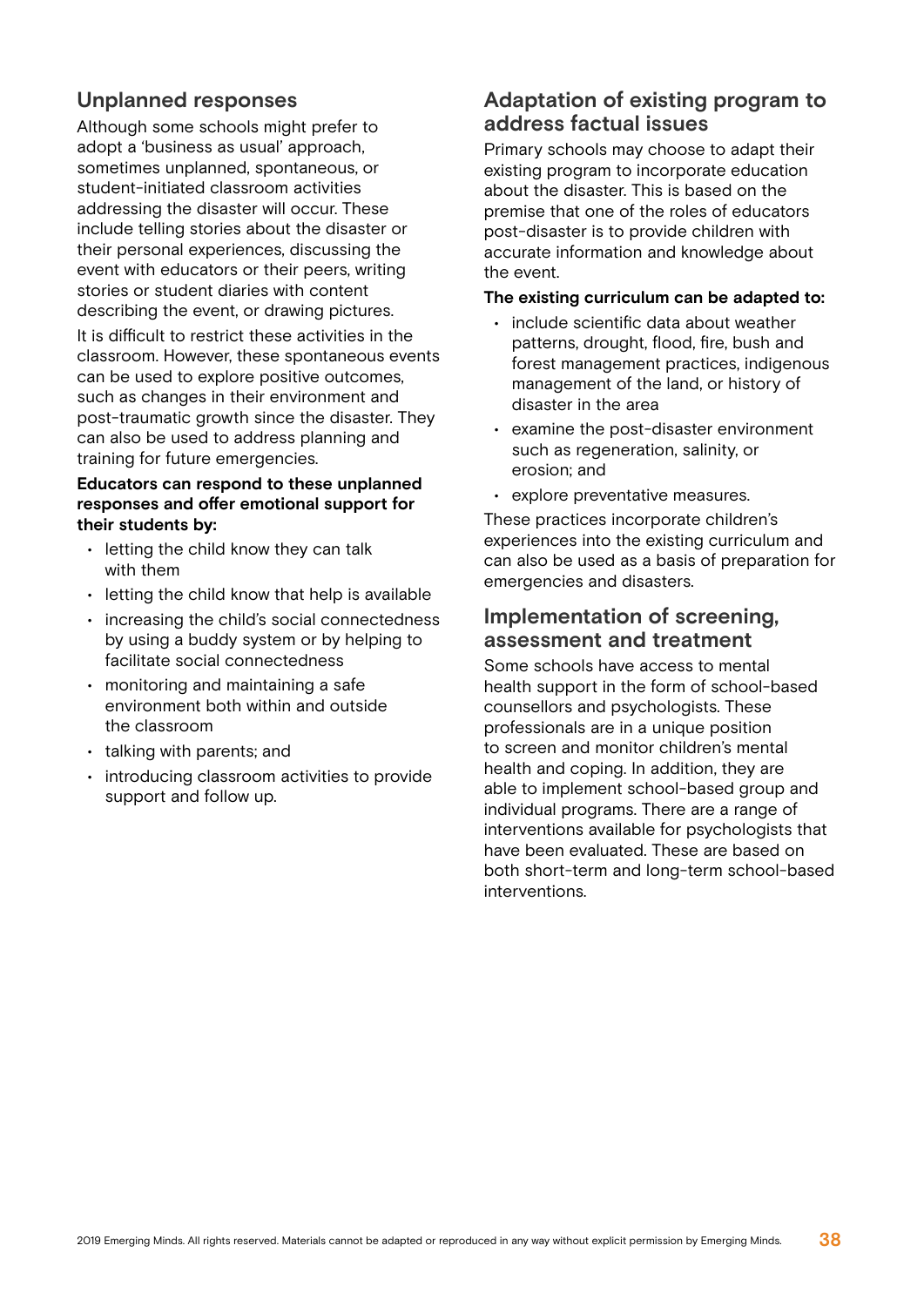## Unplanned responses

Although some schools might prefer to adopt a 'business as usual' approach, sometimes unplanned, spontaneous, or student-initiated classroom activities addressing the disaster will occur. These include telling stories about the disaster or their personal experiences, discussing the event with educators or their peers, writing stories or student diaries with content describing the event, or drawing pictures.

It is difficult to restrict these activities in the classroom. However, these spontaneous events can be used to explore positive outcomes, such as changes in their environment and post-traumatic growth since the disaster. They can also be used to address planning and training for future emergencies.

**Educators can respond to these unplanned responses and offer emotional support for their students by:**

- letting the child know they can talk with them
- letting the child know that help is available
- increasing the child's social connectedness by using a buddy system or by helping to facilitate social connectedness
- monitoring and maintaining a safe environment both within and outside the classroom
- talking with parents; and
- introducing classroom activities to provide support and follow up.

## Adaptation of existing program to address factual issues

Primary schools may choose to adapt their existing program to incorporate education about the disaster. This is based on the premise that one of the roles of educators post-disaster is to provide children with accurate information and knowledge about the event.

**The existing curriculum can be adapted to:**

- include scientific data about weather patterns, drought, flood, fire, bush and forest management practices, indigenous management of the land, or history of disaster in the area
- examine the post-disaster environment such as regeneration, salinity, or erosion; and
- explore preventative measures.

These practices incorporate children's experiences into the existing curriculum and can also be used as a basis of preparation for emergencies and disasters.

## Implementation of screening, assessment and treatment

Some schools have access to mental health support in the form of school-based counsellors and psychologists. These professionals are in a unique position to screen and monitor children's mental health and coping. In addition, they are able to implement school-based group and individual programs. There are a range of interventions available for psychologists that have been evaluated. These are based on both short-term and long-term school-based interventions.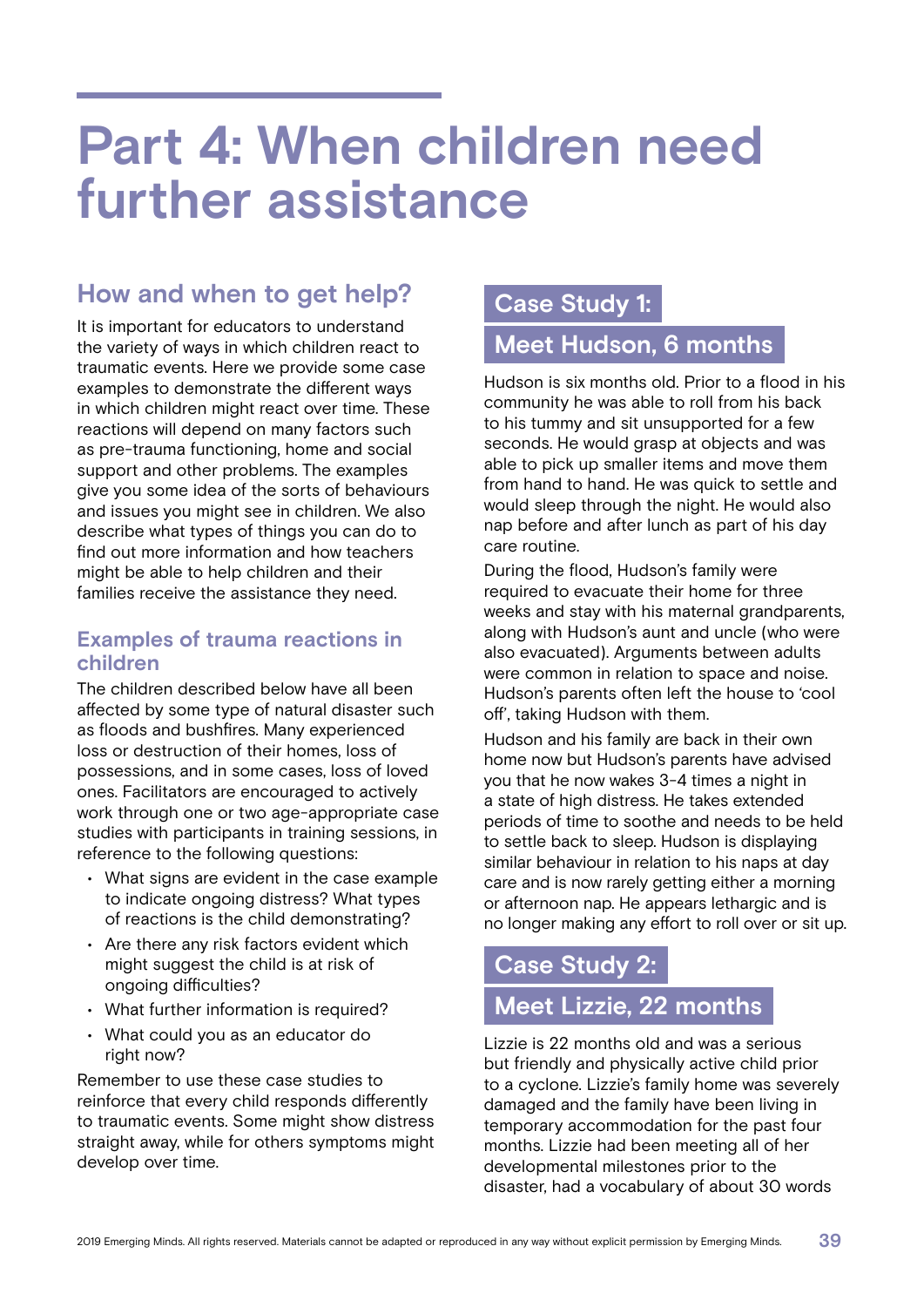# Part 4: When children need further assistance

## How and when to get help?

It is important for educators to understand the variety of ways in which children react to traumatic events. Here we provide some case examples to demonstrate the different ways in which children might react over time. These reactions will depend on many factors such as pre-trauma functioning, home and social support and other problems. The examples give you some idea of the sorts of behaviours and issues you might see in children. We also describe what types of things you can do to find out more information and how teachers might be able to help children and their families receive the assistance they need.

### Examples of trauma reactions in children

The children described below have all been affected by some type of natural disaster such as floods and bushfires. Many experienced loss or destruction of their homes, loss of possessions, and in some cases, loss of loved ones. Facilitators are encouraged to actively work through one or two age-appropriate case studies with participants in training sessions, in reference to the following questions:

- What signs are evident in the case example to indicate ongoing distress? What types of reactions is the child demonstrating?
- Are there any risk factors evident which might suggest the child is at risk of ongoing difficulties?
- What further information is required?
- What could you as an educator do right now?

Remember to use these case studies to reinforce that every child responds differently to traumatic events. Some might show distress straight away, while for others symptoms might develop over time.

## Case Study 1: Meet Hudson, 6 months

Hudson is six months old. Prior to a flood in his community he was able to roll from his back to his tummy and sit unsupported for a few seconds. He would grasp at objects and was able to pick up smaller items and move them from hand to hand. He was quick to settle and would sleep through the night. He would also nap before and after lunch as part of his day care routine.

During the flood, Hudson's family were required to evacuate their home for three weeks and stay with his maternal grandparents, along with Hudson's aunt and uncle (who were also evacuated). Arguments between adults were common in relation to space and noise. Hudson's parents often left the house to 'cool off', taking Hudson with them.

Hudson and his family are back in their own home now but Hudson's parents have advised you that he now wakes 3-4 times a night in a state of high distress. He takes extended periods of time to soothe and needs to be held to settle back to sleep. Hudson is displaying similar behaviour in relation to his naps at day care and is now rarely getting either a morning or afternoon nap. He appears lethargic and is no longer making any effort to roll over or sit up.

## Case Study 2: Meet Lizzie, 22 months

Lizzie is 22 months old and was a serious but friendly and physically active child prior to a cyclone. Lizzie's family home was severely damaged and the family have been living in temporary accommodation for the past four months. Lizzie had been meeting all of her developmental milestones prior to the disaster, had a vocabulary of about 30 words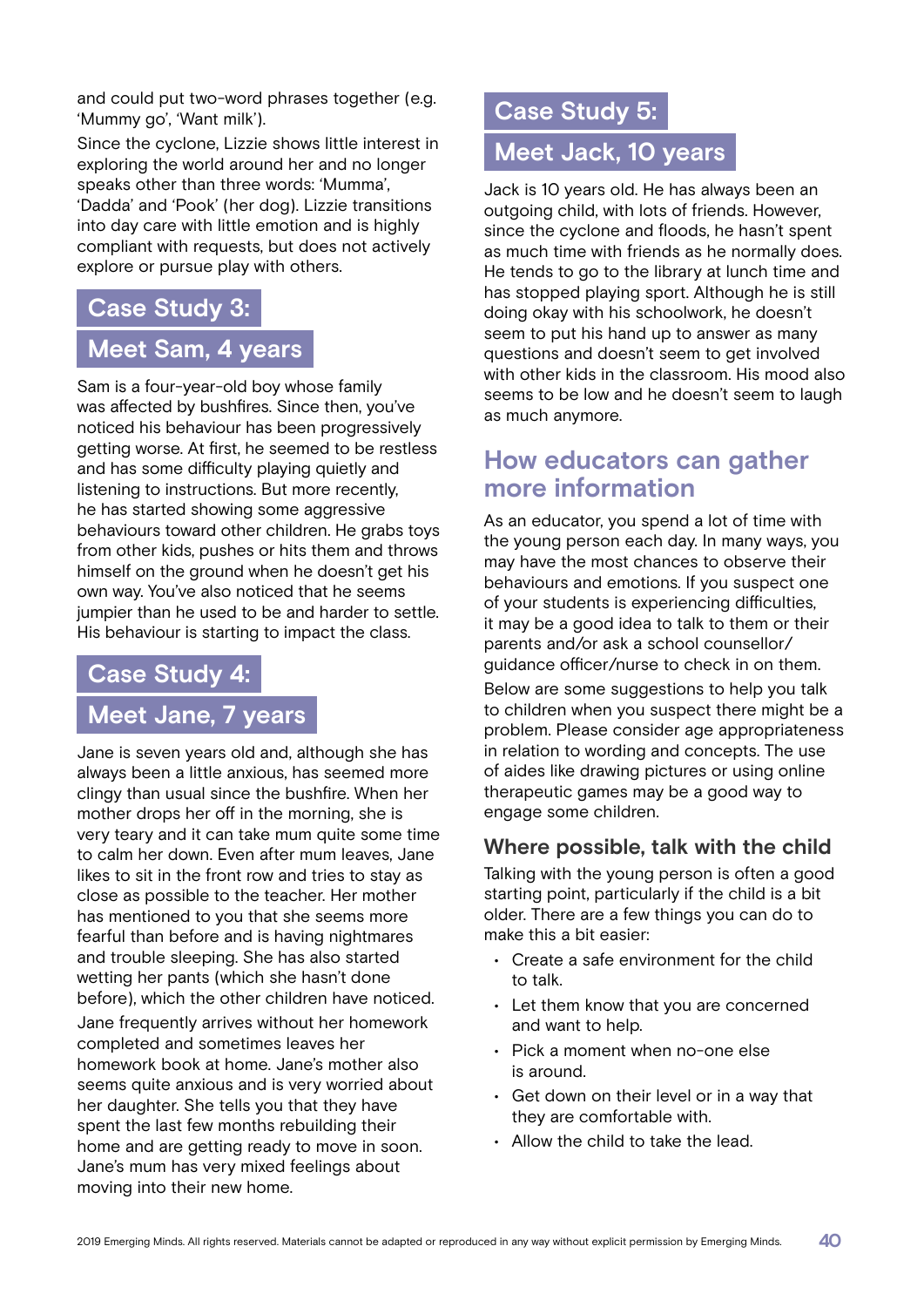and could put two-word phrases together (e.g. 'Mummy go', 'Want milk').

Since the cyclone, Lizzie shows little interest in exploring the world around her and no longer speaks other than three words: 'Mumma', 'Dadda' and 'Pook' (her dog). Lizzie transitions into day care with little emotion and is highly compliant with requests, but does not actively explore or pursue play with others.

## Case Study 3: Meet Sam, 4 years

Sam is a four-year-old boy whose family was affected by bushfires. Since then, you've noticed his behaviour has been progressively getting worse. At first, he seemed to be restless and has some difficulty playing quietly and listening to instructions. But more recently, he has started showing some aggressive behaviours toward other children. He grabs toys from other kids, pushes or hits them and throws himself on the ground when he doesn't get his own way. You've also noticed that he seems jumpier than he used to be and harder to settle. His behaviour is starting to impact the class.

## Case Study 4: Meet Jane, 7 years

Jane is seven years old and, although she has always been a little anxious, has seemed more clingy than usual since the bushfire. When her mother drops her off in the morning, she is very teary and it can take mum quite some time to calm her down. Even after mum leaves, Jane likes to sit in the front row and tries to stay as close as possible to the teacher. Her mother has mentioned to you that she seems more fearful than before and is having nightmares and trouble sleeping. She has also started wetting her pants (which she hasn't done before), which the other children have noticed.

Jane frequently arrives without her homework completed and sometimes leaves her homework book at home. Jane's mother also seems quite anxious and is very worried about her daughter. She tells you that they have spent the last few months rebuilding their home and are getting ready to move in soon. Jane's mum has very mixed feelings about moving into their new home.

## Case Study 5: Meet Jack, 10 years

Jack is 10 years old. He has always been an outgoing child, with lots of friends. However, since the cyclone and floods, he hasn't spent as much time with friends as he normally does. He tends to go to the library at lunch time and has stopped playing sport. Although he is still doing okay with his schoolwork, he doesn't seem to put his hand up to answer as many questions and doesn't seem to get involved with other kids in the classroom. His mood also seems to be low and he doesn't seem to laugh as much anymore.

## How educators can gather more information

As an educator, you spend a lot of time with the young person each day. In many ways, you may have the most chances to observe their behaviours and emotions. If you suspect one of your students is experiencing difficulties, it may be a good idea to talk to them or their parents and/or ask a school counsellor/guidance officer/nurse to check in on them.

Below are some suggestions to help you talk to children when you suspect there might be a problem. Please consider age appropriateness in relation to wording and concepts. The use of aides like drawing pictures or using online therapeutic games may be a good way to engage some children.

### Where possible, talk with the child

Talking with the young person is often a good starting point, particularly if the child is a bit older. There are a few things you can do to make this a bit easier:

- Create a safe environment for the child to talk.
- Let them know that you are concerned and want to help.
- Pick a moment when no-one else is around.
- Get down on their level or in a way that they are comfortable with.
- Allow the child to take the lead.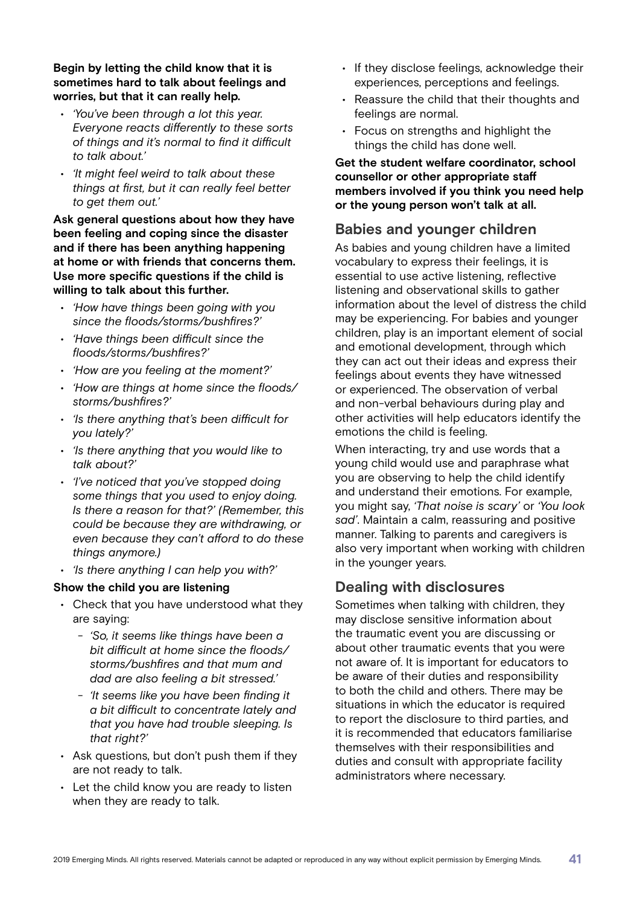**Begin by letting the child know that it is sometimes hard to talk about feelings and worries, but that it can really help.**

- *'You've been through a lot this year. Everyone reacts differently to these sorts of things and it's normal to find it difficult to talk about.'*
- *'It might feel weird to talk about these things at first, but it can really feel better to get them out.'*

**Ask general questions about how they have been feeling and coping since the disaster and if there has been anything happening at home or with friends that concerns them. Use more specific questions if the child is willing to talk about this further.**

- *'How have things been going with you since the floods/storms/bushfires?'*
- *'Have things been difficult since the floods/storms/bushfires?'*
- *'How are you feeling at the moment?'*
- *'How are things at home since the floods/storms/bushfires?'*
- *'Is there anything that's been difficult for you lately?'*
- *'Is there anything that you would like to talk about?'*
- *'I've noticed that you've stopped doing some things that you used to enjoy doing. Is there a reason for that?' (Remember, this could be because they are withdrawing, or even because they can't afford to do these things anymore.)*
- *'Is there anything I can help you with?'*

**Show the child you are listening**

- Check that you have understood what they are saying:
  - *'So, it seems like things have been a bit difficult at home since the floods/storms/bushfires and that mum and dad are also feeling a bit stressed.'*
  - *'It seems like you have been finding it a bit difficult to concentrate lately and that you have had trouble sleeping. Is that right?'*
- Ask questions, but don't push them if they are not ready to talk.
- Let the child know you are ready to listen when they are ready to talk.
- If they disclose feelings, acknowledge their experiences, perceptions and feelings.
- Reassure the child that their thoughts and feelings are normal.
- Focus on strengths and highlight the things the child has done well.

**Get the student welfare coordinator, school counsellor or other appropriate staff members involved if you think you need help or the young person won't talk at all.**

## Babies and younger children

As babies and young children have a limited vocabulary to express their feelings, it is essential to use active listening, reflective listening and observational skills to gather information about the level of distress the child may be experiencing. For babies and younger children, play is an important element of social and emotional development, through which they can act out their ideas and express their feelings about events they have witnessed or experienced. The observation of verbal and non-verbal behaviours during play and other activities will help educators identify the emotions the child is feeling.

When interacting, try and use words that a young child would use and paraphrase what you are observing to help the child identify and understand their emotions. For example, you might say, *'That noise is scary'* or *'You look sad'*. Maintain a calm, reassuring and positive manner. Talking to parents and caregivers is also very important when working with children in the younger years.

## Dealing with disclosures

Sometimes when talking with children, they may disclose sensitive information about the traumatic event you are discussing or about other traumatic events that you were not aware of. It is important for educators to be aware of their duties and responsibility to both the child and others. There may be situations in which the educator is required to report the disclosure to third parties, and it is recommended that educators familiarise themselves with their responsibilities and duties and consult with appropriate facility administrators where necessary.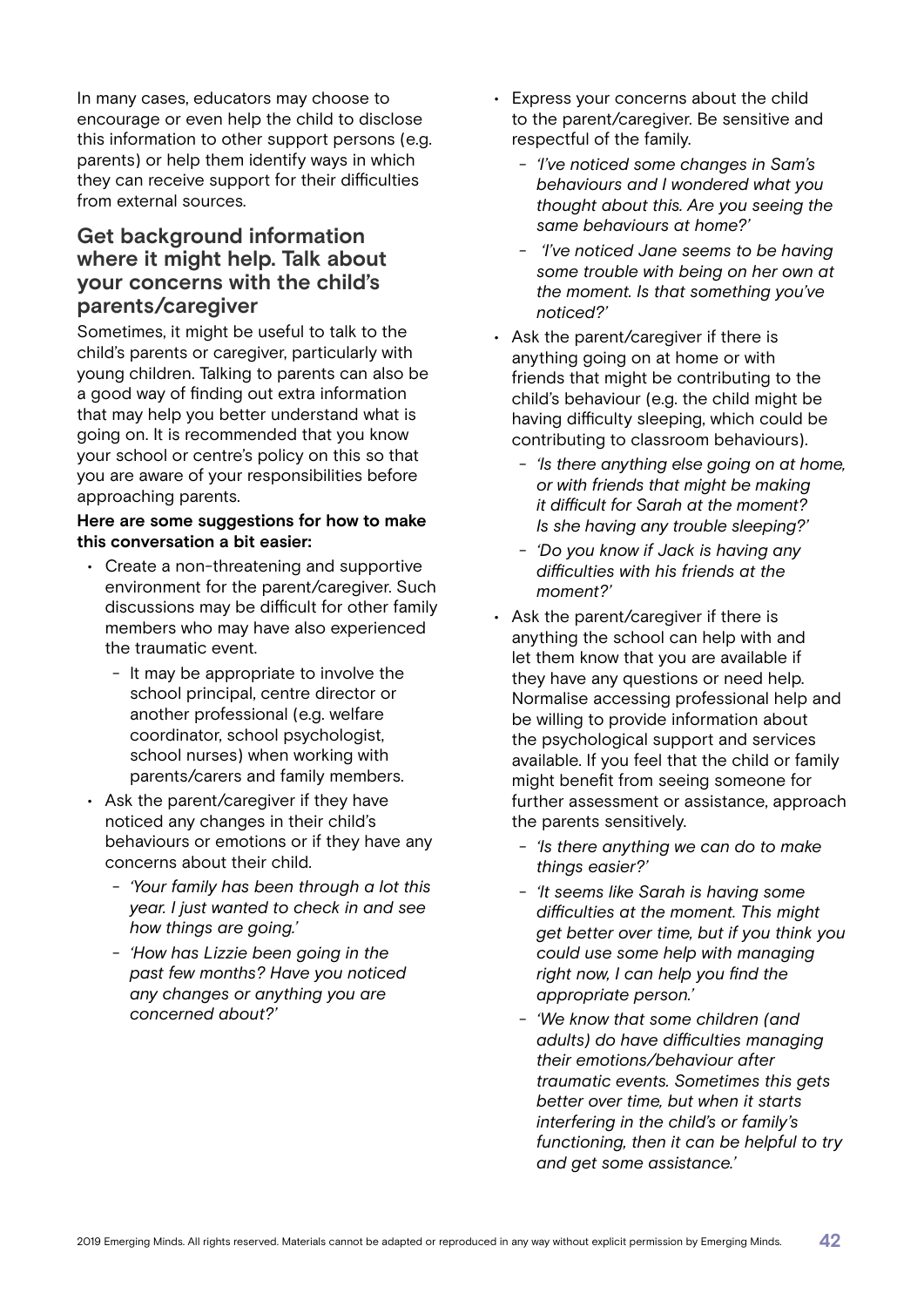In many cases, educators may choose to encourage or even help the child to disclose this information to other support persons (e.g. parents) or help them identify ways in which they can receive support for their difficulties from external sources.

## Get background information where it might help. Talk about your concerns with the child's parents/caregiver

Sometimes, it might be useful to talk to the child's parents or caregiver, particularly with young children. Talking to parents can also be a good way of finding out extra information that may help you better understand what is going on. It is recommended that you know your school or centre's policy on this so that you are aware of your responsibilities before approaching parents.

**Here are some suggestions for how to make this conversation a bit easier:**

- Create a non-threatening and supportive environment for the parent/caregiver. Such discussions may be difficult for other family members who may have also experienced the traumatic event.
  - It may be appropriate to involve the school principal, centre director or another professional (e.g. welfare coordinator, school psychologist, school nurses) when working with parents/carers and family members.
- Ask the parent/caregiver if they have noticed any changes in their child's behaviours or emotions or if they have any concerns about their child.
  - *'Your family has been through a lot this year. I just wanted to check in and see how things are going.'*
  - *'How has Lizzie been going in the past few months? Have you noticed any changes or anything you are concerned about?'*
- Express your concerns about the child to the parent/caregiver. Be sensitive and respectful of the family.
  - *'I've noticed some changes in Sam's behaviours and I wondered what you thought about this. Are you seeing the same behaviours at home?'*
  - *'I've noticed Jane seems to be having some trouble with being on her own at the moment. Is that something you've noticed?'*
- Ask the parent/caregiver if there is anything going on at home or with friends that might be contributing to the child's behaviour (e.g. the child might be having difficulty sleeping, which could be contributing to classroom behaviours).
  - *'Is there anything else going on at home, or with friends that might be making it difficult for Sarah at the moment? Is she having any trouble sleeping?'*
  - *'Do you know if Jack is having any difficulties with his friends at the moment?'*
- Ask the parent/caregiver if there is anything the school can help with and let them know that you are available if they have any questions or need help. Normalise accessing professional help and be willing to provide information about the psychological support and services available. If you feel that the child or family might benefit from seeing someone for further assessment or assistance, approach the parents sensitively.
  - *'Is there anything we can do to make things easier?'*
  - *'It seems like Sarah is having some difficulties at the moment. This might get better over time, but if you think you could use some help with managing right now, I can help you find the appropriate person.'*
  - *'We know that some children (and adults) do have difficulties managing their emotions/behaviour after traumatic events. Sometimes this gets better over time, but when it starts interfering in the child's or family's functioning, then it can be helpful to try and get some assistance.'*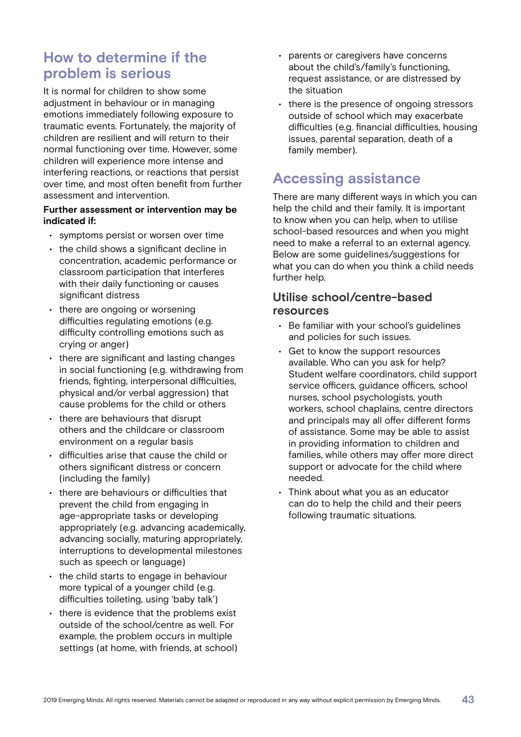## How to determine if the problem is serious

It is normal for children to show some adjustment in behaviour or in managing emotions immediately following exposure to traumatic events. Fortunately, the majority of children are resilient and will return to their normal functioning over time. However, some children will experience more intense and interfering reactions, or reactions that persist over time, and most often benefit from further assessment and intervention.

**Further assessment or intervention may be indicated if:**

- symptoms persist or worsen over time
- the child shows a significant decline in concentration, academic performance or classroom participation that interferes with their daily functioning or causes significant distress
- there are ongoing or worsening difficulties regulating emotions (e.g. difficulty controlling emotions such as crying or anger)
- there are significant and lasting changes in social functioning (e.g. withdrawing from friends, fighting, interpersonal difficulties, physical and/or verbal aggression) that cause problems for the child or others
- there are behaviours that disrupt others and the childcare or classroom environment on a regular basis
- difficulties arise that cause the child or others significant distress or concern (including the family)
- there are behaviours or difficulties that prevent the child from engaging in age-appropriate tasks or developing appropriately (e.g. advancing academically, advancing socially, maturing appropriately, interruptions to developmental milestones such as speech or language)
- the child starts to engage in behaviour more typical of a younger child (e.g. difficulties toileting, using 'baby talk')
- there is evidence that the problems exist outside of the school/centre as well. For example, the problem occurs in multiple settings (at home, with friends, at school)
- parents or caregivers have concerns about the child's/family's functioning, request assistance, or are distressed by the situation
- there is the presence of ongoing stressors outside of school which may exacerbate difficulties (e.g. financial difficulties, housing issues, parental separation, death of a family member).

## Accessing assistance

There are many different ways in which you can help the child and their family. It is important to know when you can help, when to utilise school-based resources and when you might need to make a referral to an external agency. Below are some guidelines/suggestions for what you can do when you think a child needs further help.

### Utilise school/centre-based resources

- Be familiar with your school's guidelines and policies for such issues.
- Get to know the support resources available. Who can you ask for help? Student welfare coordinators, child support service officers, guidance officers, school nurses, school psychologists, youth workers, school chaplains, centre directors and principals may all offer different forms of assistance. Some may be able to assist in providing information to children and families, while others may offer more direct support or advocate for the child where needed.
- Think about what you as an educator can do to help the child and their peers following traumatic situations.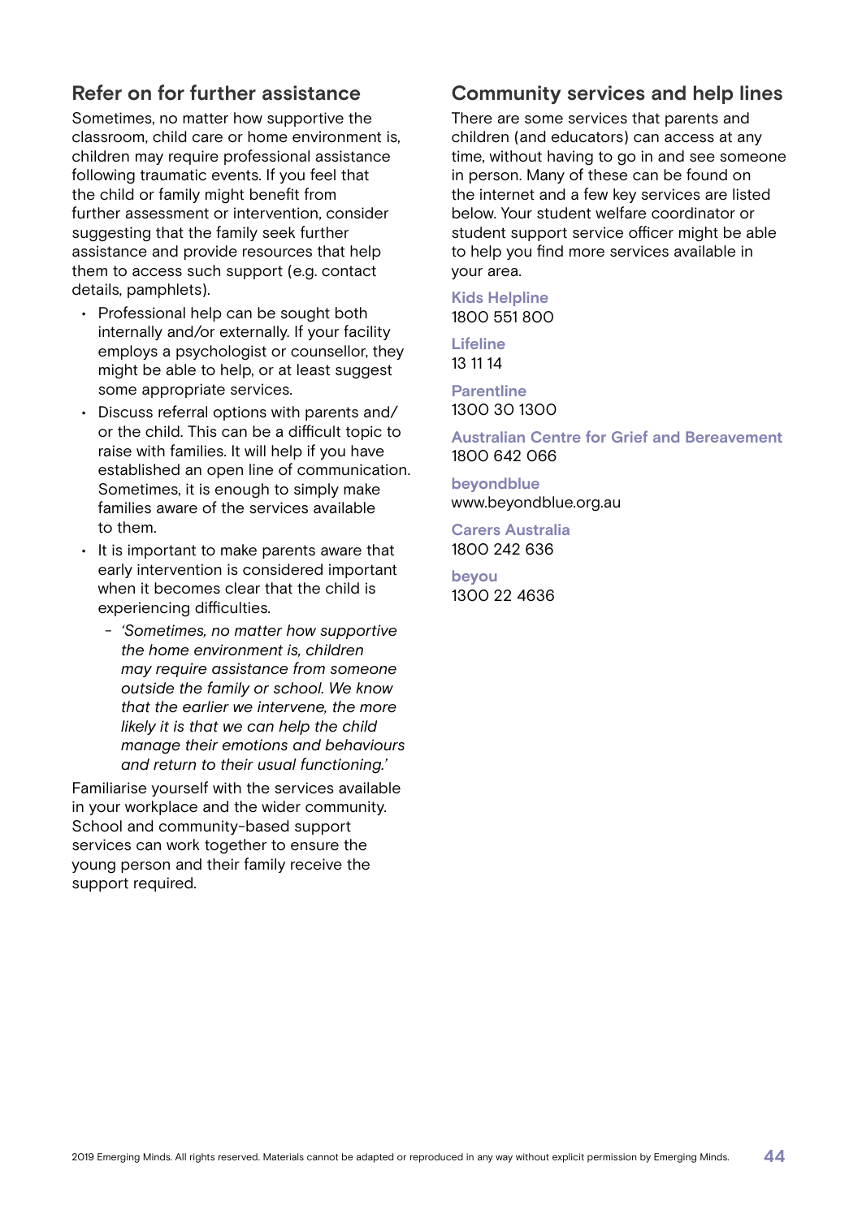## Refer on for further assistance

Sometimes, no matter how supportive the classroom, child care or home environment is, children may require professional assistance following traumatic events. If you feel that the child or family might benefit from further assessment or intervention, consider suggesting that the family seek further assistance and provide resources that help them to access such support (e.g. contact details, pamphlets).

- Professional help can be sought both internally and/or externally. If your facility employs a psychologist or counsellor, they might be able to help, or at least suggest some appropriate services.
- Discuss referral options with parents and/or the child. This can be a difficult topic to raise with families. It will help if you have established an open line of communication. Sometimes, it is enough to simply make families aware of the services available to them.
- It is important to make parents aware that early intervention is considered important when it becomes clear that the child is experiencing difficulties.
  - *'Sometimes, no matter how supportive the home environment is, children may require assistance from someone outside the family or school. We know that the earlier we intervene, the more likely it is that we can help the child manage their emotions and behaviours and return to their usual functioning.'*

Familiarise yourself with the services available in your workplace and the wider community. School and community-based support services can work together to ensure the young person and their family receive the support required.

## Community services and help lines

There are some services that parents and children (and educators) can access at any time, without having to go in and see someone in person. Many of these can be found on the internet and a few key services are listed below. Your student welfare coordinator or student support service officer might be able to help you find more services available in your area.

**Kids Helpline**
1800 551 800

**Lifeline**
13 11 14

**Parentline**
1300 30 1300

**Australian Centre for Grief and Bereavement**
1800 642 066

**beyondblue**
www.beyondblue.org.au

**Carers Australia**
1800 242 636

**beyou**
1300 22 4636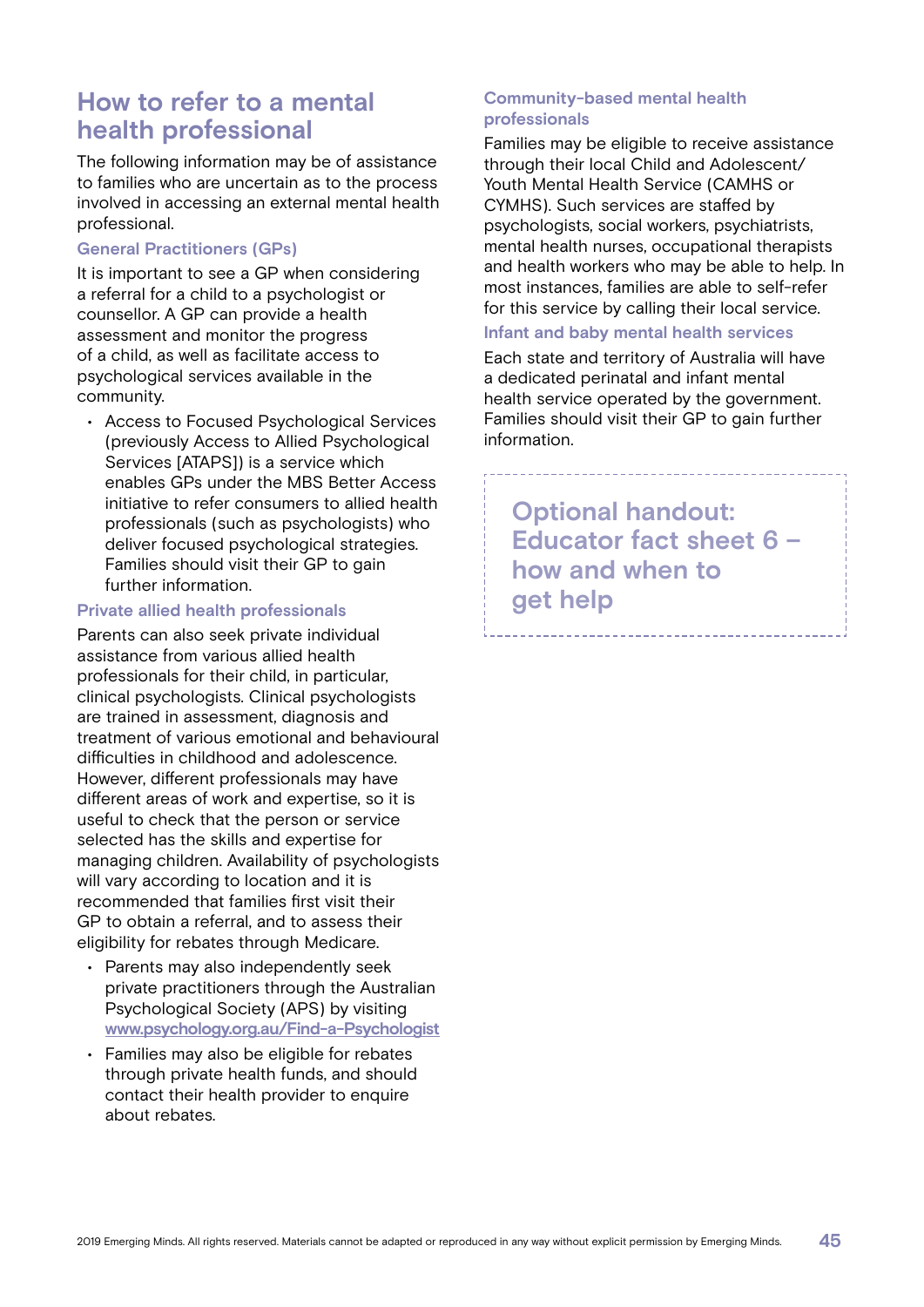## How to refer to a mental health professional

The following information may be of assistance to families who are uncertain as to the process involved in accessing an external mental health professional.

### General Practitioners (GPs)

It is important to see a GP when considering a referral for a child to a psychologist or counsellor. A GP can provide a health assessment and monitor the progress of a child, as well as facilitate access to psychological services available in the community.

- Access to Focused Psychological Services (previously Access to Allied Psychological Services [ATAPS]) is a service which enables GPs under the MBS Better Access initiative to refer consumers to allied health professionals (such as psychologists) who deliver focused psychological strategies. Families should visit their GP to gain further information.

### Private allied health professionals

Parents can also seek private individual assistance from various allied health professionals for their child, in particular, clinical psychologists. Clinical psychologists are trained in assessment, diagnosis and treatment of various emotional and behavioural difficulties in childhood and adolescence. However, different professionals may have different areas of work and expertise, so it is useful to check that the person or service selected has the skills and expertise for managing children. Availability of psychologists will vary according to location and it is recommended that families first visit their GP to obtain a referral, and to assess their eligibility for rebates through Medicare.

- Parents may also independently seek private practitioners through the Australian Psychological Society (APS) by visiting www.psychology.org.au/Find-a-Psychologist
- Families may also be eligible for rebates through private health funds, and should contact their health provider to enquire about rebates.

### Community-based mental health professionals

Families may be eligible to receive assistance through their local Child and Adolescent/ Youth Mental Health Service (CAMHS or CYMHS). Such services are staffed by psychologists, social workers, psychiatrists, mental health nurses, occupational therapists and health workers who may be able to help. In most instances, families are able to self-refer for this service by calling their local service.

### Infant and baby mental health services

Each state and territory of Australia will have a dedicated perinatal and infant mental health service operated by the government. Families should visit their GP to gain further information.

**Optional handout: Educator fact sheet 6 – how and when to get help**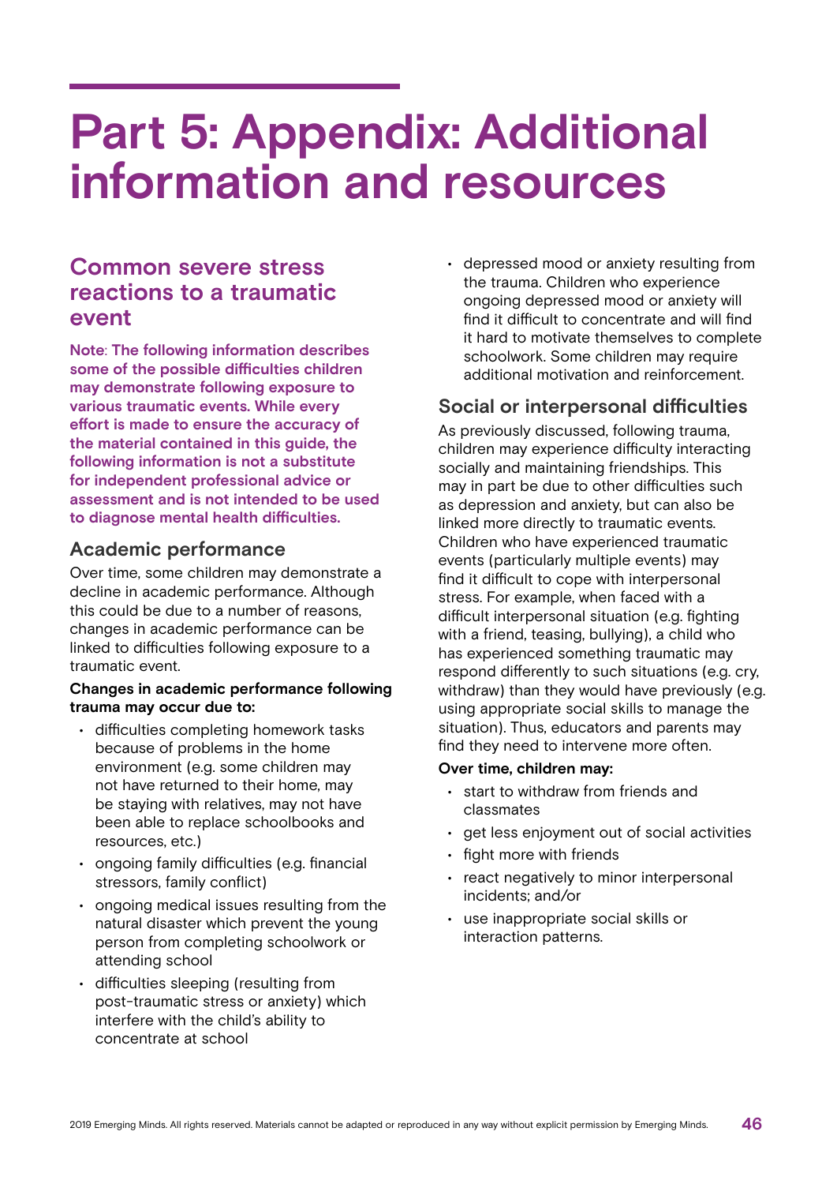# Part 5: Appendix: Additional information and resources

## Common severe stress reactions to a traumatic event

**Note: The following information describes some of the possible difficulties children may demonstrate following exposure to various traumatic events. While every effort is made to ensure the accuracy of the material contained in this guide, the following information is not a substitute for independent professional advice or assessment and is not intended to be used to diagnose mental health difficulties.**

### Academic performance

Over time, some children may demonstrate a decline in academic performance. Although this could be due to a number of reasons, changes in academic performance can be linked to difficulties following exposure to a traumatic event.

**Changes in academic performance following trauma may occur due to:**

- difficulties completing homework tasks because of problems in the home environment (e.g. some children may not have returned to their home, may be staying with relatives, may not have been able to replace schoolbooks and resources, etc.)
- ongoing family difficulties (e.g. financial stressors, family conflict)
- ongoing medical issues resulting from the natural disaster which prevent the young person from completing schoolwork or attending school
- difficulties sleeping (resulting from post-traumatic stress or anxiety) which interfere with the child's ability to concentrate at school
- depressed mood or anxiety resulting from the trauma. Children who experience ongoing depressed mood or anxiety will find it difficult to concentrate and will find it hard to motivate themselves to complete schoolwork. Some children may require additional motivation and reinforcement.

### Social or interpersonal difficulties

As previously discussed, following trauma, children may experience difficulty interacting socially and maintaining friendships. This may in part be due to other difficulties such as depression and anxiety, but can also be linked more directly to traumatic events. Children who have experienced traumatic events (particularly multiple events) may find it difficult to cope with interpersonal stress. For example, when faced with a difficult interpersonal situation (e.g. fighting with a friend, teasing, bullying), a child who has experienced something traumatic may respond differently to such situations (e.g. cry, withdraw) than they would have previously (e.g. using appropriate social skills to manage the situation). Thus, educators and parents may find they need to intervene more often.

**Over time, children may:**

- start to withdraw from friends and classmates
- get less enjoyment out of social activities
- fight more with friends
- react negatively to minor interpersonal incidents; and/or
- use inappropriate social skills or interaction patterns.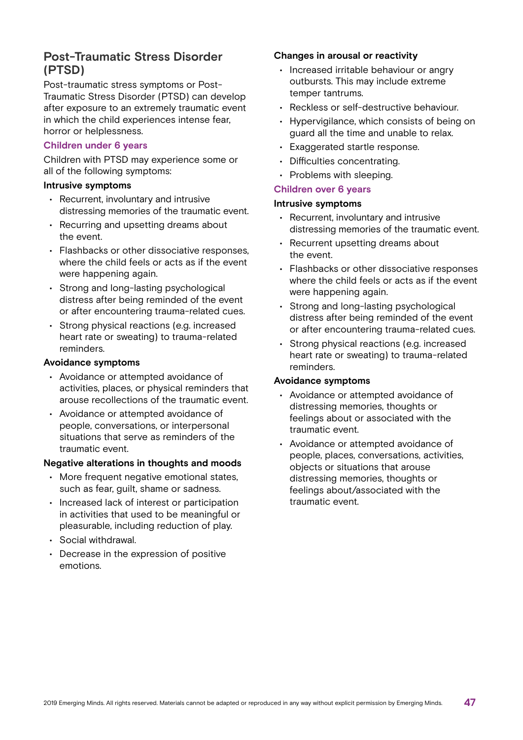## Post-Traumatic Stress Disorder (PTSD)

Post-traumatic stress symptoms or Post-Traumatic Stress Disorder (PTSD) can develop after exposure to an extremely traumatic event in which the child experiences intense fear, horror or helplessness.

### Children under 6 years

Children with PTSD may experience some or all of the following symptoms:

**Intrusive symptoms**

- Recurrent, involuntary and intrusive distressing memories of the traumatic event.
- Recurring and upsetting dreams about the event.
- Flashbacks or other dissociative responses, where the child feels or acts as if the event were happening again.
- Strong and long-lasting psychological distress after being reminded of the event or after encountering trauma-related cues.
- Strong physical reactions (e.g. increased heart rate or sweating) to trauma-related reminders.

**Avoidance symptoms**

- Avoidance or attempted avoidance of activities, places, or physical reminders that arouse recollections of the traumatic event.
- Avoidance or attempted avoidance of people, conversations, or interpersonal situations that serve as reminders of the traumatic event.

**Negative alterations in thoughts and moods**

- More frequent negative emotional states, such as fear, guilt, shame or sadness.
- Increased lack of interest or participation in activities that used to be meaningful or pleasurable, including reduction of play.
- Social withdrawal.
- Decrease in the expression of positive emotions.

**Changes in arousal or reactivity**

- Increased irritable behaviour or angry outbursts. This may include extreme temper tantrums.
- Reckless or self-destructive behaviour.
- Hypervigilance, which consists of being on guard all the time and unable to relax.
- Exaggerated startle response.
- Difficulties concentrating.
- Problems with sleeping.

### Children over 6 years

**Intrusive symptoms**

- Recurrent, involuntary and intrusive distressing memories of the traumatic event.
- Recurrent upsetting dreams about the event.
- Flashbacks or other dissociative responses where the child feels or acts as if the event were happening again.
- Strong and long-lasting psychological distress after being reminded of the event or after encountering trauma-related cues.
- Strong physical reactions (e.g. increased heart rate or sweating) to trauma-related reminders.

**Avoidance symptoms**

- Avoidance or attempted avoidance of distressing memories, thoughts or feelings about or associated with the traumatic event.
- Avoidance or attempted avoidance of people, places, conversations, activities, objects or situations that arouse distressing memories, thoughts or feelings about/associated with the traumatic event.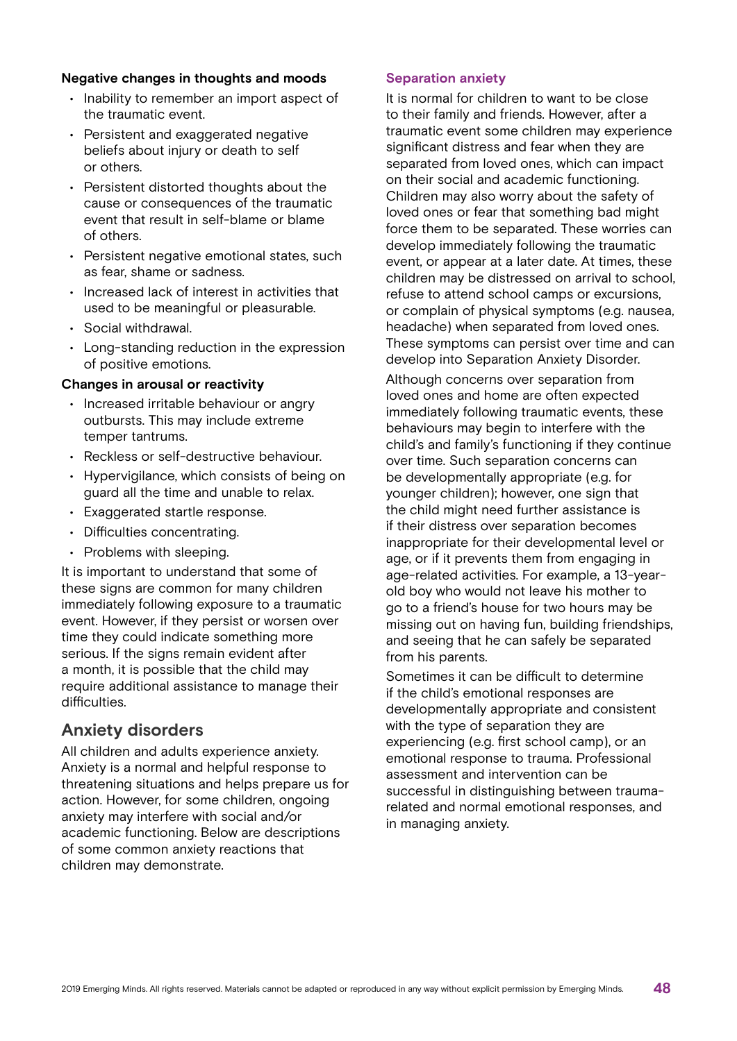**Negative changes in thoughts and moods**

- Inability to remember an import aspect of the traumatic event.
- Persistent and exaggerated negative beliefs about injury or death to self or others.
- Persistent distorted thoughts about the cause or consequences of the traumatic event that result in self-blame or blame of others.
- Persistent negative emotional states, such as fear, shame or sadness.
- Increased lack of interest in activities that used to be meaningful or pleasurable.
- Social withdrawal.
- Long-standing reduction in the expression of positive emotions.

**Changes in arousal or reactivity**

- Increased irritable behaviour or angry outbursts. This may include extreme temper tantrums.
- Reckless or self-destructive behaviour.
- Hypervigilance, which consists of being on guard all the time and unable to relax.
- Exaggerated startle response.
- Difficulties concentrating.
- Problems with sleeping.

It is important to understand that some of these signs are common for many children immediately following exposure to a traumatic event. However, if they persist or worsen over time they could indicate something more serious. If the signs remain evident after a month, it is possible that the child may require additional assistance to manage their difficulties.

## Anxiety disorders

All children and adults experience anxiety. Anxiety is a normal and helpful response to threatening situations and helps prepare us for action. However, for some children, ongoing anxiety may interfere with social and/or academic functioning. Below are descriptions of some common anxiety reactions that children may demonstrate.

### Separation anxiety

It is normal for children to want to be close to their family and friends. However, after a traumatic event some children may experience significant distress and fear when they are separated from loved ones, which can impact on their social and academic functioning. Children may also worry about the safety of loved ones or fear that something bad might force them to be separated. These worries can develop immediately following the traumatic event, or appear at a later date. At times, these children may be distressed on arrival to school, refuse to attend school camps or excursions, or complain of physical symptoms (e.g. nausea, headache) when separated from loved ones. These symptoms can persist over time and can develop into Separation Anxiety Disorder.

Although concerns over separation from loved ones and home are often expected immediately following traumatic events, these behaviours may begin to interfere with the child's and family's functioning if they continue over time. Such separation concerns can be developmentally appropriate (e.g. for younger children); however, one sign that the child might need further assistance is if their distress over separation becomes inappropriate for their developmental level or age, or if it prevents them from engaging in age-related activities. For example, a 13-year-old boy who would not leave his mother to go to a friend's house for two hours may be missing out on having fun, building friendships, and seeing that he can safely be separated from his parents.

Sometimes it can be difficult to determine if the child's emotional responses are developmentally appropriate and consistent with the type of separation they are experiencing (e.g. first school camp), or an emotional response to trauma. Professional assessment and intervention can be successful in distinguishing between trauma-related and normal emotional responses, and in managing anxiety.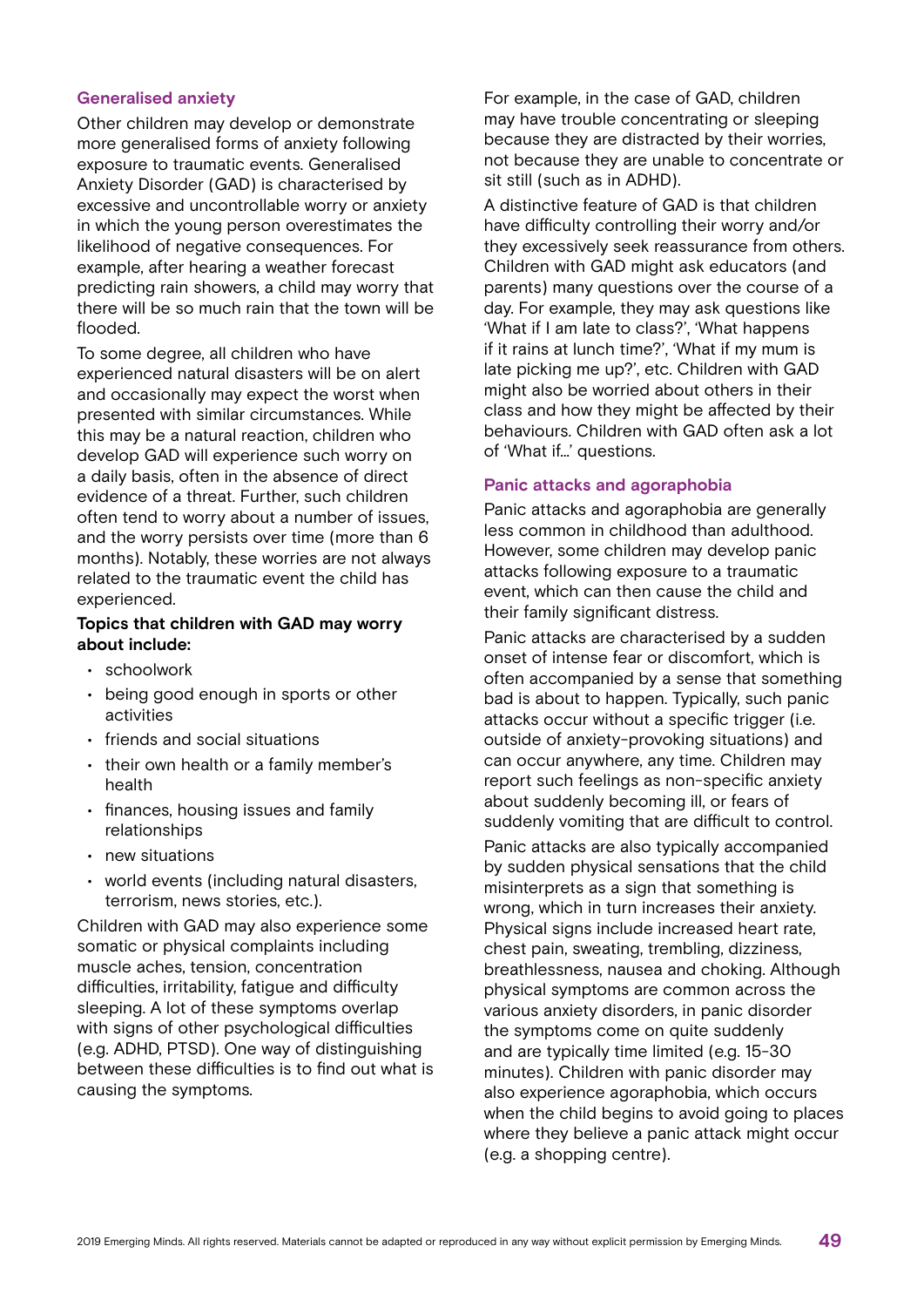### Generalised anxiety

Other children may develop or demonstrate more generalised forms of anxiety following exposure to traumatic events. Generalised Anxiety Disorder (GAD) is characterised by excessive and uncontrollable worry or anxiety in which the young person overestimates the likelihood of negative consequences. For example, after hearing a weather forecast predicting rain showers, a child may worry that there will be so much rain that the town will be flooded.

To some degree, all children who have experienced natural disasters will be on alert and occasionally may expect the worst when presented with similar circumstances. While this may be a natural reaction, children who develop GAD will experience such worry on a daily basis, often in the absence of direct evidence of a threat. Further, such children often tend to worry about a number of issues, and the worry persists over time (more than 6 months). Notably, these worries are not always related to the traumatic event the child has experienced.

**Topics that children with GAD may worry about include:**

- schoolwork
- being good enough in sports or other activities
- friends and social situations
- their own health or a family member's health
- finances, housing issues and family relationships
- new situations
- world events (including natural disasters, terrorism, news stories, etc.).

Children with GAD may also experience some somatic or physical complaints including muscle aches, tension, concentration difficulties, irritability, fatigue and difficulty sleeping. A lot of these symptoms overlap with signs of other psychological difficulties (e.g. ADHD, PTSD). One way of distinguishing between these difficulties is to find out what is causing the symptoms.

For example, in the case of GAD, children may have trouble concentrating or sleeping because they are distracted by their worries, not because they are unable to concentrate or sit still (such as in ADHD).

A distinctive feature of GAD is that children have difficulty controlling their worry and/or they excessively seek reassurance from others. Children with GAD might ask educators (and parents) many questions over the course of a day. For example, they may ask questions like 'What if I am late to class?', 'What happens if it rains at lunch time?', 'What if my mum is late picking me up?', etc. Children with GAD might also be worried about others in their class and how they might be affected by their behaviours. Children with GAD often ask a lot of 'What if…' questions.

### Panic attacks and agoraphobia

Panic attacks and agoraphobia are generally less common in childhood than adulthood. However, some children may develop panic attacks following exposure to a traumatic event, which can then cause the child and their family significant distress.

Panic attacks are characterised by a sudden onset of intense fear or discomfort, which is often accompanied by a sense that something bad is about to happen. Typically, such panic attacks occur without a specific trigger (i.e. outside of anxiety-provoking situations) and can occur anywhere, any time. Children may report such feelings as non-specific anxiety about suddenly becoming ill, or fears of suddenly vomiting that are difficult to control.

Panic attacks are also typically accompanied by sudden physical sensations that the child misinterprets as a sign that something is wrong, which in turn increases their anxiety. Physical signs include increased heart rate, chest pain, sweating, trembling, dizziness, breathlessness, nausea and choking. Although physical symptoms are common across the various anxiety disorders, in panic disorder the symptoms come on quite suddenly and are typically time limited (e.g. 15-30 minutes). Children with panic disorder may also experience agoraphobia, which occurs when the child begins to avoid going to places where they believe a panic attack might occur (e.g. a shopping centre).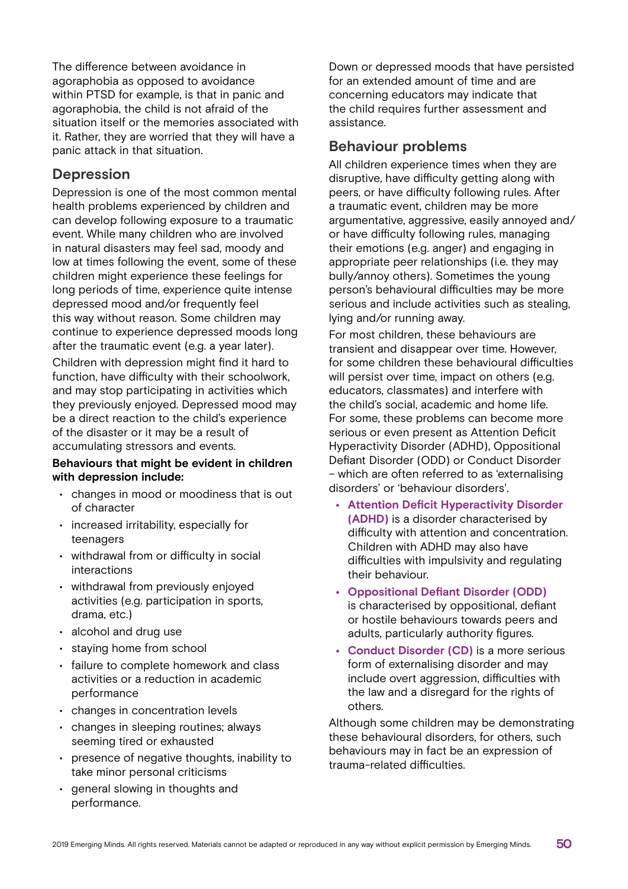The difference between avoidance in agoraphobia as opposed to avoidance within PTSD for example, is that in panic and agoraphobia, the child is not afraid of the situation itself or the memories associated with it. Rather, they are worried that they will have a panic attack in that situation.

## Depression

Depression is one of the most common mental health problems experienced by children and can develop following exposure to a traumatic event. While many children who are involved in natural disasters may feel sad, moody and low at times following the event, some of these children might experience these feelings for long periods of time, experience quite intense depressed mood and/or frequently feel this way without reason. Some children may continue to experience depressed moods long after the traumatic event (e.g. a year later).

Children with depression might find it hard to function, have difficulty with their schoolwork, and may stop participating in activities which they previously enjoyed. Depressed mood may be a direct reaction to the child's experience of the disaster or it may be a result of accumulating stressors and events.

**Behaviours that might be evident in children with depression include:**

- changes in mood or moodiness that is out of character
- increased irritability, especially for teenagers
- withdrawal from or difficulty in social interactions
- withdrawal from previously enjoyed activities (e.g. participation in sports, drama, etc.)
- alcohol and drug use
- staying home from school
- failure to complete homework and class activities or a reduction in academic performance
- changes in concentration levels
- changes in sleeping routines; always seeming tired or exhausted
- presence of negative thoughts, inability to take minor personal criticisms
- general slowing in thoughts and performance.

Down or depressed moods that have persisted for an extended amount of time and are concerning educators may indicate that the child requires further assessment and assistance.

## Behaviour problems

All children experience times when they are disruptive, have difficulty getting along with peers, or have difficulty following rules. After a traumatic event, children may be more argumentative, aggressive, easily annoyed and/or have difficulty following rules, managing their emotions (e.g. anger) and engaging in appropriate peer relationships (i.e. they may bully/annoy others). Sometimes the young person's behavioural difficulties may be more serious and include activities such as stealing, lying and/or running away.

For most children, these behaviours are transient and disappear over time. However, for some children these behavioural difficulties will persist over time, impact on others (e.g. educators, classmates) and interfere with the child's social, academic and home life. For some, these problems can become more serious or even present as Attention Deficit Hyperactivity Disorder (ADHD), Oppositional Defiant Disorder (ODD) or Conduct Disorder – which are often referred to as 'externalising disorders' or 'behaviour disorders'.

- **Attention Deficit Hyperactivity Disorder (ADHD)** is a disorder characterised by difficulty with attention and concentration. Children with ADHD may also have difficulties with impulsivity and regulating their behaviour.
- **Oppositional Defiant Disorder (ODD)** is characterised by oppositional, defiant or hostile behaviours towards peers and adults, particularly authority figures.
- **Conduct Disorder (CD)** is a more serious form of externalising disorder and may include overt aggression, difficulties with the law and a disregard for the rights of others.

Although some children may be demonstrating these behavioural disorders, for others, such behaviours may in fact be an expression of trauma-related difficulties.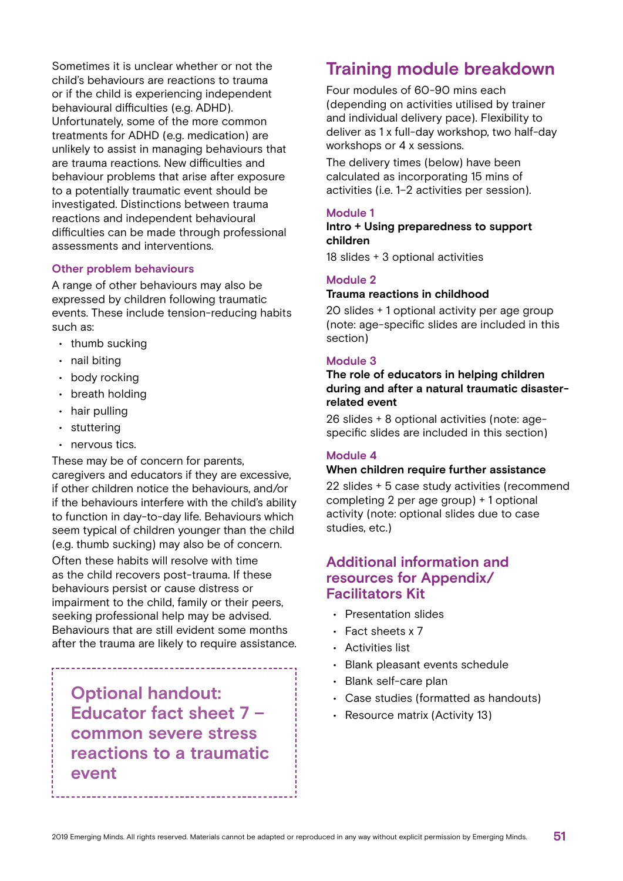Sometimes it is unclear whether or not the child's behaviours are reactions to trauma or if the child is experiencing independent behavioural difficulties (e.g. ADHD). Unfortunately, some of the more common treatments for ADHD (e.g. medication) are unlikely to assist in managing behaviours that are trauma reactions. New difficulties and behaviour problems that arise after exposure to a potentially traumatic event should be investigated. Distinctions between trauma reactions and independent behavioural difficulties can be made through professional assessments and interventions.

### Other problem behaviours

A range of other behaviours may also be expressed by children following traumatic events. These include tension-reducing habits such as:

- thumb sucking
- nail biting
- body rocking
- breath holding
- hair pulling
- stuttering
- nervous tics.

These may be of concern for parents, caregivers and educators if they are excessive, if other children notice the behaviours, and/or if the behaviours interfere with the child's ability to function in day-to-day life. Behaviours which seem typical of children younger than the child (e.g. thumb sucking) may also be of concern.

Often these habits will resolve with time as the child recovers post-trauma. If these behaviours persist or cause distress or impairment to the child, family or their peers, seeking professional help may be advised. Behaviours that are still evident some months after the trauma are likely to require assistance.

> **Optional handout: Educator fact sheet 7 – common severe stress reactions to a traumatic event**

## Training module breakdown

Four modules of 60-90 mins each (depending on activities utilised by trainer and individual delivery pace). Flexibility to deliver as 1 x full-day workshop, two half-day workshops or 4 x sessions.

The delivery times (below) have been calculated as incorporating 15 mins of activities (i.e. 1–2 activities per session).

### Module 1

**Intro + Using preparedness to support children**

18 slides + 3 optional activities

### Module 2

**Trauma reactions in childhood**

20 slides + 1 optional activity per age group (note: age-specific slides are included in this section)

### Module 3

**The role of educators in helping children during and after a natural traumatic disaster-related event**

26 slides + 8 optional activities (note: age-specific slides are included in this section)

### Module 4

**When children require further assistance**

22 slides + 5 case study activities (recommend completing 2 per age group) + 1 optional activity (note: optional slides due to case studies, etc.)

## Additional information and resources for Appendix/ Facilitators Kit

- Presentation slides
- Fact sheets x 7
- Activities list
- Blank pleasant events schedule
- Blank self-care plan
- Case studies (formatted as handouts)
- Resource matrix (Activity 13)